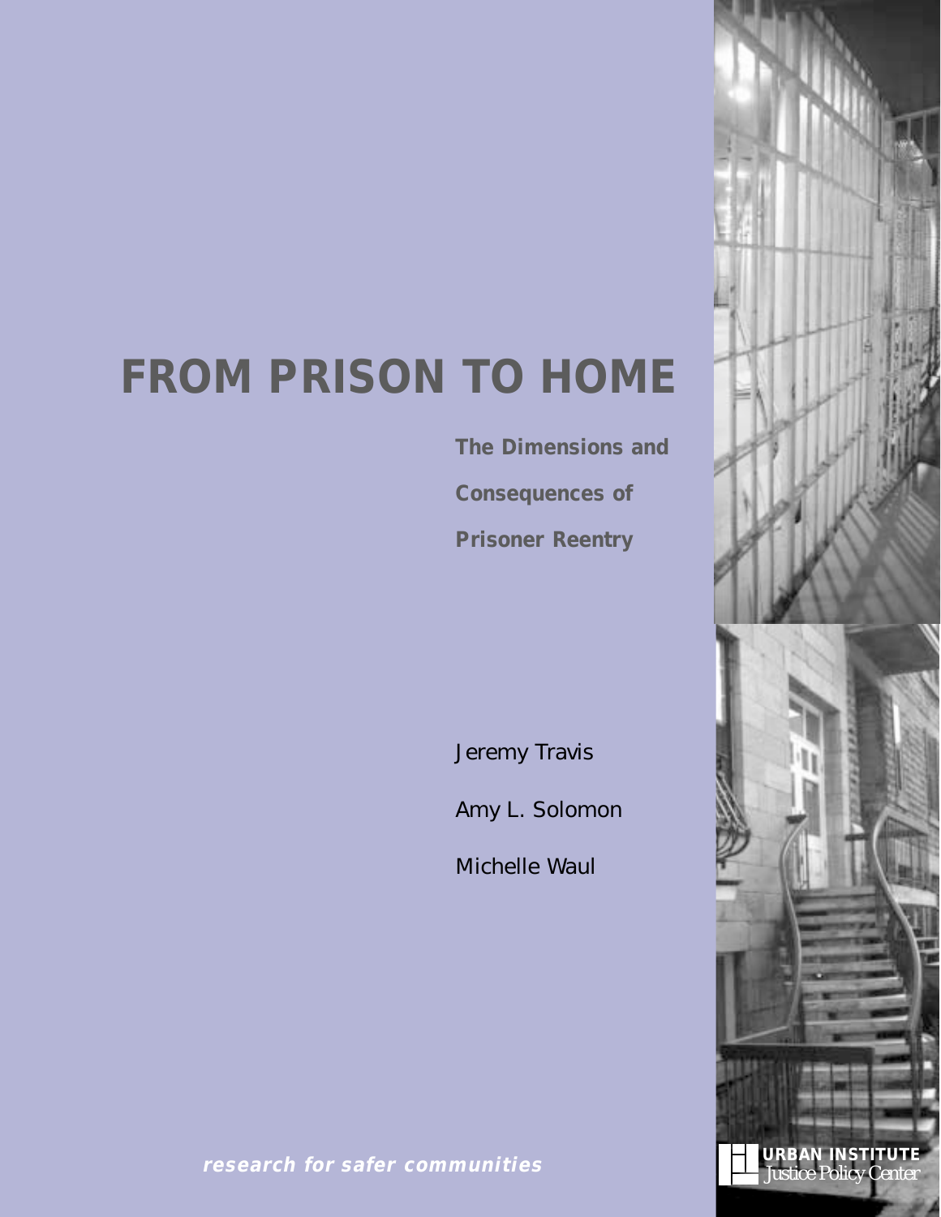# FROM PRISON TO HOME

**The Dimensions and Consequences of Prisoner Reentry**

Jeremy Travis

Amy L. Solomon

Michelle Waul

***research for safer communities***

**URBAN INSTITUTE**
Justice Policy Center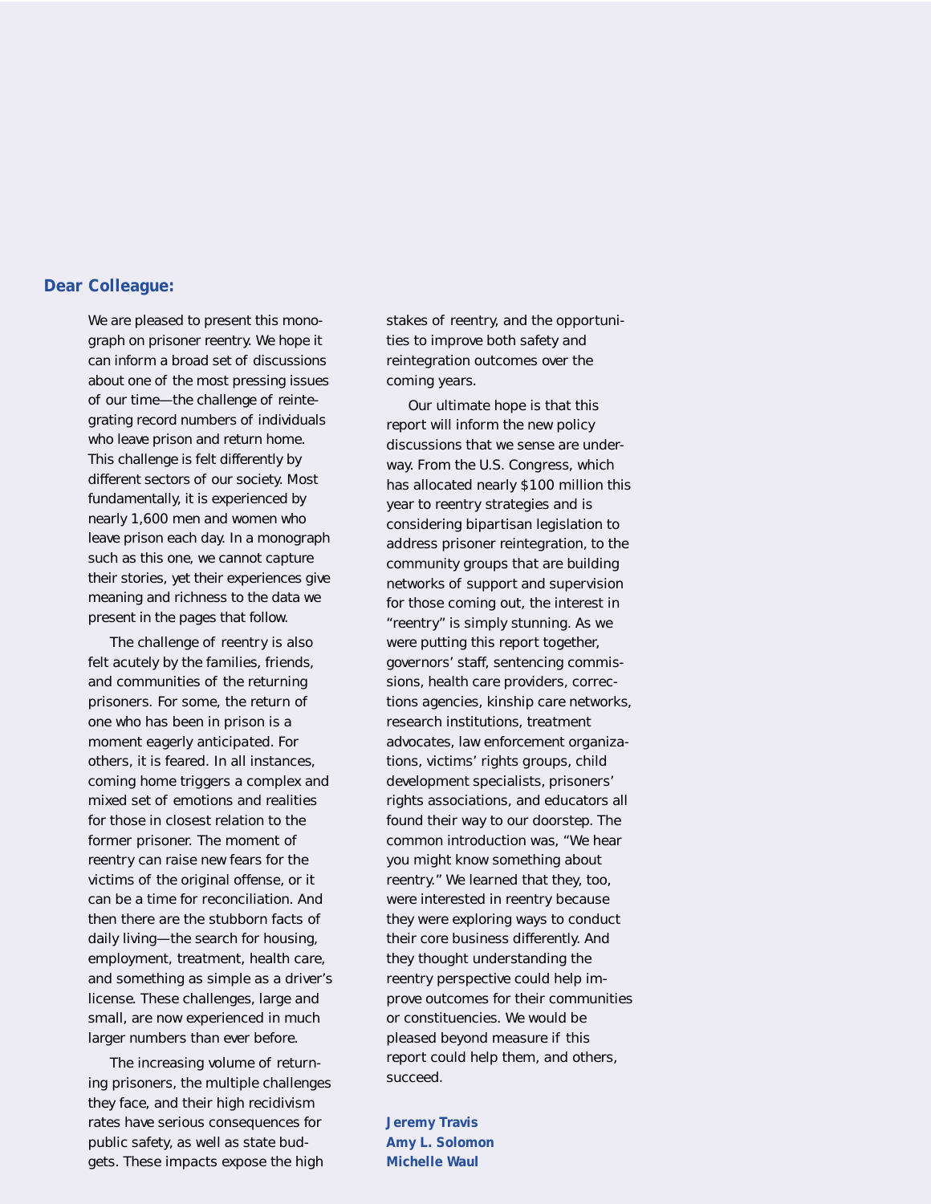## Dear Colleague:

We are pleased to present this monograph on prisoner reentry. We hope it can inform a broad set of discussions about one of the most pressing issues of our time—the challenge of reintegrating record numbers of individuals who leave prison and return home. This challenge is felt differently by different sectors of our society. Most fundamentally, it is experienced by nearly 1,600 men and women who leave prison each day. In a monograph such as this one, we cannot capture their stories, yet their experiences give meaning and richness to the data we present in the pages that follow.

The challenge of reentry is also felt acutely by the families, friends, and communities of the returning prisoners. For some, the return of one who has been in prison is a moment eagerly anticipated. For others, it is feared. In all instances, coming home triggers a complex and mixed set of emotions and realities for those in closest relation to the former prisoner. The moment of reentry can raise new fears for the victims of the original offense, or it can be a time for reconciliation. And then there are the stubborn facts of daily living—the search for housing, employment, treatment, health care, and something as simple as a driver's license. These challenges, large and small, are now experienced in much larger numbers than ever before.

The increasing volume of returning prisoners, the multiple challenges they face, and their high recidivism rates have serious consequences for public safety, as well as state budgets. These impacts expose the high stakes of reentry, and the opportunities to improve both safety and reintegration outcomes over the coming years.

Our ultimate hope is that this report will inform the new policy discussions that we sense are underway. From the U.S. Congress, which has allocated nearly $100 million this year to reentry strategies and is considering bipartisan legislation to address prisoner reintegration, to the community groups that are building networks of support and supervision for those coming out, the interest in "reentry" is simply stunning. As we were putting this report together, governors' staff, sentencing commissions, health care providers, corrections agencies, kinship care networks, research institutions, treatment advocates, law enforcement organizations, victims' rights groups, child development specialists, prisoners' rights associations, and educators all found their way to our doorstep. The common introduction was, "We hear you might know something about reentry." We learned that they, too, were interested in reentry because they were exploring ways to conduct their core business differently. And they thought understanding the reentry perspective could help improve outcomes for their communities or constituencies. We would be pleased beyond measure if this report could help them, and others, succeed.

**Jeremy Travis**
**Amy L. Solomon**
**Michelle Waul**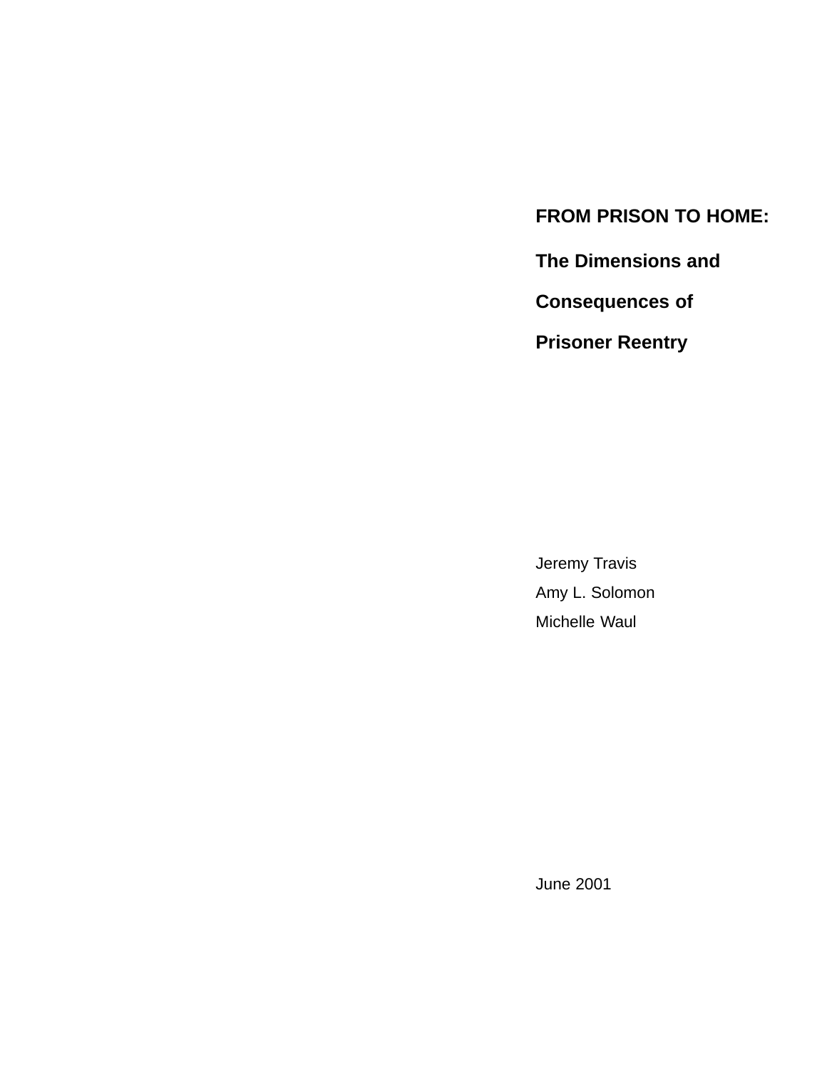# FROM PRISON TO HOME:

## The Dimensions and Consequences of Prisoner Reentry

Jeremy Travis

Amy L. Solomon

Michelle Waul

June 2001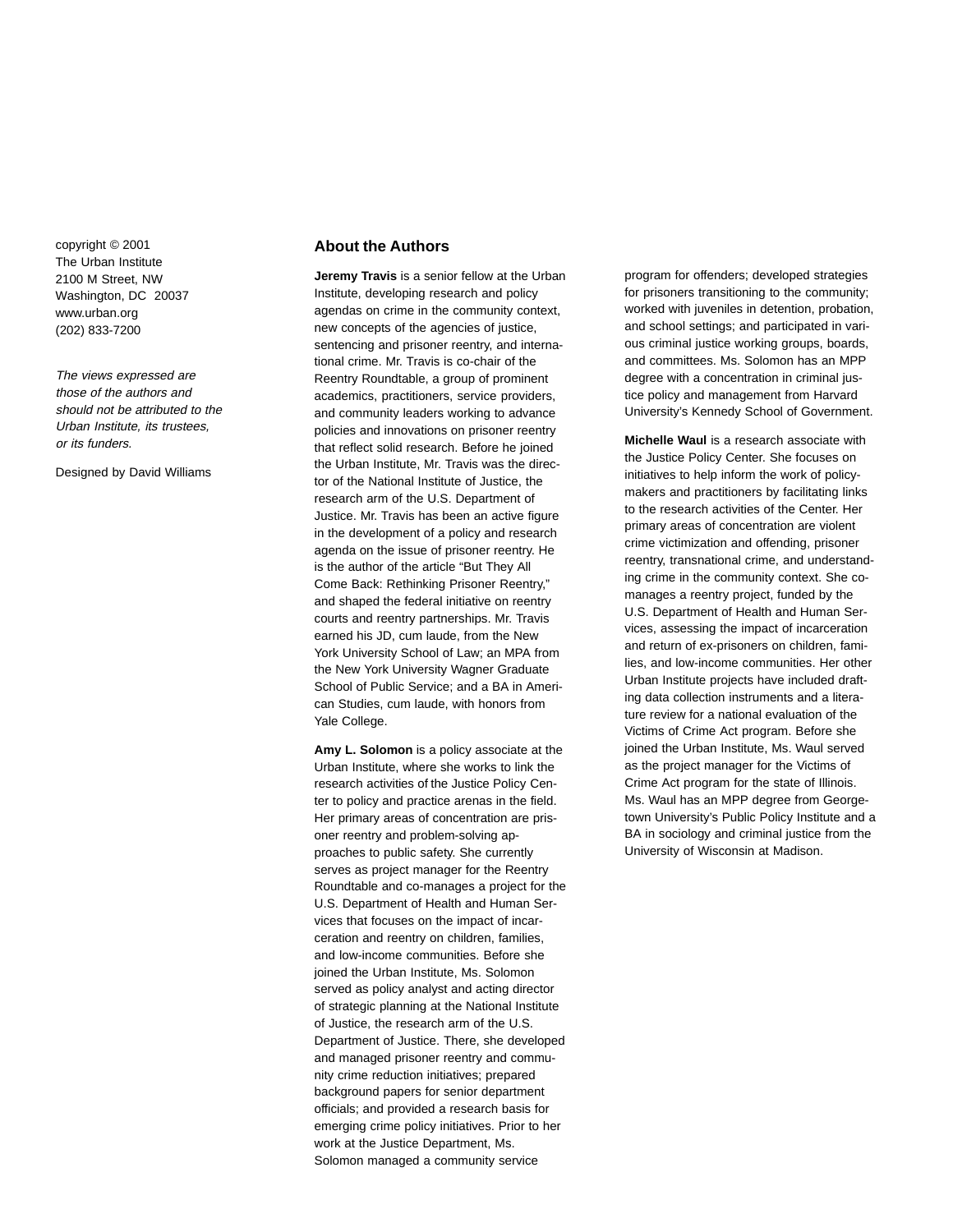copyright © 2001
The Urban Institute
2100 M Street, NW
Washington, DC 20037
www.urban.org
(202) 833-7200

*The views expressed are those of the authors and should not be attributed to the Urban Institute, its trustees, or its funders.*

Designed by David Williams

## About the Authors

**Jeremy Travis** is a senior fellow at the Urban Institute, developing research and policy agendas on crime in the community context, new concepts of the agencies of justice, sentencing and prisoner reentry, and international crime. Mr. Travis is co-chair of the Reentry Roundtable, a group of prominent academics, practitioners, service providers, and community leaders working to advance policies and innovations on prisoner reentry that reflect solid research. Before he joined the Urban Institute, Mr. Travis was the director of the National Institute of Justice, the research arm of the U.S. Department of Justice. Mr. Travis has been an active figure in the development of a policy and research agenda on the issue of prisoner reentry. He is the author of the article "But They All Come Back: Rethinking Prisoner Reentry," and shaped the federal initiative on reentry courts and reentry partnerships. Mr. Travis earned his JD, cum laude, from the New York University School of Law; an MPA from the New York University Wagner Graduate School of Public Service; and a BA in American Studies, cum laude, with honors from Yale College.

**Amy L. Solomon** is a policy associate at the Urban Institute, where she works to link the research activities of the Justice Policy Center to policy and practice arenas in the field. Her primary areas of concentration are prisoner reentry and problem-solving approaches to public safety. She currently serves as project manager for the Reentry Roundtable and co-manages a project for the U.S. Department of Health and Human Services that focuses on the impact of incarceration and reentry on children, families, and low-income communities. Before she joined the Urban Institute, Ms. Solomon served as policy analyst and acting director of strategic planning at the National Institute of Justice, the research arm of the U.S. Department of Justice. There, she developed and managed prisoner reentry and community crime reduction initiatives; prepared background papers for senior department officials; and provided a research basis for emerging crime policy initiatives. Prior to her work at the Justice Department, Ms. Solomon managed a community service program for offenders; developed strategies for prisoners transitioning to the community; worked with juveniles in detention, probation, and school settings; and participated in various criminal justice working groups, boards, and committees. Ms. Solomon has an MPP degree with a concentration in criminal justice policy and management from Harvard University's Kennedy School of Government.

**Michelle Waul** is a research associate with the Justice Policy Center. She focuses on initiatives to help inform the work of policymakers and practitioners by facilitating links to the research activities of the Center. Her primary areas of concentration are violent crime victimization and offending, prisoner reentry, transnational crime, and understanding crime in the community context. She co-manages a reentry project, funded by the U.S. Department of Health and Human Services, assessing the impact of incarceration and return of ex-prisoners on children, families, and low-income communities. Her other Urban Institute projects have included drafting data collection instruments and a literature review for a national evaluation of the Victims of Crime Act program. Before she joined the Urban Institute, Ms. Waul served as the project manager for the Victims of Crime Act program for the state of Illinois. Ms. Waul has an MPP degree from Georgetown University's Public Policy Institute and a BA in sociology and criminal justice from the University of Wisconsin at Madison.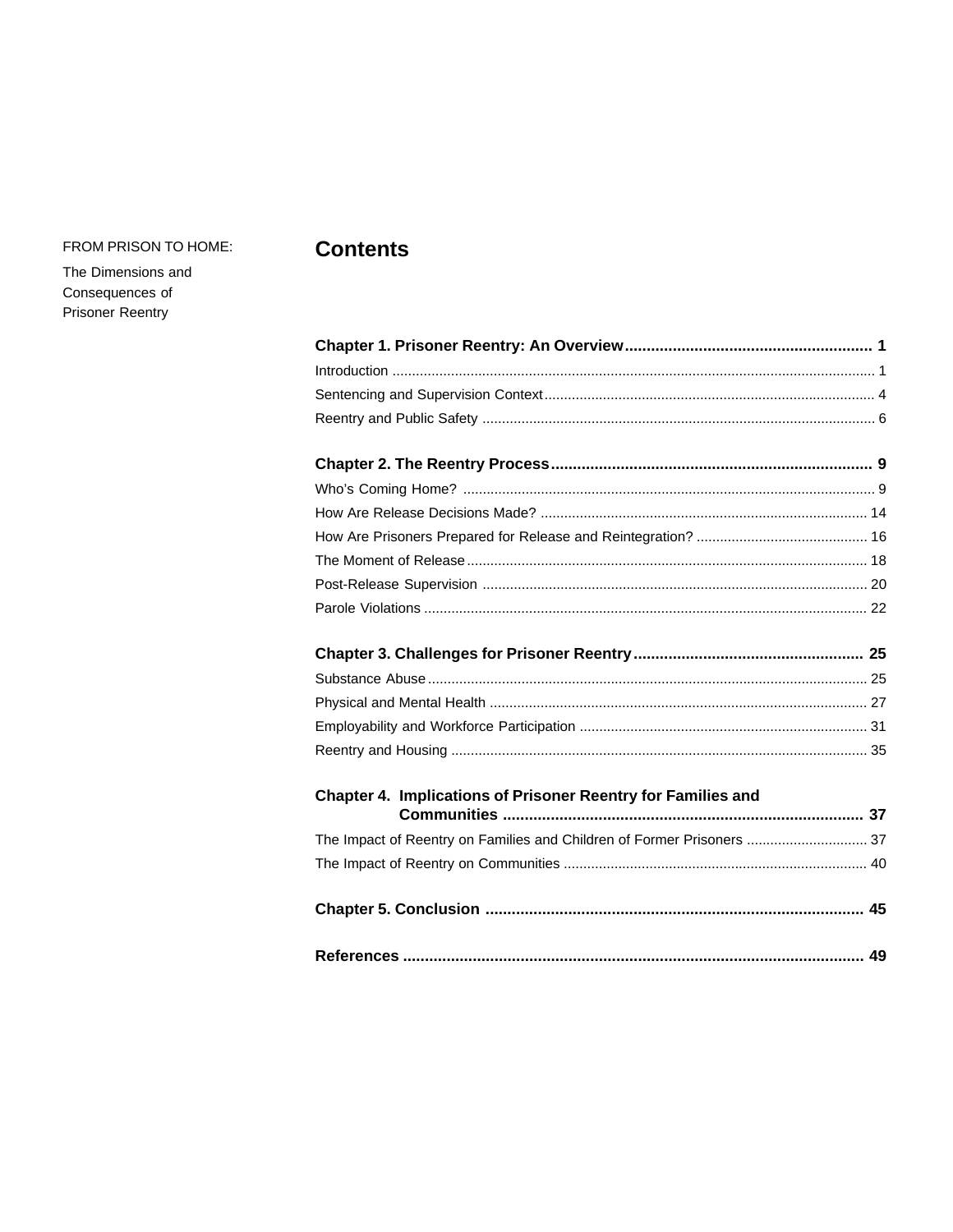FROM PRISON TO HOME:

The Dimensions and Consequences of Prisoner Reentry

# Contents

**Chapter 1. Prisoner Reentry: An Overview** ........................................................ **1**

Introduction ........................................................................................................................ 1

Sentencing and Supervision Context .................................................................................... 4

Reentry and Public Safety .................................................................................................... 6

**Chapter 2. The Reentry Process** ........................................................................... **9**

Who's Coming Home? ......................................................................................................... 9

How Are Release Decisions Made? ................................................................................... 14

How Are Prisoners Prepared for Release and Reintegration? ............................................ 16

The Moment of Release ...................................................................................................... 18

Post-Release Supervision .................................................................................................. 20

Parole Violations ................................................................................................................ 22

**Chapter 3. Challenges for Prisoner Reentry** .................................................... **25**

Substance Abuse ................................................................................................................ 25

Physical and Mental Health ................................................................................................ 27

Employability and Workforce Participation ......................................................................... 31

Reentry and Housing .......................................................................................................... 35

**Chapter 4. Implications of Prisoner Reentry for Families and Communities** .................................................................................. **37**

The Impact of Reentry on Families and Children of Former Prisoners ............................... 37

The Impact of Reentry on Communities ............................................................................. 40

**Chapter 5. Conclusion** ...................................................................................... **45**

**References** ........................................................................................................ **49**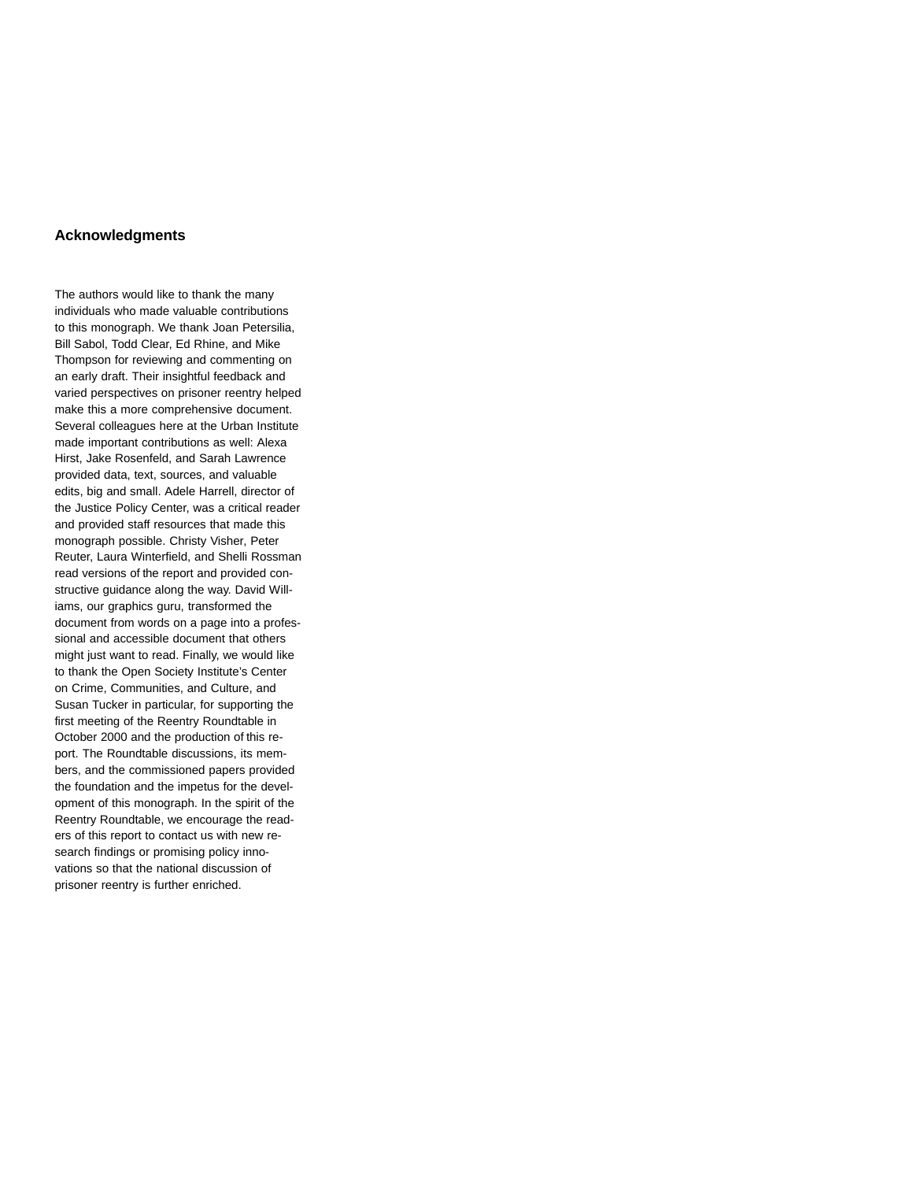## Acknowledgments

The authors would like to thank the many individuals who made valuable contributions to this monograph. We thank Joan Petersilia, Bill Sabol, Todd Clear, Ed Rhine, and Mike Thompson for reviewing and commenting on an early draft. Their insightful feedback and varied perspectives on prisoner reentry helped make this a more comprehensive document. Several colleagues here at the Urban Institute made important contributions as well: Alexa Hirst, Jake Rosenfeld, and Sarah Lawrence provided data, text, sources, and valuable edits, big and small. Adele Harrell, director of the Justice Policy Center, was a critical reader and provided staff resources that made this monograph possible. Christy Visher, Peter Reuter, Laura Winterfield, and Shelli Rossman read versions of the report and provided constructive guidance along the way. David Williams, our graphics guru, transformed the document from words on a page into a professional and accessible document that others might just want to read. Finally, we would like to thank the Open Society Institute's Center on Crime, Communities, and Culture, and Susan Tucker in particular, for supporting the first meeting of the Reentry Roundtable in October 2000 and the production of this report. The Roundtable discussions, its members, and the commissioned papers provided the foundation and the impetus for the development of this monograph. In the spirit of the Reentry Roundtable, we encourage the readers of this report to contact us with new research findings or promising policy innovations so that the national discussion of prisoner reentry is further enriched.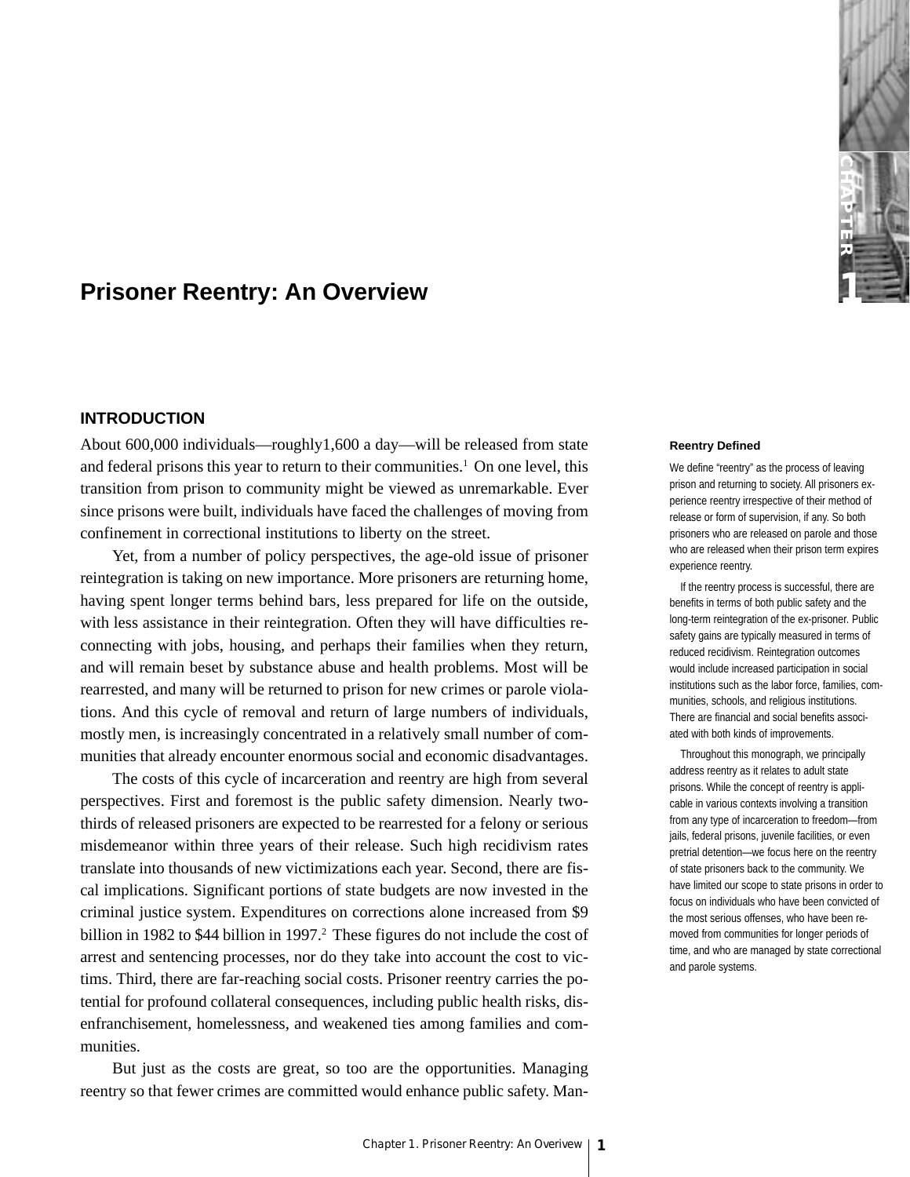# Prisoner Reentry: An Overview

## INTRODUCTION

About 600,000 individuals—roughly1,600 a day—will be released from state and federal prisons this year to return to their communities.[1] On one level, this transition from prison to community might be viewed as unremarkable. Ever since prisons were built, individuals have faced the challenges of moving from confinement in correctional institutions to liberty on the street.

Yet, from a number of policy perspectives, the age-old issue of prisoner reintegration is taking on new importance. More prisoners are returning home, having spent longer terms behind bars, less prepared for life on the outside, with less assistance in their reintegration. Often they will have difficulties reconnecting with jobs, housing, and perhaps their families when they return, and will remain beset by substance abuse and health problems. Most will be rearrested, and many will be returned to prison for new crimes or parole violations. And this cycle of removal and return of large numbers of individuals, mostly men, is increasingly concentrated in a relatively small number of communities that already encounter enormous social and economic disadvantages.

The costs of this cycle of incarceration and reentry are high from several perspectives. First and foremost is the public safety dimension. Nearly two-thirds of released prisoners are expected to be rearrested for a felony or serious misdemeanor within three years of their release. Such high recidivism rates translate into thousands of new victimizations each year. Second, there are fiscal implications. Significant portions of state budgets are now invested in the criminal justice system. Expenditures on corrections alone increased from $9 billion in 1982 to $44 billion in 1997.[2] These figures do not include the cost of arrest and sentencing processes, nor do they take into account the cost to victims. Third, there are far-reaching social costs. Prisoner reentry carries the potential for profound collateral consequences, including public health risks, disenfranchisement, homelessness, and weakened ties among families and communities.

But just as the costs are great, so too are the opportunities. Managing reentry so that fewer crimes are committed would enhance public safety. Man-

**Reentry Defined**

We define "reentry" as the process of leaving prison and returning to society. All prisoners experience reentry irrespective of their method of release or form of supervision, if any. So both prisoners who are released on parole and those who are released when their prison term expires experience reentry.

If the reentry process is successful, there are benefits in terms of both public safety and the long-term reintegration of the ex-prisoner. Public safety gains are typically measured in terms of reduced recidivism. Reintegration outcomes would include increased participation in social institutions such as the labor force, families, communities, schools, and religious institutions. There are financial and social benefits associated with both kinds of improvements.

Throughout this monograph, we principally address reentry as it relates to adult state prisons. While the concept of reentry is applicable in various contexts involving a transition from any type of incarceration to freedom—from jails, federal prisons, juvenile facilities, or even pretrial detention—we focus here on the reentry of state prisoners back to the community. We have limited our scope to state prisons in order to focus on individuals who have been convicted of the most serious offenses, who have been removed from communities for longer periods of time, and who are managed by state correctional and parole systems.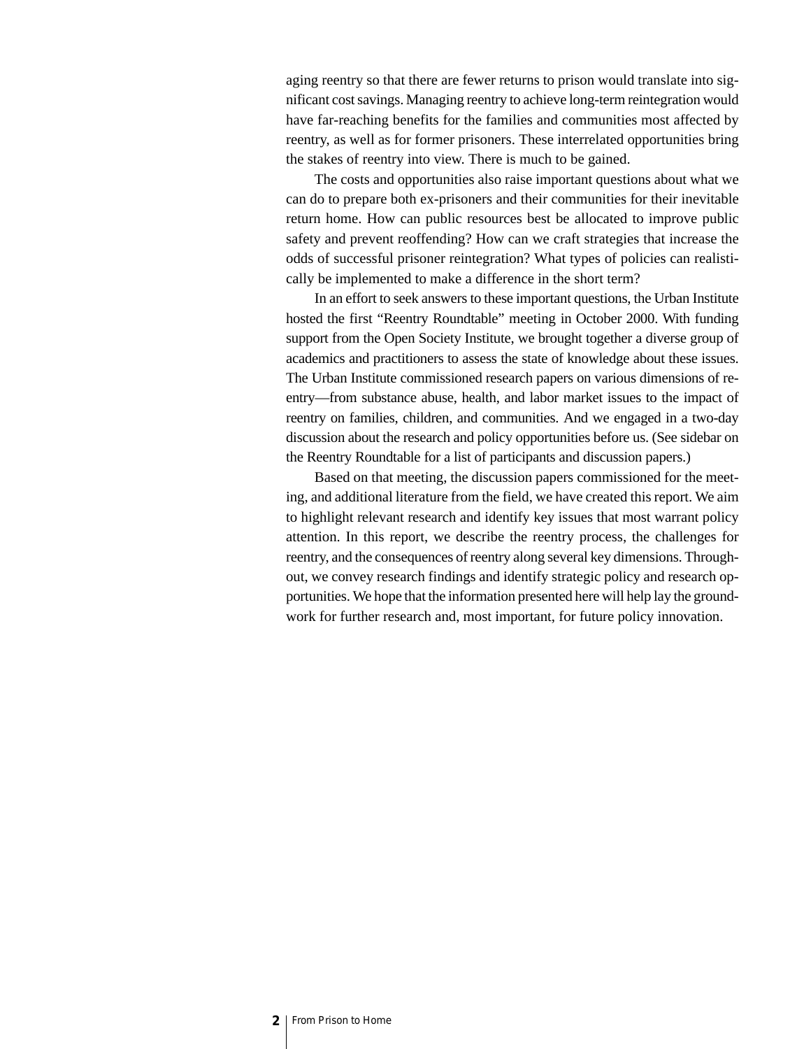aging reentry so that there are fewer returns to prison would translate into significant cost savings. Managing reentry to achieve long-term reintegration would have far-reaching benefits for the families and communities most affected by reentry, as well as for former prisoners. These interrelated opportunities bring the stakes of reentry into view. There is much to be gained.

The costs and opportunities also raise important questions about what we can do to prepare both ex-prisoners and their communities for their inevitable return home. How can public resources best be allocated to improve public safety and prevent reoffending? How can we craft strategies that increase the odds of successful prisoner reintegration? What types of policies can realistically be implemented to make a difference in the short term?

In an effort to seek answers to these important questions, the Urban Institute hosted the first "Reentry Roundtable" meeting in October 2000. With funding support from the Open Society Institute, we brought together a diverse group of academics and practitioners to assess the state of knowledge about these issues. The Urban Institute commissioned research papers on various dimensions of reentry—from substance abuse, health, and labor market issues to the impact of reentry on families, children, and communities. And we engaged in a two-day discussion about the research and policy opportunities before us. (See sidebar on the Reentry Roundtable for a list of participants and discussion papers.)

Based on that meeting, the discussion papers commissioned for the meeting, and additional literature from the field, we have created this report. We aim to highlight relevant research and identify key issues that most warrant policy attention. In this report, we describe the reentry process, the challenges for reentry, and the consequences of reentry along several key dimensions. Throughout, we convey research findings and identify strategic policy and research opportunities. We hope that the information presented here will help lay the groundwork for further research and, most important, for future policy innovation.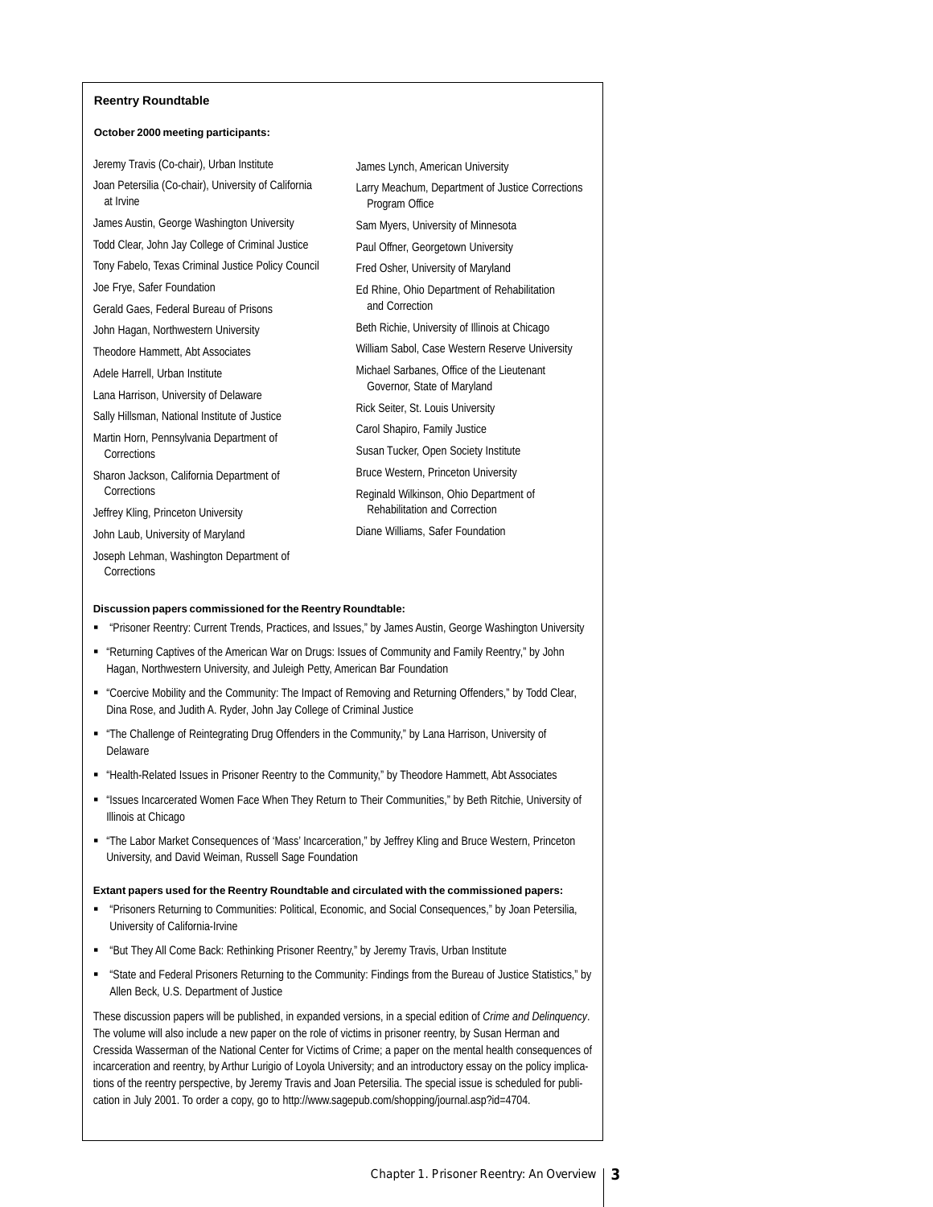### Reentry Roundtable

**October 2000 meeting participants:**

Jeremy Travis (Co-chair), Urban Institute

Joan Petersilia (Co-chair), University of California at Irvine

James Austin, George Washington University

Todd Clear, John Jay College of Criminal Justice

Tony Fabelo, Texas Criminal Justice Policy Council

Joe Frye, Safer Foundation

Gerald Gaes, Federal Bureau of Prisons

John Hagan, Northwestern University

Theodore Hammett, Abt Associates

Adele Harrell, Urban Institute

Lana Harrison, University of Delaware

Sally Hillsman, National Institute of Justice

Martin Horn, Pennsylvania Department of Corrections

Sharon Jackson, California Department of Corrections

Jeffrey Kling, Princeton University

John Laub, University of Maryland

Joseph Lehman, Washington Department of Corrections

James Lynch, American University

Larry Meachum, Department of Justice Corrections Program Office

Sam Myers, University of Minnesota

Paul Offner, Georgetown University

Fred Osher, University of Maryland

Ed Rhine, Ohio Department of Rehabilitation and Correction

Beth Richie, University of Illinois at Chicago

William Sabol, Case Western Reserve University

Michael Sarbanes, Office of the Lieutenant Governor, State of Maryland

Rick Seiter, St. Louis University

Carol Shapiro, Family Justice

Susan Tucker, Open Society Institute

Bruce Western, Princeton University

Reginald Wilkinson, Ohio Department of Rehabilitation and Correction

Diane Williams, Safer Foundation

**Discussion papers commissioned for the Reentry Roundtable:**

- "Prisoner Reentry: Current Trends, Practices, and Issues," by James Austin, George Washington University
- "Returning Captives of the American War on Drugs: Issues of Community and Family Reentry," by John Hagan, Northwestern University, and Juleigh Petty, American Bar Foundation
- "Coercive Mobility and the Community: The Impact of Removing and Returning Offenders," by Todd Clear, Dina Rose, and Judith A. Ryder, John Jay College of Criminal Justice
- "The Challenge of Reintegrating Drug Offenders in the Community," by Lana Harrison, University of Delaware
- "Health-Related Issues in Prisoner Reentry to the Community," by Theodore Hammett, Abt Associates
- "Issues Incarcerated Women Face When They Return to Their Communities," by Beth Ritchie, University of Illinois at Chicago
- "The Labor Market Consequences of 'Mass' Incarceration," by Jeffrey Kling and Bruce Western, Princeton University, and David Weiman, Russell Sage Foundation

**Extant papers used for the Reentry Roundtable and circulated with the commissioned papers:**

- "Prisoners Returning to Communities: Political, Economic, and Social Consequences," by Joan Petersilia, University of California-Irvine
- "But They All Come Back: Rethinking Prisoner Reentry," by Jeremy Travis, Urban Institute
- "State and Federal Prisoners Returning to the Community: Findings from the Bureau of Justice Statistics," by Allen Beck, U.S. Department of Justice

These discussion papers will be published, in expanded versions, in a special edition of *Crime and Delinquency*. The volume will also include a new paper on the role of victims in prisoner reentry, by Susan Herman and Cressida Wasserman of the National Center for Victims of Crime; a paper on the mental health consequences of incarceration and reentry, by Arthur Lurigio of Loyola University; and an introductory essay on the policy implications of the reentry perspective, by Jeremy Travis and Joan Petersilia. The special issue is scheduled for publication in July 2001. To order a copy, go to http://www.sagepub.com/shopping/journal.asp?id=4704.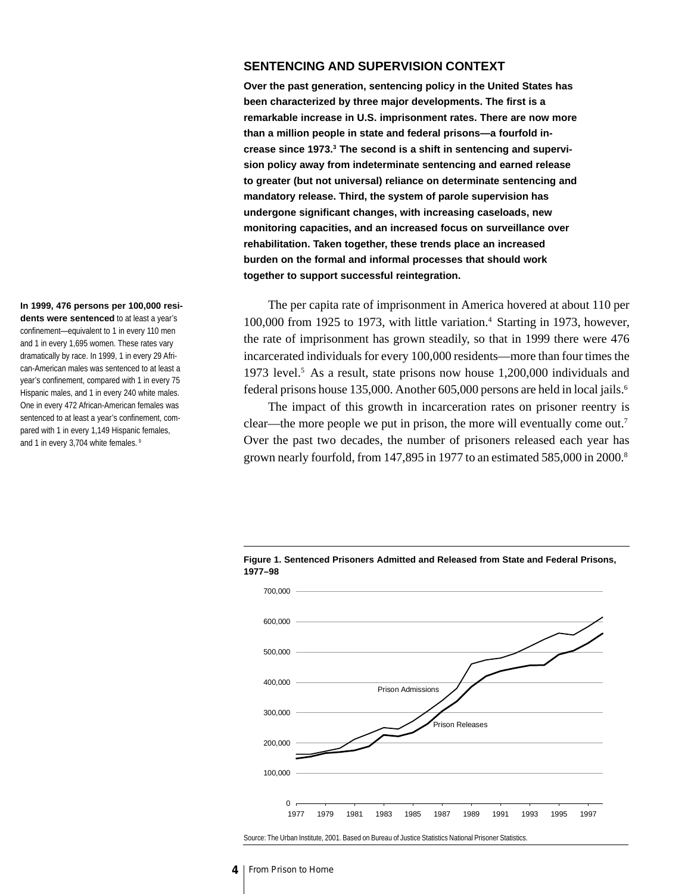## SENTENCING AND SUPERVISION CONTEXT

**Over the past generation, sentencing policy in the United States has been characterized by three major developments. The first is a remarkable increase in U.S. imprisonment rates. There are now more than a million people in state and federal prisons—a fourfold increase since 1973.[3] The second is a shift in sentencing and supervision policy away from indeterminate sentencing and earned release to greater (but not universal) reliance on determinate sentencing and mandatory release. Third, the system of parole supervision has undergone significant changes, with increasing caseloads, new monitoring capacities, and an increased focus on surveillance over rehabilitation. Taken together, these trends place an increased burden on the formal and informal processes that should work together to support successful reintegration.**

The per capita rate of imprisonment in America hovered at about 110 per 100,000 from 1925 to 1973, with little variation.[4] Starting in 1973, however, the rate of imprisonment has grown steadily, so that in 1999 there were 476 incarcerated individuals for every 100,000 residents—more than four times the 1973 level.[5] As a result, state prisons now house 1,200,000 individuals and federal prisons house 135,000. Another 605,000 persons are held in local jails.[6]

The impact of this growth in incarceration rates on prisoner reentry is clear—the more people we put in prison, the more will eventually come out.[7] Over the past two decades, the number of prisoners released each year has grown nearly fourfold, from 147,895 in 1977 to an estimated 585,000 in 2000.[8]

**In 1999, 476 persons per 100,000 residents were sentenced** to at least a year's confinement—equivalent to 1 in every 110 men and 1 in every 1,695 women. These rates vary dramatically by race. In 1999, 1 in every 29 African-American males was sentenced to at least a year's confinement, compared with 1 in every 75 Hispanic males, and 1 in every 240 white males. One in every 472 African-American females was sentenced to at least a year's confinement, compared with 1 in every 1,149 Hispanic females, and 1 in every 3,704 white females.[9]

**Figure 1. Sentenced Prisoners Admitted and Released from State and Federal Prisons, 1977–98**

Source: The Urban Institute, 2001. Based on Bureau of Justice Statistics National Prisoner Statistics.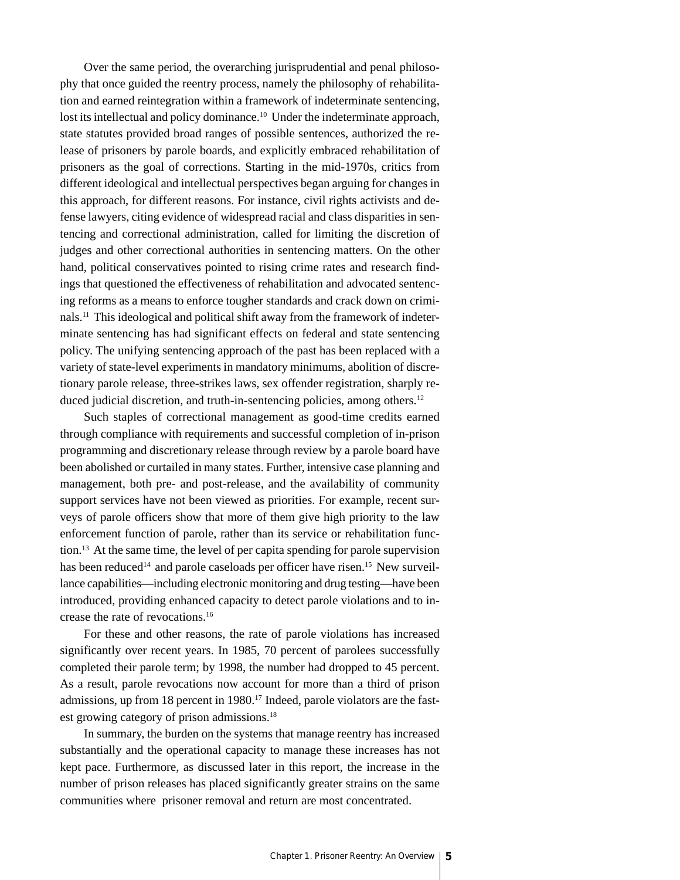Over the same period, the overarching jurisprudential and penal philosophy that once guided the reentry process, namely the philosophy of rehabilitation and earned reintegration within a framework of indeterminate sentencing, lost its intellectual and policy dominance.[10] Under the indeterminate approach, state statutes provided broad ranges of possible sentences, authorized the release of prisoners by parole boards, and explicitly embraced rehabilitation of prisoners as the goal of corrections. Starting in the mid-1970s, critics from different ideological and intellectual perspectives began arguing for changes in this approach, for different reasons. For instance, civil rights activists and defense lawyers, citing evidence of widespread racial and class disparities in sentencing and correctional administration, called for limiting the discretion of judges and other correctional authorities in sentencing matters. On the other hand, political conservatives pointed to rising crime rates and research findings that questioned the effectiveness of rehabilitation and advocated sentencing reforms as a means to enforce tougher standards and crack down on criminals.[11] This ideological and political shift away from the framework of indeterminate sentencing has had significant effects on federal and state sentencing policy. The unifying sentencing approach of the past has been replaced with a variety of state-level experiments in mandatory minimums, abolition of discretionary parole release, three-strikes laws, sex offender registration, sharply reduced judicial discretion, and truth-in-sentencing policies, among others.[12]

Such staples of correctional management as good-time credits earned through compliance with requirements and successful completion of in-prison programming and discretionary release through review by a parole board have been abolished or curtailed in many states. Further, intensive case planning and management, both pre- and post-release, and the availability of community support services have not been viewed as priorities. For example, recent surveys of parole officers show that more of them give high priority to the law enforcement function of parole, rather than its service or rehabilitation function.[13] At the same time, the level of per capita spending for parole supervision has been reduced[14] and parole caseloads per officer have risen.[15] New surveillance capabilities—including electronic monitoring and drug testing—have been introduced, providing enhanced capacity to detect parole violations and to increase the rate of revocations.[16]

For these and other reasons, the rate of parole violations has increased significantly over recent years. In 1985, 70 percent of parolees successfully completed their parole term; by 1998, the number had dropped to 45 percent. As a result, parole revocations now account for more than a third of prison admissions, up from 18 percent in 1980.[17] Indeed, parole violators are the fastest growing category of prison admissions.[18]

In summary, the burden on the systems that manage reentry has increased substantially and the operational capacity to manage these increases has not kept pace. Furthermore, as discussed later in this report, the increase in the number of prison releases has placed significantly greater strains on the same communities where prisoner removal and return are most concentrated.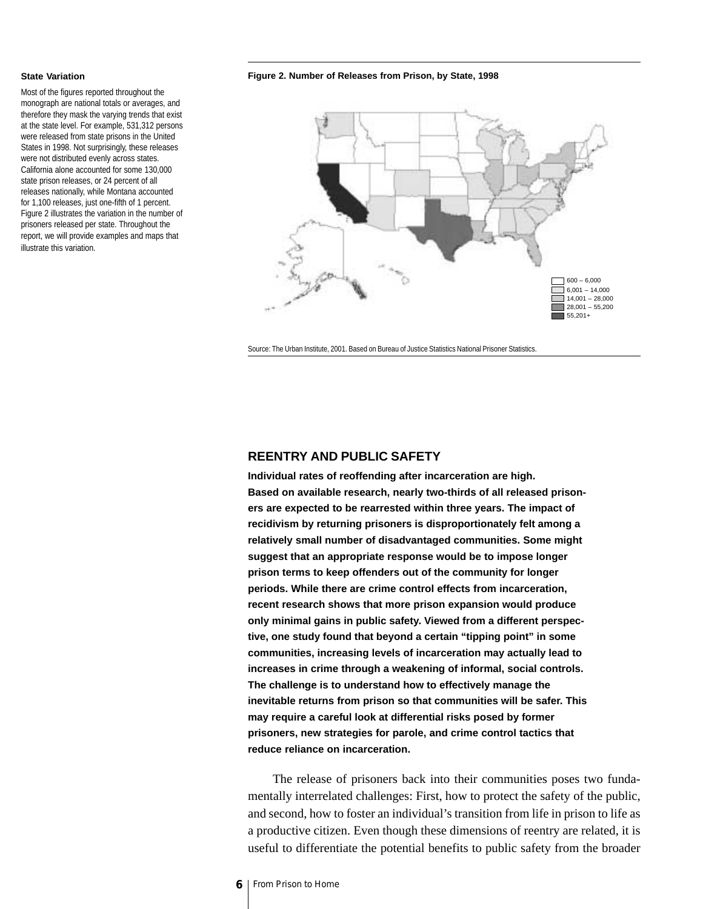### State Variation

Most of the figures reported throughout the monograph are national totals or averages, and therefore they mask the varying trends that exist at the state level. For example, 531,312 persons were released from state prisons in the United States in 1998. Not surprisingly, these releases were not distributed evenly across states. California alone accounted for some 130,000 state prison releases, or 24 percent of all releases nationally, while Montana accounted for 1,100 releases, just one-fifth of 1 percent. Figure 2 illustrates the variation in the number of prisoners released per state. Throughout the report, we will provide examples and maps that illustrate this variation.

**Figure 2. Number of Releases from Prison, by State, 1998**

600 – 6,000
6,001 – 14,000
14,001 – 28,000
28,001 – 55,200
55,201+

Source: The Urban Institute, 2001. Based on Bureau of Justice Statistics National Prisoner Statistics.

## REENTRY AND PUBLIC SAFETY

**Individual rates of reoffending after incarceration are high. Based on available research, nearly two-thirds of all released prisoners are expected to be rearrested within three years. The impact of recidivism by returning prisoners is disproportionately felt among a relatively small number of disadvantaged communities. Some might suggest that an appropriate response would be to impose longer prison terms to keep offenders out of the community for longer periods. While there are crime control effects from incarceration, recent research shows that more prison expansion would produce only minimal gains in public safety. Viewed from a different perspective, one study found that beyond a certain "tipping point" in some communities, increasing levels of incarceration may actually lead to increases in crime through a weakening of informal, social controls. The challenge is to understand how to effectively manage the inevitable returns from prison so that communities will be safer. This may require a careful look at differential risks posed by former prisoners, new strategies for parole, and crime control tactics that reduce reliance on incarceration.**

The release of prisoners back into their communities poses two fundamentally interrelated challenges: First, how to protect the safety of the public, and second, how to foster an individual's transition from life in prison to life as a productive citizen. Even though these dimensions of reentry are related, it is useful to differentiate the potential benefits to public safety from the broader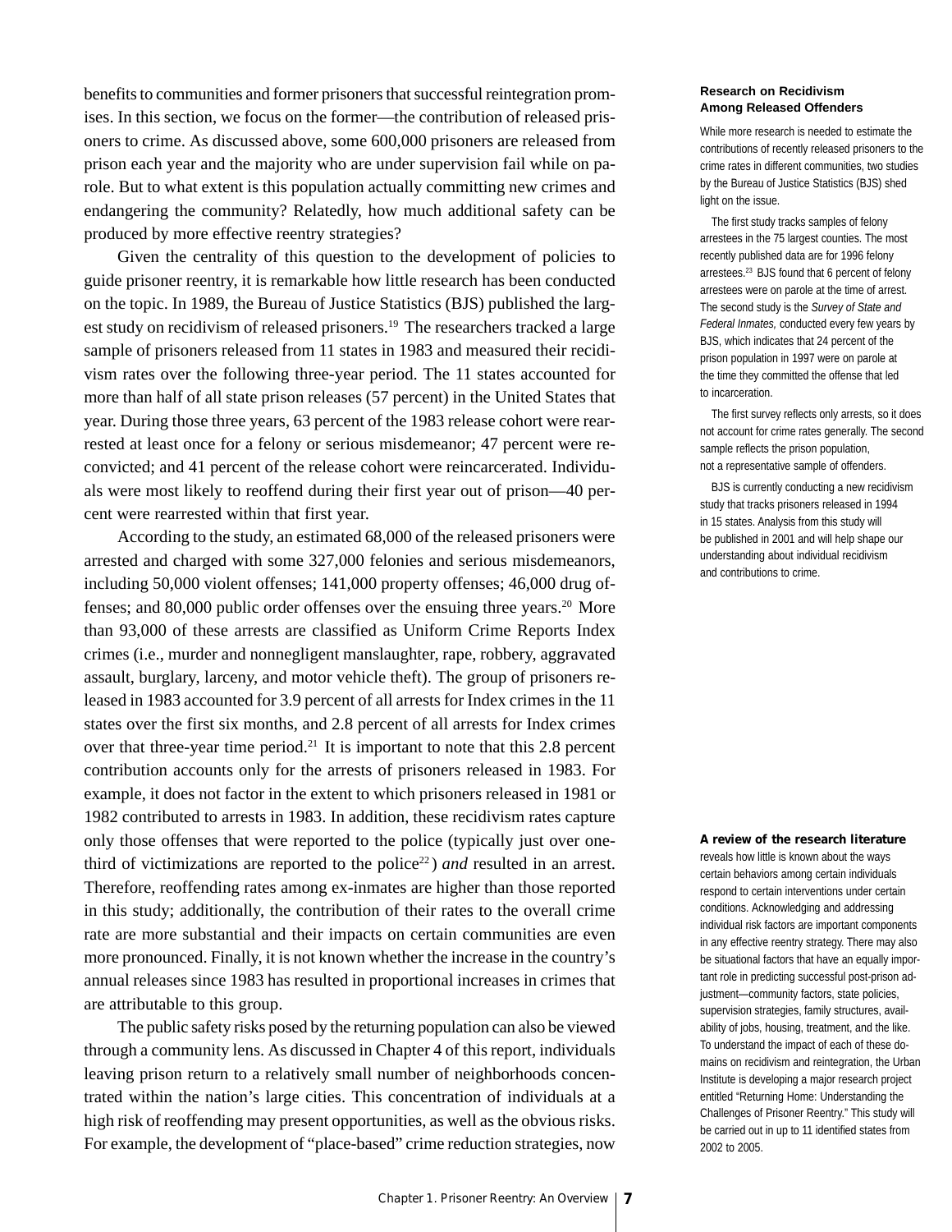benefits to communities and former prisoners that successful reintegration promises. In this section, we focus on the former—the contribution of released prisoners to crime. As discussed above, some 600,000 prisoners are released from prison each year and the majority who are under supervision fail while on parole. But to what extent is this population actually committing new crimes and endangering the community? Relatedly, how much additional safety can be produced by more effective reentry strategies?

Given the centrality of this question to the development of policies to guide prisoner reentry, it is remarkable how little research has been conducted on the topic. In 1989, the Bureau of Justice Statistics (BJS) published the largest study on recidivism of released prisoners.[19] The researchers tracked a large sample of prisoners released from 11 states in 1983 and measured their recidivism rates over the following three-year period. The 11 states accounted for more than half of all state prison releases (57 percent) in the United States that year. During those three years, 63 percent of the 1983 release cohort were rearrested at least once for a felony or serious misdemeanor; 47 percent were reconvicted; and 41 percent of the release cohort were reincarcerated. Individuals were most likely to reoffend during their first year out of prison—40 percent were rearrested within that first year.

According to the study, an estimated 68,000 of the released prisoners were arrested and charged with some 327,000 felonies and serious misdemeanors, including 50,000 violent offenses; 141,000 property offenses; 46,000 drug offenses; and 80,000 public order offenses over the ensuing three years.[20] More than 93,000 of these arrests are classified as Uniform Crime Reports Index crimes (i.e., murder and nonnegligent manslaughter, rape, robbery, aggravated assault, burglary, larceny, and motor vehicle theft). The group of prisoners released in 1983 accounted for 3.9 percent of all arrests for Index crimes in the 11 states over the first six months, and 2.8 percent of all arrests for Index crimes over that three-year time period.[21] It is important to note that this 2.8 percent contribution accounts only for the arrests of prisoners released in 1983. For example, it does not factor in the extent to which prisoners released in 1981 or 1982 contributed to arrests in 1983. In addition, these recidivism rates capture only those offenses that were reported to the police (typically just over one-third of victimizations are reported to the police[22]) *and* resulted in an arrest. Therefore, reoffending rates among ex-inmates are higher than those reported in this study; additionally, the contribution of their rates to the overall crime rate are more substantial and their impacts on certain communities are even more pronounced. Finally, it is not known whether the increase in the country's annual releases since 1983 has resulted in proportional increases in crimes that are attributable to this group.

The public safety risks posed by the returning population can also be viewed through a community lens. As discussed in Chapter 4 of this report, individuals leaving prison return to a relatively small number of neighborhoods concentrated within the nation's large cities. This concentration of individuals at a high risk of reoffending may present opportunities, as well as the obvious risks. For example, the development of "place-based" crime reduction strategies, now

**Research on Recidivism Among Released Offenders**

While more research is needed to estimate the contributions of recently released prisoners to the crime rates in different communities, two studies by the Bureau of Justice Statistics (BJS) shed light on the issue.

The first study tracks samples of felony arrestees in the 75 largest counties. The most recently published data are for 1996 felony arrestees.[23] BJS found that 6 percent of felony arrestees were on parole at the time of arrest. The second study is the *Survey of State and Federal Inmates,* conducted every few years by BJS, which indicates that 24 percent of the prison population in 1997 were on parole at the time they committed the offense that led to incarceration.

The first survey reflects only arrests, so it does not account for crime rates generally. The second sample reflects the prison population, not a representative sample of offenders.

BJS is currently conducting a new recidivism study that tracks prisoners released in 1994 in 15 states. Analysis from this study will be published in 2001 and will help shape our understanding about individual recidivism and contributions to crime.

**A review of the research literature** reveals how little is known about the ways certain behaviors among certain individuals respond to certain interventions under certain conditions. Acknowledging and addressing individual risk factors are important components in any effective reentry strategy. There may also be situational factors that have an equally important role in predicting successful post-prison adjustment—community factors, state policies, supervision strategies, family structures, availability of jobs, housing, treatment, and the like. To understand the impact of each of these domains on recidivism and reintegration, the Urban Institute is developing a major research project entitled "Returning Home: Understanding the Challenges of Prisoner Reentry." This study will be carried out in up to 11 identified states from 2002 to 2005.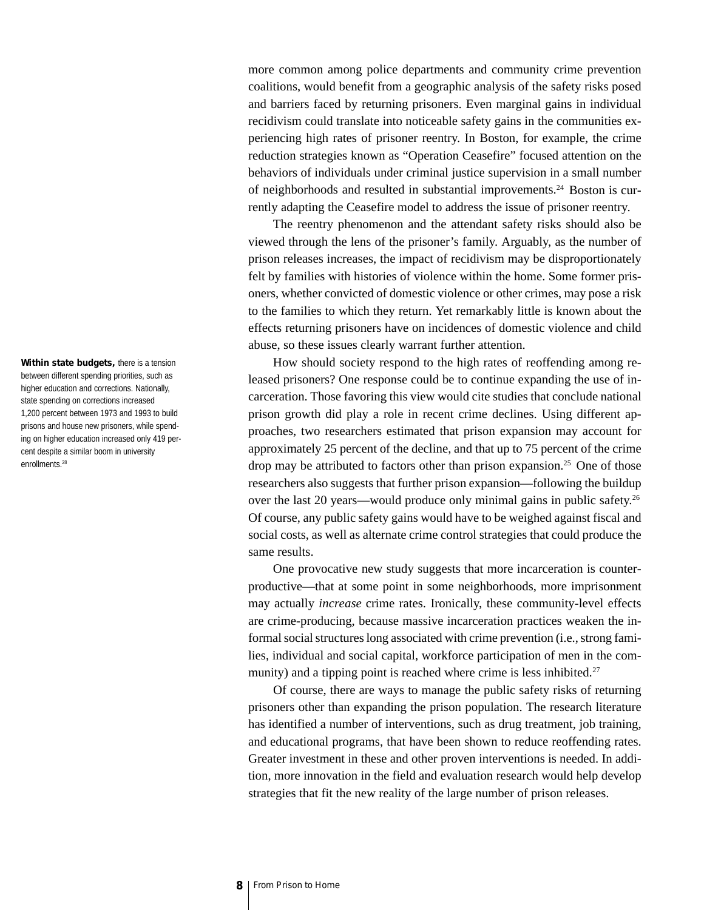more common among police departments and community crime prevention coalitions, would benefit from a geographic analysis of the safety risks posed and barriers faced by returning prisoners. Even marginal gains in individual recidivism could translate into noticeable safety gains in the communities experiencing high rates of prisoner reentry. In Boston, for example, the crime reduction strategies known as "Operation Ceasefire" focused attention on the behaviors of individuals under criminal justice supervision in a small number of neighborhoods and resulted in substantial improvements.[24] Boston is currently adapting the Ceasefire model to address the issue of prisoner reentry.

The reentry phenomenon and the attendant safety risks should also be viewed through the lens of the prisoner's family. Arguably, as the number of prison releases increases, the impact of recidivism may be disproportionately felt by families with histories of violence within the home. Some former prisoners, whether convicted of domestic violence or other crimes, may pose a risk to the families to which they return. Yet remarkably little is known about the effects returning prisoners have on incidences of domestic violence and child abuse, so these issues clearly warrant further attention.

**Within state budgets,** there is a tension between different spending priorities, such as higher education and corrections. Nationally, state spending on corrections increased 1,200 percent between 1973 and 1993 to build prisons and house new prisoners, while spending on higher education increased only 419 percent despite a similar boom in university enrollments.[28]

How should society respond to the high rates of reoffending among released prisoners? One response could be to continue expanding the use of incarceration. Those favoring this view would cite studies that conclude national prison growth did play a role in recent crime declines. Using different approaches, two researchers estimated that prison expansion may account for approximately 25 percent of the decline, and that up to 75 percent of the crime drop may be attributed to factors other than prison expansion.[25] One of those researchers also suggests that further prison expansion—following the buildup over the last 20 years—would produce only minimal gains in public safety.[26] Of course, any public safety gains would have to be weighed against fiscal and social costs, as well as alternate crime control strategies that could produce the same results.

One provocative new study suggests that more incarceration is counterproductive—that at some point in some neighborhoods, more imprisonment may actually *increase* crime rates. Ironically, these community-level effects are crime-producing, because massive incarceration practices weaken the informal social structures long associated with crime prevention (i.e., strong families, individual and social capital, workforce participation of men in the community) and a tipping point is reached where crime is less inhibited.[27]

Of course, there are ways to manage the public safety risks of returning prisoners other than expanding the prison population. The research literature has identified a number of interventions, such as drug treatment, job training, and educational programs, that have been shown to reduce reoffending rates. Greater investment in these and other proven interventions is needed. In addition, more innovation in the field and evaluation research would help develop strategies that fit the new reality of the large number of prison releases.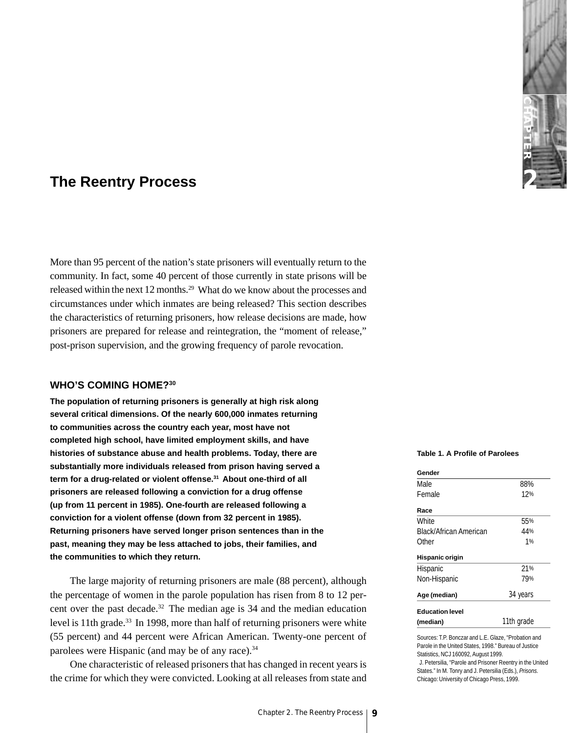# The Reentry Process

More than 95 percent of the nation's state prisoners will eventually return to the community. In fact, some 40 percent of those currently in state prisons will be released within the next 12 months.[29] What do we know about the processes and circumstances under which inmates are being released? This section describes the characteristics of returning prisoners, how release decisions are made, how prisoners are prepared for release and reintegration, the "moment of release," post-prison supervision, and the growing frequency of parole revocation.

## WHO'S COMING HOME?[30]

**The population of returning prisoners is generally at high risk along several critical dimensions. Of the nearly 600,000 inmates returning to communities across the country each year, most have not completed high school, have limited employment skills, and have histories of substance abuse and health problems. Today, there are substantially more individuals released from prison having served a term for a drug-related or violent offense.[31] About one-third of all prisoners are released following a conviction for a drug offense (up from 11 percent in 1985). One-fourth are released following a conviction for a violent offense (down from 32 percent in 1985). Returning prisoners have served longer prison sentences than in the past, meaning they may be less attached to jobs, their families, and the communities to which they return.**

The large majority of returning prisoners are male (88 percent), although the percentage of women in the parole population has risen from 8 to 12 percent over the past decade.[32] The median age is 34 and the median education level is 11th grade.[33] In 1998, more than half of returning prisoners were white (55 percent) and 44 percent were African American. Twenty-one percent of parolees were Hispanic (and may be of any race).[34]

One characteristic of released prisoners that has changed in recent years is the crime for which they were convicted. Looking at all releases from state and

**Table 1. A Profile of Parolees**

| | |
|---|---|
| **Gender** | |
| Male | 88% |
| Female | 12% |
| **Race** | |
| White | 55% |
| Black/African American | 44% |
| Other | 1% |
| **Hispanic origin** | |
| Hispanic | 21% |
| Non-Hispanic | 79% |
| **Age (median)** | 34 years |
| **Education level (median)** | 11th grade |

Sources: T.P. Bonczar and L.E. Glaze, "Probation and Parole in the United States, 1998." Bureau of Justice Statistics, NCJ 160092, August 1999.
J. Petersilia, "Parole and Prisoner Reentry in the United States." In M. Tonry and J. Petersilia (Eds.), *Prisons*. Chicago: University of Chicago Press, 1999.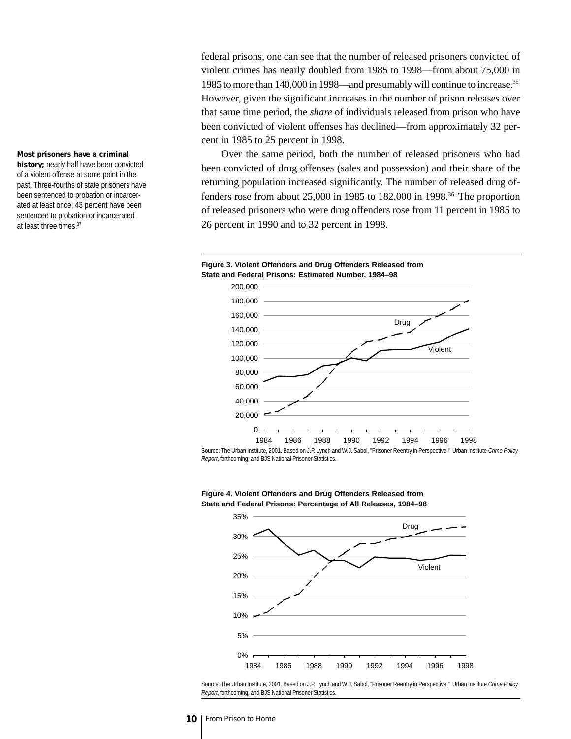federal prisons, one can see that the number of released prisoners convicted of violent crimes has nearly doubled from 1985 to 1998—from about 75,000 in 1985 to more than 140,000 in 1998—and presumably will continue to increase.[35] However, given the significant increases in the number of prison releases over that same time period, the *share* of individuals released from prison who have been convicted of violent offenses has declined—from approximately 32 percent in 1985 to 25 percent in 1998.

**Most prisoners have a criminal history;** nearly half have been convicted of a violent offense at some point in the past. Three-fourths of state prisoners have been sentenced to probation or incarcerated at least once; 43 percent have been sentenced to probation or incarcerated at least three times.[37]

Over the same period, both the number of released prisoners who had been convicted of drug offenses (sales and possession) and their share of the returning population increased significantly. The number of released drug offenders rose from about 25,000 in 1985 to 182,000 in 1998.[36] The proportion of released prisoners who were drug offenders rose from 11 percent in 1985 to 26 percent in 1990 and to 32 percent in 1998.

**Figure 3. Violent Offenders and Drug Offenders Released from State and Federal Prisons: Estimated Number, 1984–98**

Source: The Urban Institute, 2001. Based on J.P. Lynch and W.J. Sabol, "Prisoner Reentry in Perspective." Urban Institute *Crime Policy Report*, forthcoming; and BJS National Prisoner Statistics.

**Figure 4. Violent Offenders and Drug Offenders Released from State and Federal Prisons: Percentage of All Releases, 1984–98**

Source: The Urban Institute, 2001. Based on J.P. Lynch and W.J. Sabol, "Prisoner Reentry in Perspective." Urban Institute *Crime Policy Report*, forthcoming; and BJS National Prisoner Statistics.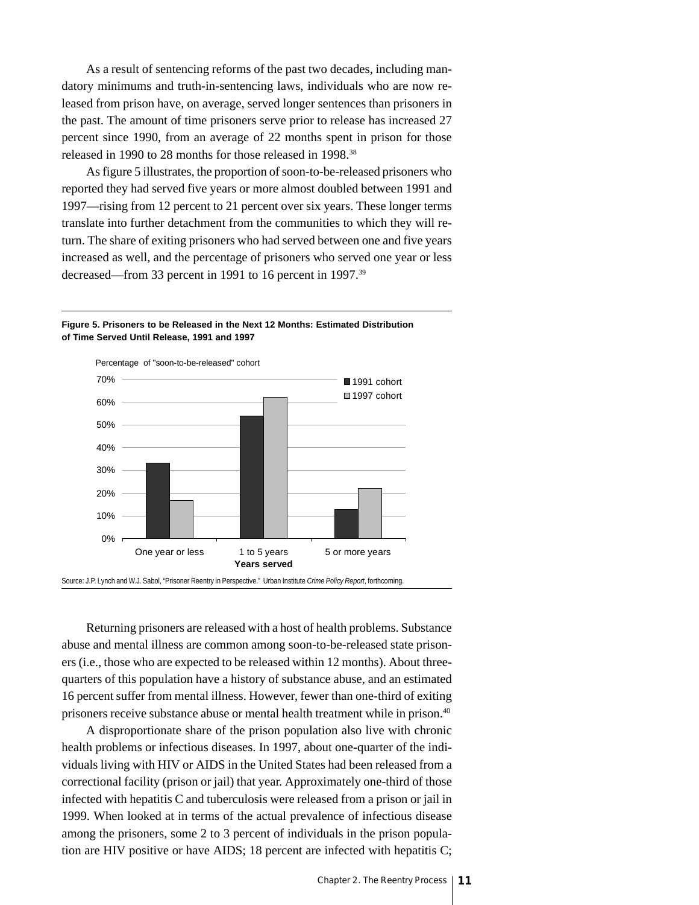As a result of sentencing reforms of the past two decades, including mandatory minimums and truth-in-sentencing laws, individuals who are now released from prison have, on average, served longer sentences than prisoners in the past. The amount of time prisoners serve prior to release has increased 27 percent since 1990, from an average of 22 months spent in prison for those released in 1990 to 28 months for those released in 1998.[38]

As figure 5 illustrates, the proportion of soon-to-be-released prisoners who reported they had served five years or more almost doubled between 1991 and 1997—rising from 12 percent to 21 percent over six years. These longer terms translate into further detachment from the communities to which they will return. The share of exiting prisoners who had served between one and five years increased as well, and the percentage of prisoners who served one year or less decreased—from 33 percent in 1991 to 16 percent in 1997.[39]

**Figure 5. Prisoners to be Released in the Next 12 Months: Estimated Distribution of Time Served Until Release, 1991 and 1997**

Percentage of "soon-to-be-released" cohort

| Years served | 1991 cohort | 1997 cohort |
|---|---|---|
| One year or less | 33% | 17% |
| 1 to 5 years | 54% | 62% |
| 5 or more years | 13% | 22% |

Source: J.P. Lynch and W.J. Sabol, "Prisoner Reentry in Perspective." Urban Institute *Crime Policy Report*, forthcoming.

Returning prisoners are released with a host of health problems. Substance abuse and mental illness are common among soon-to-be-released state prisoners (i.e., those who are expected to be released within 12 months). About three-quarters of this population have a history of substance abuse, and an estimated 16 percent suffer from mental illness. However, fewer than one-third of exiting prisoners receive substance abuse or mental health treatment while in prison.[40]

A disproportionate share of the prison population also live with chronic health problems or infectious diseases. In 1997, about one-quarter of the individuals living with HIV or AIDS in the United States had been released from a correctional facility (prison or jail) that year. Approximately one-third of those infected with hepatitis C and tuberculosis were released from a prison or jail in 1999. When looked at in terms of the actual prevalence of infectious disease among the prisoners, some 2 to 3 percent of individuals in the prison population are HIV positive or have AIDS; 18 percent are infected with hepatitis C;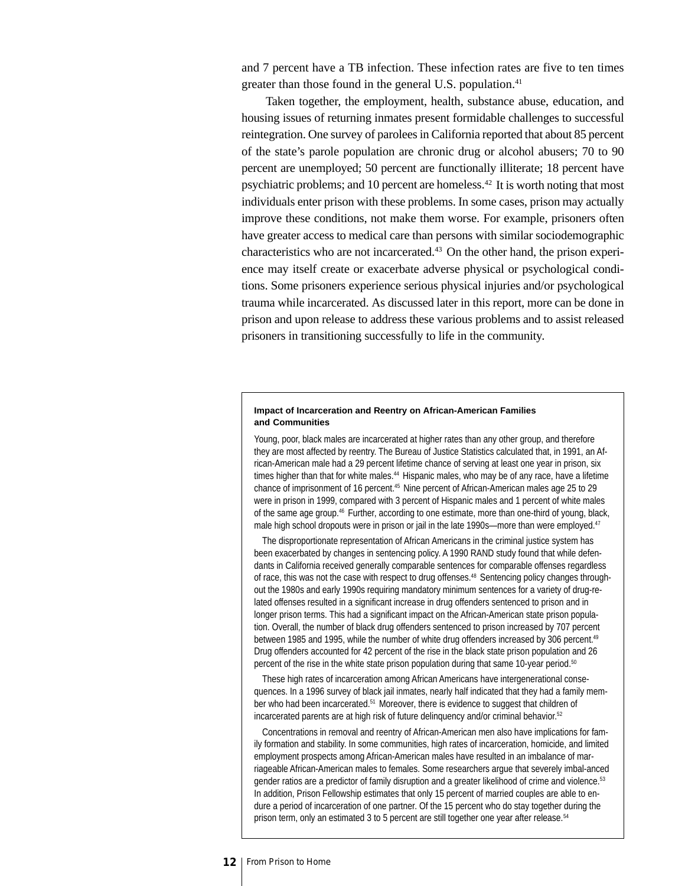and 7 percent have a TB infection. These infection rates are five to ten times greater than those found in the general U.S. population.[41]

Taken together, the employment, health, substance abuse, education, and housing issues of returning inmates present formidable challenges to successful reintegration. One survey of parolees in California reported that about 85 percent of the state's parole population are chronic drug or alcohol abusers; 70 to 90 percent are unemployed; 50 percent are functionally illiterate; 18 percent have psychiatric problems; and 10 percent are homeless.[42] It is worth noting that most individuals enter prison with these problems. In some cases, prison may actually improve these conditions, not make them worse. For example, prisoners often have greater access to medical care than persons with similar sociodemographic characteristics who are not incarcerated.[43] On the other hand, the prison experience may itself create or exacerbate adverse physical or psychological conditions. Some prisoners experience serious physical injuries and/or psychological trauma while incarcerated. As discussed later in this report, more can be done in prison and upon release to address these various problems and to assist released prisoners in transitioning successfully to life in the community.

**Impact of Incarceration and Reentry on African-American Families and Communities**

Young, poor, black males are incarcerated at higher rates than any other group, and therefore they are most affected by reentry. The Bureau of Justice Statistics calculated that, in 1991, an African-American male had a 29 percent lifetime chance of serving at least one year in prison, six times higher than that for white males.[44] Hispanic males, who may be of any race, have a lifetime chance of imprisonment of 16 percent.[45] Nine percent of African-American males age 25 to 29 were in prison in 1999, compared with 3 percent of Hispanic males and 1 percent of white males of the same age group.[46] Further, according to one estimate, more than one-third of young, black, male high school dropouts were in prison or jail in the late 1990s—more than were employed.[47]

The disproportionate representation of African Americans in the criminal justice system has been exacerbated by changes in sentencing policy. A 1990 RAND study found that while defendants in California received generally comparable sentences for comparable offenses regardless of race, this was not the case with respect to drug offenses.[48] Sentencing policy changes throughout the 1980s and early 1990s requiring mandatory minimum sentences for a variety of drug-related offenses resulted in a significant increase in drug offenders sentenced to prison and in longer prison terms. This had a significant impact on the African-American state prison population. Overall, the number of black drug offenders sentenced to prison increased by 707 percent between 1985 and 1995, while the number of white drug offenders increased by 306 percent.[49] Drug offenders accounted for 42 percent of the rise in the black state prison population and 26 percent of the rise in the white state prison population during that same 10-year period.[50]

These high rates of incarceration among African Americans have intergenerational consequences. In a 1996 survey of black jail inmates, nearly half indicated that they had a family member who had been incarcerated.[51] Moreover, there is evidence to suggest that children of incarcerated parents are at high risk of future delinquency and/or criminal behavior.[52]

Concentrations in removal and reentry of African-American men also have implications for family formation and stability. In some communities, high rates of incarceration, homicide, and limited employment prospects among African-American males have resulted in an imbalance of marriageable African-American males to females. Some researchers argue that severely imbal-anced gender ratios are a predictor of family disruption and a greater likelihood of crime and violence.[53] In addition, Prison Fellowship estimates that only 15 percent of married couples are able to endure a period of incarceration of one partner. Of the 15 percent who do stay together during the prison term, only an estimated 3 to 5 percent are still together one year after release.[54]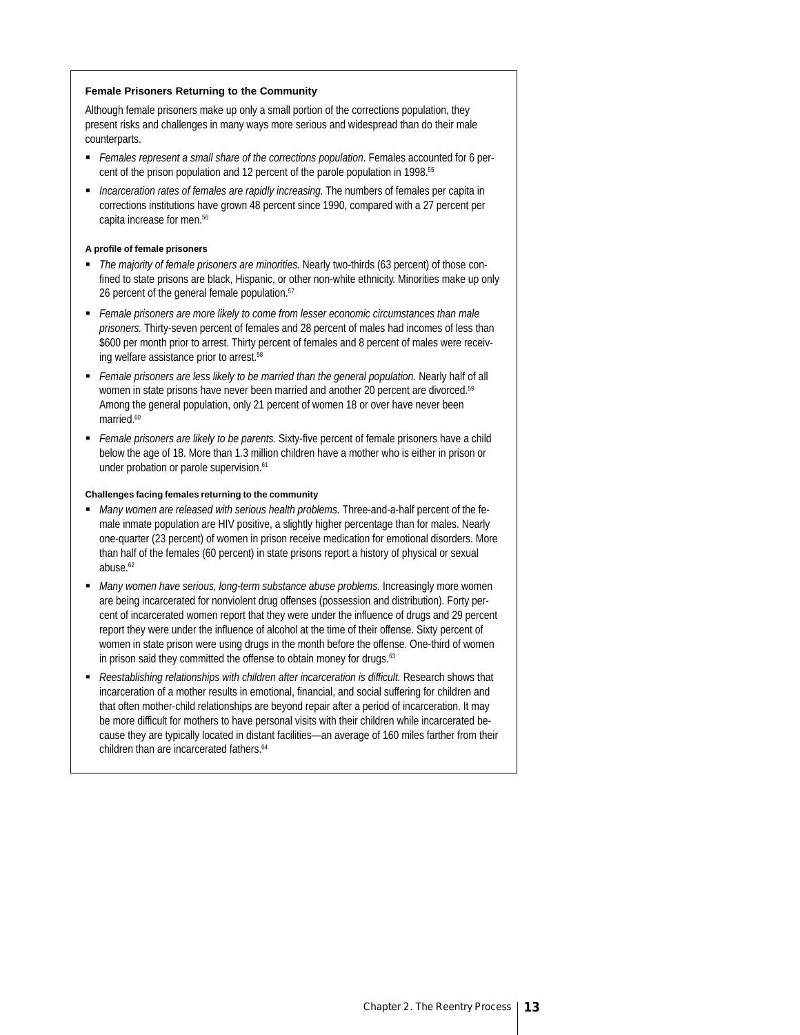### Female Prisoners Returning to the Community

Although female prisoners make up only a small portion of the corrections population, they present risks and challenges in many ways more serious and widespread than do their male counterparts.

- *Females represent a small share of the corrections population*. Females accounted for 6 percent of the prison population and 12 percent of the parole population in 1998.[55]
- *Incarceration rates of females are rapidly increasing.* The numbers of females per capita in corrections institutions have grown 48 percent since 1990, compared with a 27 percent per capita increase for men.[56]

#### A profile of female prisoners

- *The majority of female prisoners are minorities.* Nearly two-thirds (63 percent) of those confined to state prisons are black, Hispanic, or other non-white ethnicity. Minorities make up only 26 percent of the general female population.[57]
- *Female prisoners are more likely to come from lesser economic circumstances than male prisoners.* Thirty-seven percent of females and 28 percent of males had incomes of less than $600 per month prior to arrest. Thirty percent of females and 8 percent of males were receiving welfare assistance prior to arrest.[58]
- *Female prisoners are less likely to be married than the general population.* Nearly half of all women in state prisons have never been married and another 20 percent are divorced.[59] Among the general population, only 21 percent of women 18 or over have never been married.[60]
- *Female prisoners are likely to be parents.* Sixty-five percent of female prisoners have a child below the age of 18. More than 1.3 million children have a mother who is either in prison or under probation or parole supervision.[61]

#### Challenges facing females returning to the community

- *Many women are released with serious health problems.* Three-and-a-half percent of the female inmate population are HIV positive, a slightly higher percentage than for males. Nearly one-quarter (23 percent) of women in prison receive medication for emotional disorders. More than half of the females (60 percent) in state prisons report a history of physical or sexual abuse.[62]
- *Many women have serious, long-term substance abuse problems.* Increasingly more women are being incarcerated for nonviolent drug offenses (possession and distribution). Forty percent of incarcerated women report that they were under the influence of drugs and 29 percent report they were under the influence of alcohol at the time of their offense. Sixty percent of women in state prison were using drugs in the month before the offense. One-third of women in prison said they committed the offense to obtain money for drugs.[63]
- *Reestablishing relationships with children after incarceration is difficult.* Research shows that incarceration of a mother results in emotional, financial, and social suffering for children and that often mother-child relationships are beyond repair after a period of incarceration. It may be more difficult for mothers to have personal visits with their children while incarcerated because they are typically located in distant facilities—an average of 160 miles farther from their children than are incarcerated fathers.[64]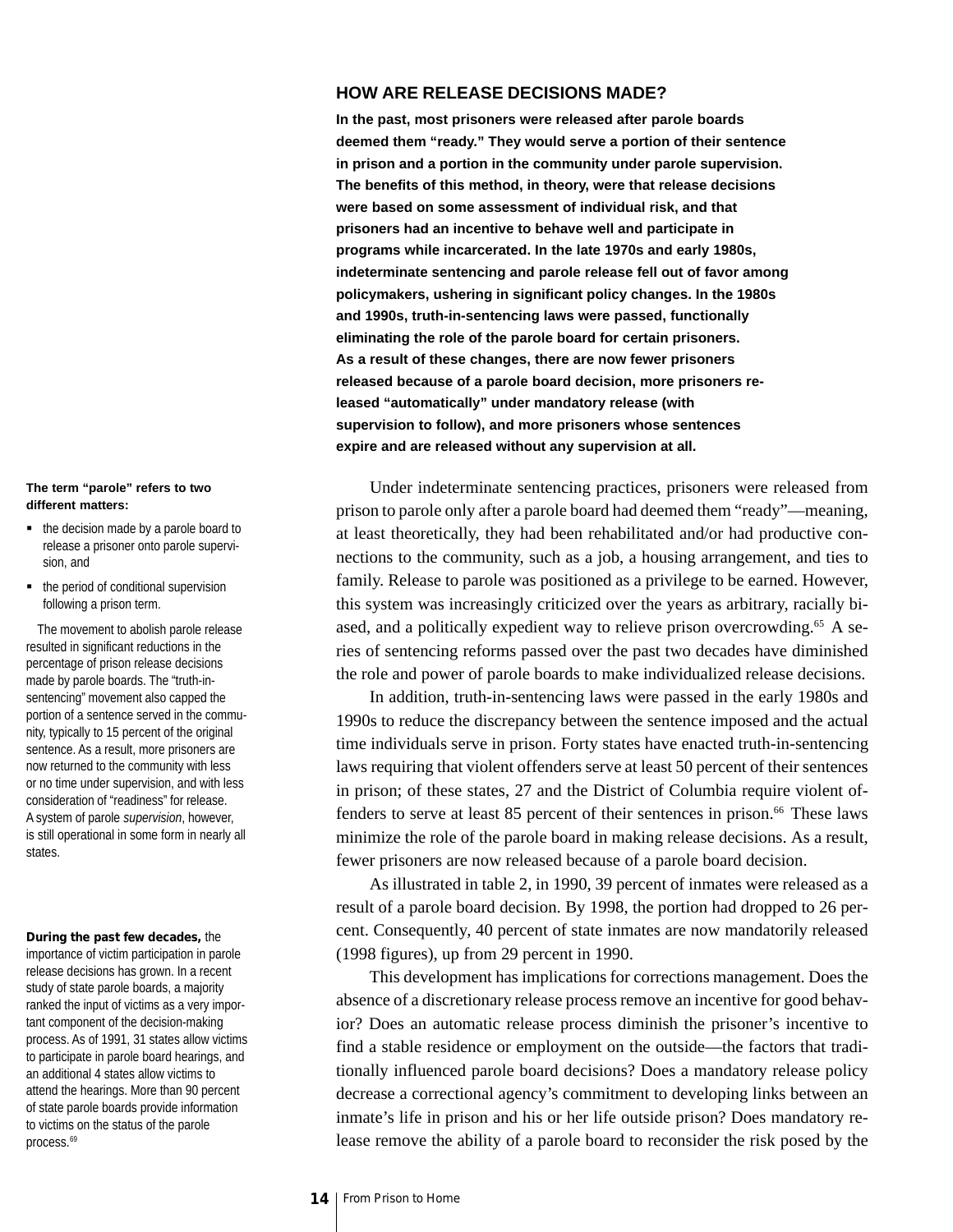## HOW ARE RELEASE DECISIONS MADE?

**In the past, most prisoners were released after parole boards deemed them "ready." They would serve a portion of their sentence in prison and a portion in the community under parole supervision. The benefits of this method, in theory, were that release decisions were based on some assessment of individual risk, and that prisoners had an incentive to behave well and participate in programs while incarcerated. In the late 1970s and early 1980s, indeterminate sentencing and parole release fell out of favor among policymakers, ushering in significant policy changes. In the 1980s and 1990s, truth-in-sentencing laws were passed, functionally eliminating the role of the parole board for certain prisoners. As a result of these changes, there are now fewer prisoners released because of a parole board decision, more prisoners released "automatically" under mandatory release (with supervision to follow), and more prisoners whose sentences expire and are released without any supervision at all.**

Under indeterminate sentencing practices, prisoners were released from prison to parole only after a parole board had deemed them "ready"—meaning, at least theoretically, they had been rehabilitated and/or had productive connections to the community, such as a job, a housing arrangement, and ties to family. Release to parole was positioned as a privilege to be earned. However, this system was increasingly criticized over the years as arbitrary, racially biased, and a politically expedient way to relieve prison overcrowding.[65] A series of sentencing reforms passed over the past two decades have diminished the role and power of parole boards to make individualized release decisions.

In addition, truth-in-sentencing laws were passed in the early 1980s and 1990s to reduce the discrepancy between the sentence imposed and the actual time individuals serve in prison. Forty states have enacted truth-in-sentencing laws requiring that violent offenders serve at least 50 percent of their sentences in prison; of these states, 27 and the District of Columbia require violent offenders to serve at least 85 percent of their sentences in prison.[66] These laws minimize the role of the parole board in making release decisions. As a result, fewer prisoners are now released because of a parole board decision.

As illustrated in table 2, in 1990, 39 percent of inmates were released as a result of a parole board decision. By 1998, the portion had dropped to 26 percent. Consequently, 40 percent of state inmates are now mandatorily released (1998 figures), up from 29 percent in 1990.

This development has implications for corrections management. Does the absence of a discretionary release process remove an incentive for good behavior? Does an automatic release process diminish the prisoner's incentive to find a stable residence or employment on the outside—the factors that traditionally influenced parole board decisions? Does a mandatory release policy decrease a correctional agency's commitment to developing links between an inmate's life in prison and his or her life outside prison? Does mandatory release remove the ability of a parole board to reconsider the risk posed by the

**The term "parole" refers to two different matters:**

- the decision made by a parole board to release a prisoner onto parole supervision, and
- the period of conditional supervision following a prison term.

The movement to abolish parole release resulted in significant reductions in the percentage of prison release decisions made by parole boards. The "truth-in-sentencing" movement also capped the portion of a sentence served in the community, typically to 15 percent of the original sentence. As a result, more prisoners are now returned to the community with less or no time under supervision, and with less consideration of "readiness" for release. A system of parole *supervision*, however, is still operational in some form in nearly all states.

**During the past few decades,** the importance of victim participation in parole release decisions has grown. In a recent study of state parole boards, a majority ranked the input of victims as a very important component of the decision-making process. As of 1991, 31 states allow victims to participate in parole board hearings, and an additional 4 states allow victims to attend the hearings. More than 90 percent of state parole boards provide information to victims on the status of the parole process.[69]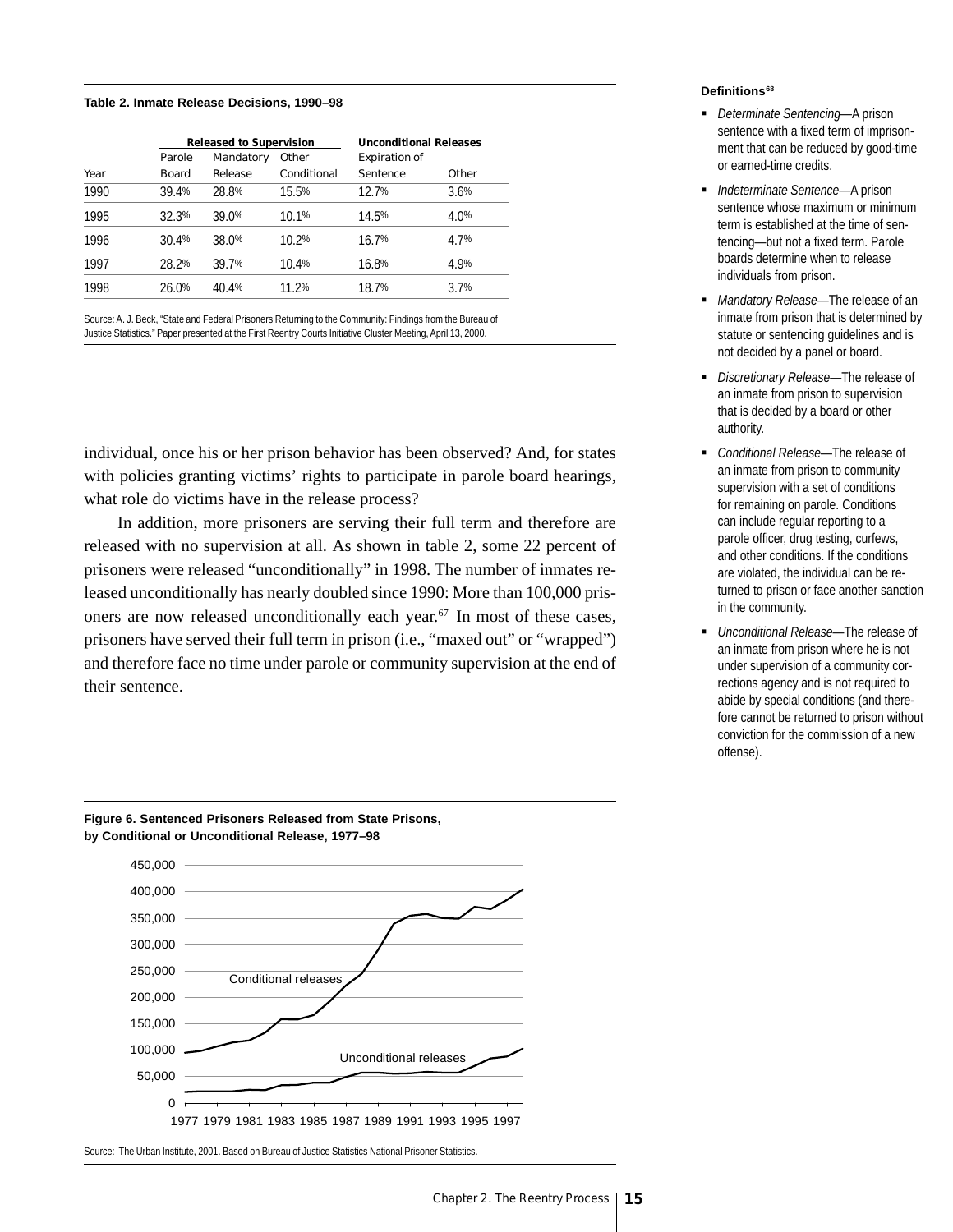**Table 2. Inmate Release Decisions, 1990–98**

| Year | Released to Supervision | | | Unconditional Releases | |
|---|---|---|---|---|---|
| | Parole Board | Mandatory Release | Other Conditional | Expiration of Sentence | Other |
| 1990 | 39.4% | 28.8% | 15.5% | 12.7% | 3.6% |
| 1995 | 32.3% | 39.0% | 10.1% | 14.5% | 4.0% |
| 1996 | 30.4% | 38.0% | 10.2% | 16.7% | 4.7% |
| 1997 | 28.2% | 39.7% | 10.4% | 16.8% | 4.9% |
| 1998 | 26.0% | 40.4% | 11.2% | 18.7% | 3.7% |

Source: A. J. Beck, "State and Federal Prisoners Returning to the Community: Findings from the Bureau of Justice Statistics." Paper presented at the First Reentry Courts Initiative Cluster Meeting, April 13, 2000.

individual, once his or her prison behavior has been observed? And, for states with policies granting victims' rights to participate in parole board hearings, what role do victims have in the release process?

In addition, more prisoners are serving their full term and therefore are released with no supervision at all. As shown in table 2, some 22 percent of prisoners were released "unconditionally" in 1998. The number of inmates released unconditionally has nearly doubled since 1990: More than 100,000 prisoners are now released unconditionally each year.[67] In most of these cases, prisoners have served their full term in prison (i.e., "maxed out" or "wrapped") and therefore face no time under parole or community supervision at the end of their sentence.

**Figure 6. Sentenced Prisoners Released from State Prisons, by Conditional or Unconditional Release, 1977–98**

Source: The Urban Institute, 2001. Based on Bureau of Justice Statistics National Prisoner Statistics.

**Definitions[68]**

- *Determinate Sentencing*—A prison sentence with a fixed term of imprisonment that can be reduced by good-time or earned-time credits.
- *Indeterminate Sentence*—A prison sentence whose maximum or minimum term is established at the time of sentencing—but not a fixed term. Parole boards determine when to release individuals from prison.
- *Mandatory Release*—The release of an inmate from prison that is determined by statute or sentencing guidelines and is not decided by a panel or board.
- *Discretionary Release*—The release of an inmate from prison to supervision that is decided by a board or other authority.
- *Conditional Release*—The release of an inmate from prison to community supervision with a set of conditions for remaining on parole. Conditions can include regular reporting to a parole officer, drug testing, curfews, and other conditions. If the conditions are violated, the individual can be returned to prison or face another sanction in the community.
- *Unconditional Release*—The release of an inmate from prison where he is not under supervision of a community corrections agency and is not required to abide by special conditions (and therefore cannot be returned to prison without conviction for the commission of a new offense).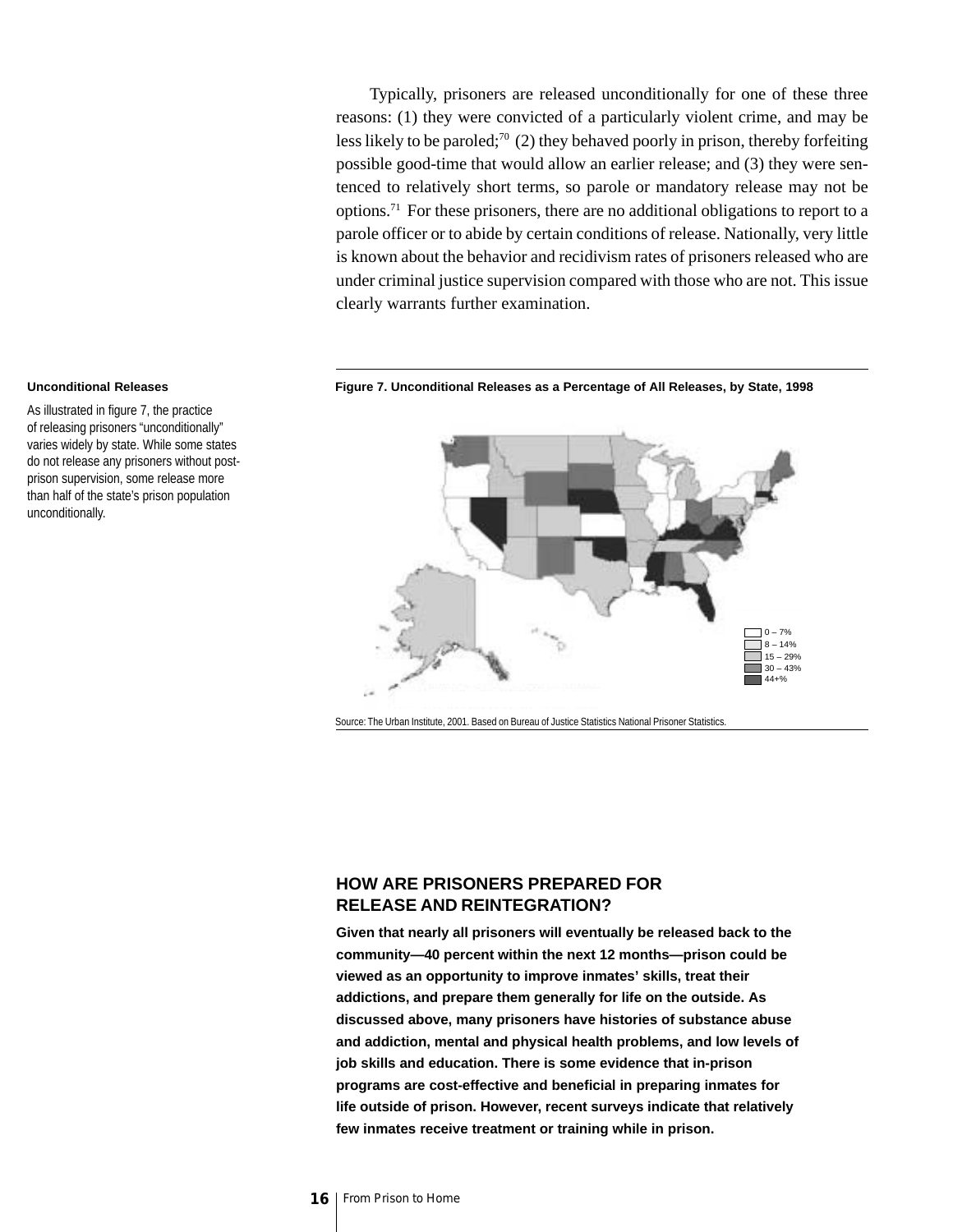Typically, prisoners are released unconditionally for one of these three reasons: (1) they were convicted of a particularly violent crime, and may be less likely to be paroled;[70] (2) they behaved poorly in prison, thereby forfeiting possible good-time that would allow an earlier release; and (3) they were sentenced to relatively short terms, so parole or mandatory release may not be options.[71] For these prisoners, there are no additional obligations to report to a parole officer or to abide by certain conditions of release. Nationally, very little is known about the behavior and recidivism rates of prisoners released who are under criminal justice supervision compared with those who are not. This issue clearly warrants further examination.

**Unconditional Releases**

As illustrated in figure 7, the practice of releasing prisoners "unconditionally" varies widely by state. While some states do not release any prisoners without post-prison supervision, some release more than half of the state's prison population unconditionally.

**Figure 7. Unconditional Releases as a Percentage of All Releases, by State, 1998**

0 – 7%
8 – 14%
15 – 29%
30 – 43%
44+%

Source: The Urban Institute, 2001. Based on Bureau of Justice Statistics National Prisoner Statistics.

## HOW ARE PRISONERS PREPARED FOR RELEASE AND REINTEGRATION?

**Given that nearly all prisoners will eventually be released back to the community—40 percent within the next 12 months—prison could be viewed as an opportunity to improve inmates' skills, treat their addictions, and prepare them generally for life on the outside. As discussed above, many prisoners have histories of substance abuse and addiction, mental and physical health problems, and low levels of job skills and education. There is some evidence that in-prison programs are cost-effective and beneficial in preparing inmates for life outside of prison. However, recent surveys indicate that relatively few inmates receive treatment or training while in prison.**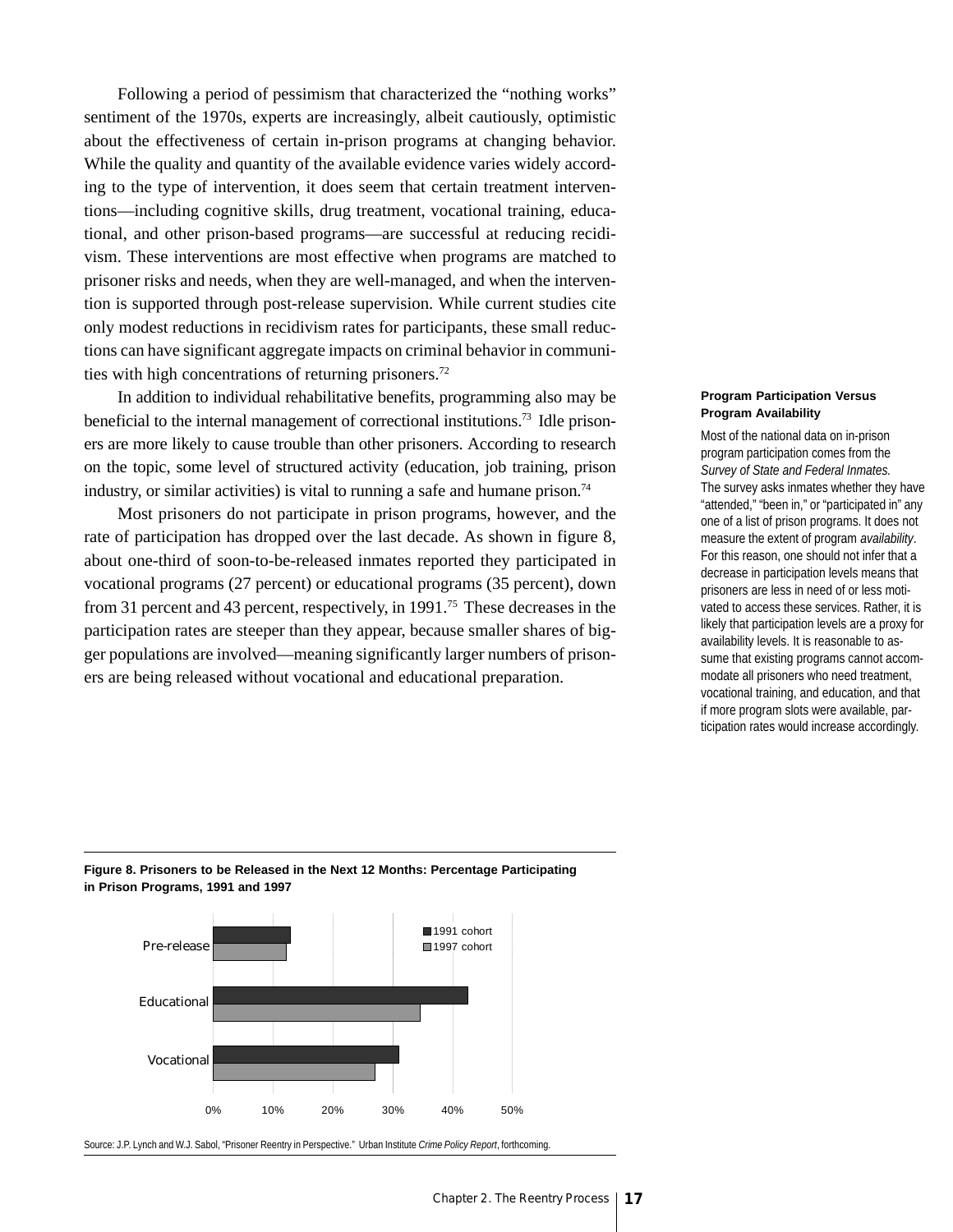Following a period of pessimism that characterized the "nothing works" sentiment of the 1970s, experts are increasingly, albeit cautiously, optimistic about the effectiveness of certain in-prison programs at changing behavior. While the quality and quantity of the available evidence varies widely according to the type of intervention, it does seem that certain treatment interventions—including cognitive skills, drug treatment, vocational training, educational, and other prison-based programs—are successful at reducing recidivism. These interventions are most effective when programs are matched to prisoner risks and needs, when they are well-managed, and when the intervention is supported through post-release supervision. While current studies cite only modest reductions in recidivism rates for participants, these small reductions can have significant aggregate impacts on criminal behavior in communities with high concentrations of returning prisoners.[72]

In addition to individual rehabilitative benefits, programming also may be beneficial to the internal management of correctional institutions.[73] Idle prisoners are more likely to cause trouble than other prisoners. According to research on the topic, some level of structured activity (education, job training, prison industry, or similar activities) is vital to running a safe and humane prison.[74]

Most prisoners do not participate in prison programs, however, and the rate of participation has dropped over the last decade. As shown in figure 8, about one-third of soon-to-be-released inmates reported they participated in vocational programs (27 percent) or educational programs (35 percent), down from 31 percent and 43 percent, respectively, in 1991.[75] These decreases in the participation rates are steeper than they appear, because smaller shares of bigger populations are involved—meaning significantly larger numbers of prisoners are being released without vocational and educational preparation.

**Program Participation Versus Program Availability**

Most of the national data on in-prison program participation comes from the *Survey of State and Federal Inmates*. The survey asks inmates whether they have "attended," "been in," or "participated in" any one of a list of prison programs. It does not measure the extent of program *availability*. For this reason, one should not infer that a decrease in participation levels means that prisoners are less in need of or less motivated to access these services. Rather, it is likely that participation levels are a proxy for availability levels. It is reasonable to assume that existing programs cannot accommodate all prisoners who need treatment, vocational training, and education, and that if more program slots were available, participation rates would increase accordingly.

**Figure 8. Prisoners to be Released in the Next 12 Months: Percentage Participating in Prison Programs, 1991 and 1997**

| Program | 1991 cohort | 1997 cohort |
|---|---|---|
| Pre-release | 13% | 12% |
| Educational | 43% | 35% |
| Vocational | 31% | 27% |

Source: J.P. Lynch and W.J. Sabol, "Prisoner Reentry in Perspective." Urban Institute *Crime Policy Report*, forthcoming.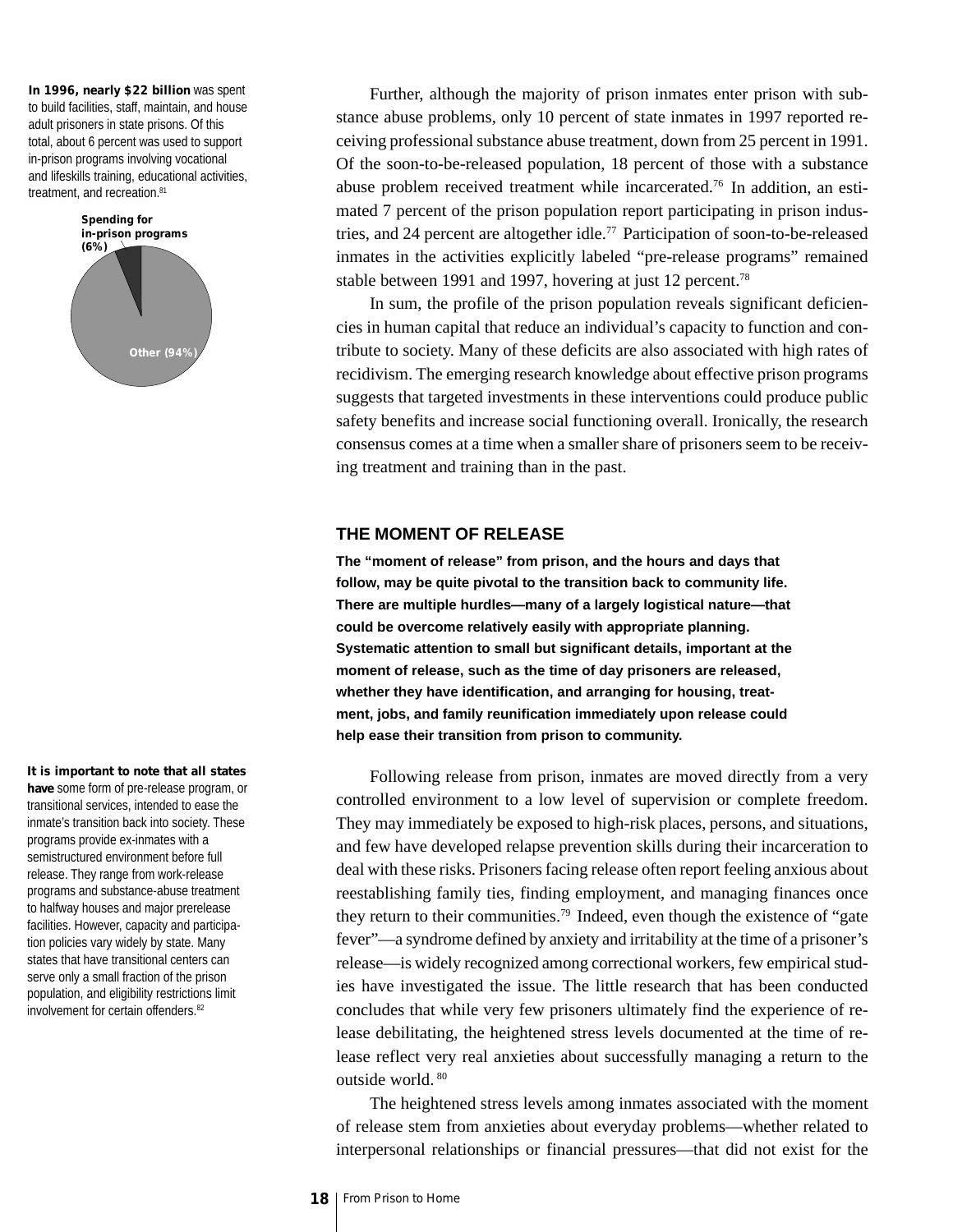**In 1996, nearly $22 billion** was spent to build facilities, staff, maintain, and house adult prisoners in state prisons. Of this total, about 6 percent was used to support in-prison programs involving vocational and lifeskills training, educational activities, treatment, and recreation.[81]

Spending for in-prison programs (6%)

Other (94%)

Further, although the majority of prison inmates enter prison with substance abuse problems, only 10 percent of state inmates in 1997 reported receiving professional substance abuse treatment, down from 25 percent in 1991. Of the soon-to-be-released population, 18 percent of those with a substance abuse problem received treatment while incarcerated.[76] In addition, an estimated 7 percent of the prison population report participating in prison industries, and 24 percent are altogether idle.[77] Participation of soon-to-be-released inmates in the activities explicitly labeled "pre-release programs" remained stable between 1991 and 1997, hovering at just 12 percent.[78]

In sum, the profile of the prison population reveals significant deficiencies in human capital that reduce an individual's capacity to function and contribute to society. Many of these deficits are also associated with high rates of recidivism. The emerging research knowledge about effective prison programs suggests that targeted investments in these interventions could produce public safety benefits and increase social functioning overall. Ironically, the research consensus comes at a time when a smaller share of prisoners seem to be receiving treatment and training than in the past.

## THE MOMENT OF RELEASE

**The "moment of release" from prison, and the hours and days that follow, may be quite pivotal to the transition back to community life. There are multiple hurdles—many of a largely logistical nature—that could be overcome relatively easily with appropriate planning. Systematic attention to small but significant details, important at the moment of release, such as the time of day prisoners are released, whether they have identification, and arranging for housing, treatment, jobs, and family reunification immediately upon release could help ease their transition from prison to community.**

**It is important to note that all states have** some form of pre-release program, or transitional services, intended to ease the inmate's transition back into society. These programs provide ex-inmates with a semistructured environment before full release. They range from work-release programs and substance-abuse treatment to halfway houses and major prerelease facilities. However, capacity and participation policies vary widely by state. Many states that have transitional centers can serve only a small fraction of the prison population, and eligibility restrictions limit involvement for certain offenders.[82]

Following release from prison, inmates are moved directly from a very controlled environment to a low level of supervision or complete freedom. They may immediately be exposed to high-risk places, persons, and situations, and few have developed relapse prevention skills during their incarceration to deal with these risks. Prisoners facing release often report feeling anxious about reestablishing family ties, finding employment, and managing finances once they return to their communities.[79] Indeed, even though the existence of "gate fever"—a syndrome defined by anxiety and irritability at the time of a prisoner's release—is widely recognized among correctional workers, few empirical studies have investigated the issue. The little research that has been conducted concludes that while very few prisoners ultimately find the experience of release debilitating, the heightened stress levels documented at the time of release reflect very real anxieties about successfully managing a return to the outside world.[80]

The heightened stress levels among inmates associated with the moment of release stem from anxieties about everyday problems—whether related to interpersonal relationships or financial pressures—that did not exist for the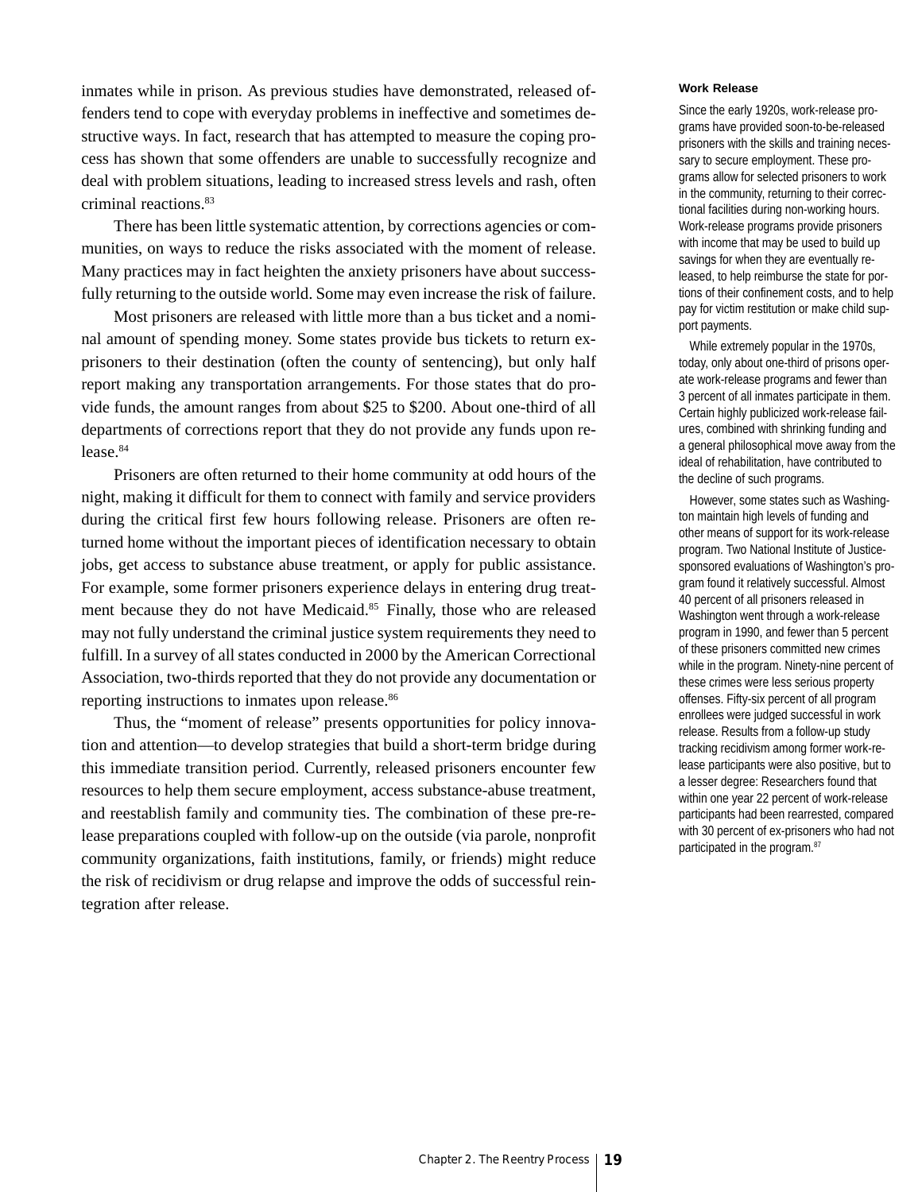inmates while in prison. As previous studies have demonstrated, released offenders tend to cope with everyday problems in ineffective and sometimes destructive ways. In fact, research that has attempted to measure the coping process has shown that some offenders are unable to successfully recognize and deal with problem situations, leading to increased stress levels and rash, often criminal reactions.[83]

There has been little systematic attention, by corrections agencies or communities, on ways to reduce the risks associated with the moment of release. Many practices may in fact heighten the anxiety prisoners have about successfully returning to the outside world. Some may even increase the risk of failure.

Most prisoners are released with little more than a bus ticket and a nominal amount of spending money. Some states provide bus tickets to return ex-prisoners to their destination (often the county of sentencing), but only half report making any transportation arrangements. For those states that do provide funds, the amount ranges from about $25 to $200. About one-third of all departments of corrections report that they do not provide any funds upon release.[84]

Prisoners are often returned to their home community at odd hours of the night, making it difficult for them to connect with family and service providers during the critical first few hours following release. Prisoners are often returned home without the important pieces of identification necessary to obtain jobs, get access to substance abuse treatment, or apply for public assistance. For example, some former prisoners experience delays in entering drug treatment because they do not have Medicaid.[85] Finally, those who are released may not fully understand the criminal justice system requirements they need to fulfill. In a survey of all states conducted in 2000 by the American Correctional Association, two-thirds reported that they do not provide any documentation or reporting instructions to inmates upon release.[86]

Thus, the "moment of release" presents opportunities for policy innovation and attention—to develop strategies that build a short-term bridge during this immediate transition period. Currently, released prisoners encounter few resources to help them secure employment, access substance-abuse treatment, and reestablish family and community ties. The combination of these pre-release preparations coupled with follow-up on the outside (via parole, nonprofit community organizations, faith institutions, family, or friends) might reduce the risk of recidivism or drug relapse and improve the odds of successful reintegration after release.

**Work Release**

Since the early 1920s, work-release programs have provided soon-to-be-released prisoners with the skills and training necessary to secure employment. These programs allow for selected prisoners to work in the community, returning to their correctional facilities during non-working hours. Work-release programs provide prisoners with income that may be used to build up savings for when they are eventually released, to help reimburse the state for portions of their confinement costs, and to help pay for victim restitution or make child support payments.

While extremely popular in the 1970s, today, only about one-third of prisons operate work-release programs and fewer than 3 percent of all inmates participate in them. Certain highly publicized work-release failures, combined with shrinking funding and a general philosophical move away from the ideal of rehabilitation, have contributed to the decline of such programs.

However, some states such as Washington maintain high levels of funding and other means of support for its work-release program. Two National Institute of Justice-sponsored evaluations of Washington's program found it relatively successful. Almost 40 percent of all prisoners released in Washington went through a work-release program in 1990, and fewer than 5 percent of these prisoners committed new crimes while in the program. Ninety-nine percent of these crimes were less serious property offenses. Fifty-six percent of all program enrollees were judged successful in work release. Results from a follow-up study tracking recidivism among former work-release participants were also positive, but to a lesser degree: Researchers found that within one year 22 percent of work-release participants had been rearrested, compared with 30 percent of ex-prisoners who had not participated in the program.[87]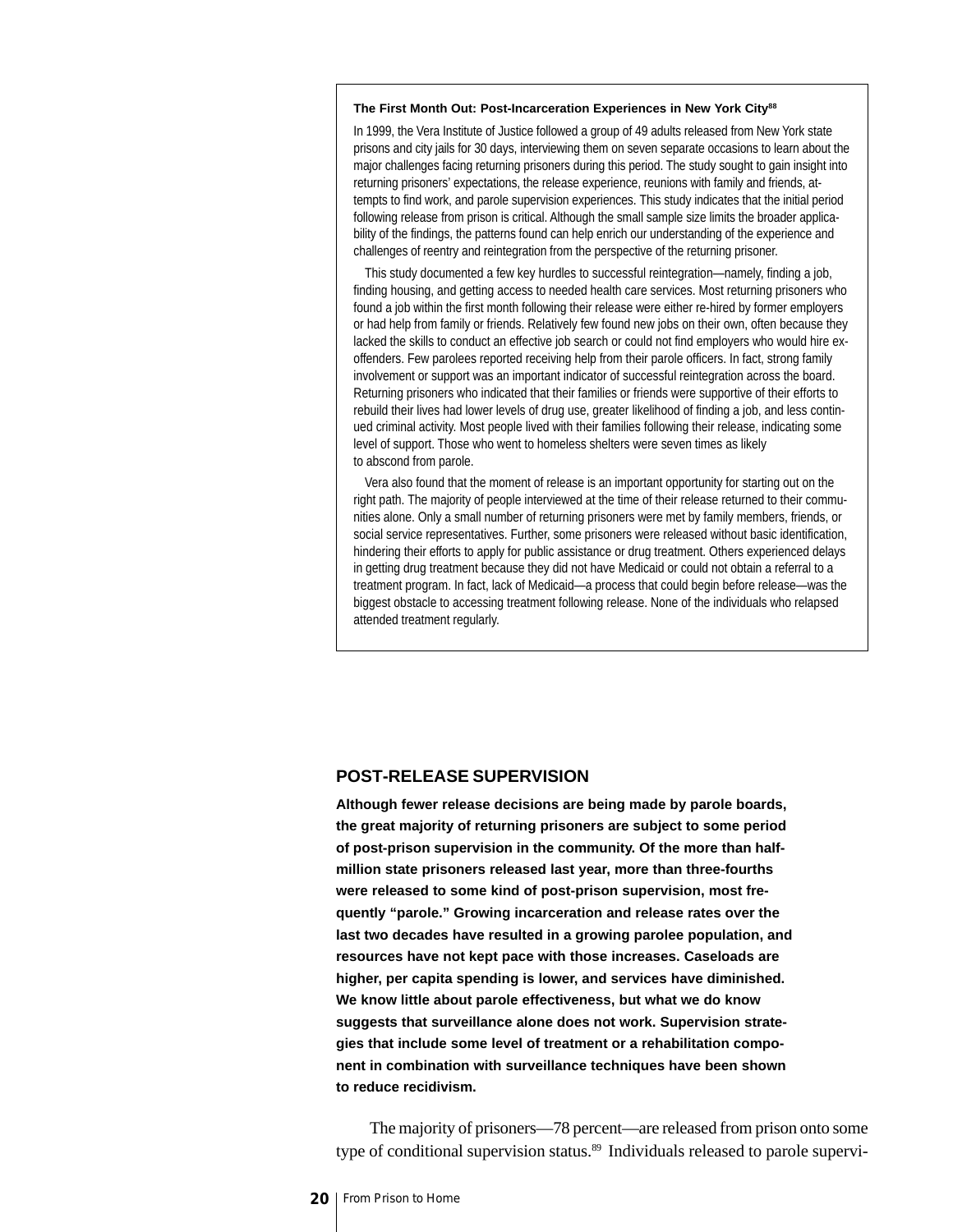**The First Month Out: Post-Incarceration Experiences in New York City**[88]

In 1999, the Vera Institute of Justice followed a group of 49 adults released from New York state prisons and city jails for 30 days, interviewing them on seven separate occasions to learn about the major challenges facing returning prisoners during this period. The study sought to gain insight into returning prisoners' expectations, the release experience, reunions with family and friends, attempts to find work, and parole supervision experiences. This study indicates that the initial period following release from prison is critical. Although the small sample size limits the broader applicability of the findings, the patterns found can help enrich our understanding of the experience and challenges of reentry and reintegration from the perspective of the returning prisoner.

This study documented a few key hurdles to successful reintegration—namely, finding a job, finding housing, and getting access to needed health care services. Most returning prisoners who found a job within the first month following their release were either re-hired by former employers or had help from family or friends. Relatively few found new jobs on their own, often because they lacked the skills to conduct an effective job search or could not find employers who would hire ex-offenders. Few parolees reported receiving help from their parole officers. In fact, strong family involvement or support was an important indicator of successful reintegration across the board. Returning prisoners who indicated that their families or friends were supportive of their efforts to rebuild their lives had lower levels of drug use, greater likelihood of finding a job, and less continued criminal activity. Most people lived with their families following their release, indicating some level of support. Those who went to homeless shelters were seven times as likely to abscond from parole.

Vera also found that the moment of release is an important opportunity for starting out on the right path. The majority of people interviewed at the time of their release returned to their communities alone. Only a small number of returning prisoners were met by family members, friends, or social service representatives. Further, some prisoners were released without basic identification, hindering their efforts to apply for public assistance or drug treatment. Others experienced delays in getting drug treatment because they did not have Medicaid or could not obtain a referral to a treatment program. In fact, lack of Medicaid—a process that could begin before release—was the biggest obstacle to accessing treatment following release. None of the individuals who relapsed attended treatment regularly.

## POST-RELEASE SUPERVISION

**Although fewer release decisions are being made by parole boards, the great majority of returning prisoners are subject to some period of post-prison supervision in the community. Of the more than half-million state prisoners released last year, more than three-fourths were released to some kind of post-prison supervision, most frequently "parole." Growing incarceration and release rates over the last two decades have resulted in a growing parolee population, and resources have not kept pace with those increases. Caseloads are higher, per capita spending is lower, and services have diminished. We know little about parole effectiveness, but what we do know suggests that surveillance alone does not work. Supervision strategies that include some level of treatment or a rehabilitation component in combination with surveillance techniques have been shown to reduce recidivism.**

The majority of prisoners—78 percent—are released from prison onto some type of conditional supervision status.[89] Individuals released to parole supervi-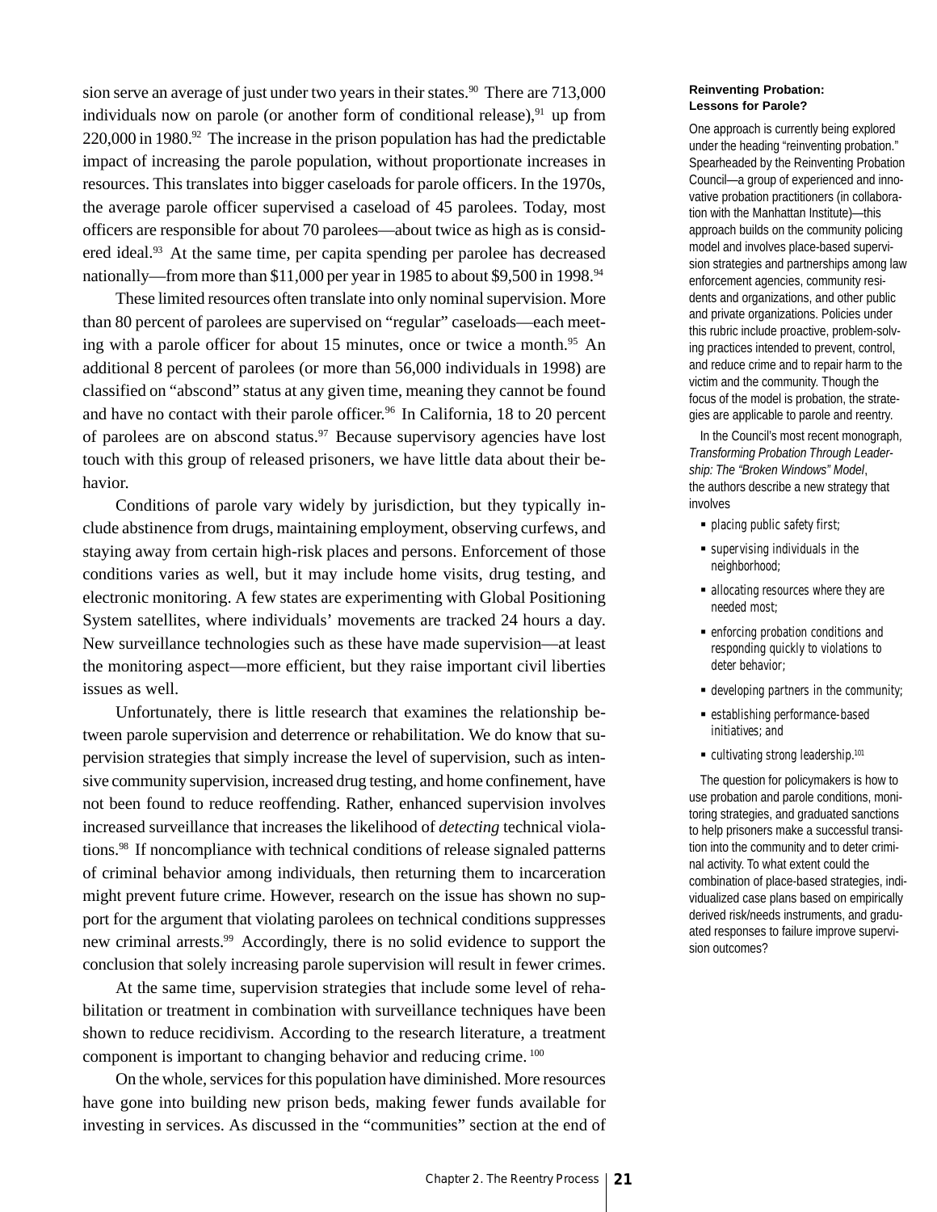sion serve an average of just under two years in their states.[90] There are 713,000 individuals now on parole (or another form of conditional release),[91] up from 220,000 in 1980.[92] The increase in the prison population has had the predictable impact of increasing the parole population, without proportionate increases in resources. This translates into bigger caseloads for parole officers. In the 1970s, the average parole officer supervised a caseload of 45 parolees. Today, most officers are responsible for about 70 parolees—about twice as high as is considered ideal.[93] At the same time, per capita spending per parolee has decreased nationally—from more than $11,000 per year in 1985 to about $9,500 in 1998.[94]

These limited resources often translate into only nominal supervision. More than 80 percent of parolees are supervised on "regular" caseloads—each meeting with a parole officer for about 15 minutes, once or twice a month.[95] An additional 8 percent of parolees (or more than 56,000 individuals in 1998) are classified on "abscond" status at any given time, meaning they cannot be found and have no contact with their parole officer.[96] In California, 18 to 20 percent of parolees are on abscond status.[97] Because supervisory agencies have lost touch with this group of released prisoners, we have little data about their behavior.

Conditions of parole vary widely by jurisdiction, but they typically include abstinence from drugs, maintaining employment, observing curfews, and staying away from certain high-risk places and persons. Enforcement of those conditions varies as well, but it may include home visits, drug testing, and electronic monitoring. A few states are experimenting with Global Positioning System satellites, where individuals' movements are tracked 24 hours a day. New surveillance technologies such as these have made supervision—at least the monitoring aspect—more efficient, but they raise important civil liberties issues as well.

Unfortunately, there is little research that examines the relationship between parole supervision and deterrence or rehabilitation. We do know that supervision strategies that simply increase the level of supervision, such as intensive community supervision, increased drug testing, and home confinement, have not been found to reduce reoffending. Rather, enhanced supervision involves increased surveillance that increases the likelihood of *detecting* technical violations.[98] If noncompliance with technical conditions of release signaled patterns of criminal behavior among individuals, then returning them to incarceration might prevent future crime. However, research on the issue has shown no support for the argument that violating parolees on technical conditions suppresses new criminal arrests.[99] Accordingly, there is no solid evidence to support the conclusion that solely increasing parole supervision will result in fewer crimes.

At the same time, supervision strategies that include some level of rehabilitation or treatment in combination with surveillance techniques have been shown to reduce recidivism. According to the research literature, a treatment component is important to changing behavior and reducing crime.[100]

On the whole, services for this population have diminished. More resources have gone into building new prison beds, making fewer funds available for investing in services. As discussed in the "communities" section at the end of

**Reinventing Probation: Lessons for Parole?**

One approach is currently being explored under the heading "reinventing probation." Spearheaded by the Reinventing Probation Council—a group of experienced and innovative probation practitioners (in collaboration with the Manhattan Institute)—this approach builds on the community policing model and involves place-based supervision strategies and partnerships among law enforcement agencies, community residents and organizations, and other public and private organizations. Policies under this rubric include proactive, problem-solving practices intended to prevent, control, and reduce crime and to repair harm to the victim and the community. Though the focus of the model is probation, the strategies are applicable to parole and reentry.

In the Council's most recent monograph, *Transforming Probation Through Leadership: The "Broken Windows" Model*, the authors describe a new strategy that involves

- placing public safety first;
- supervising individuals in the neighborhood;
- allocating resources where they are needed most;
- enforcing probation conditions and responding quickly to violations to deter behavior;
- developing partners in the community;
- establishing performance-based initiatives; and
- cultivating strong leadership.[101]

The question for policymakers is how to use probation and parole conditions, monitoring strategies, and graduated sanctions to help prisoners make a successful transition into the community and to deter criminal activity. To what extent could the combination of place-based strategies, individualized case plans based on empirically derived risk/needs instruments, and graduated responses to failure improve supervision outcomes?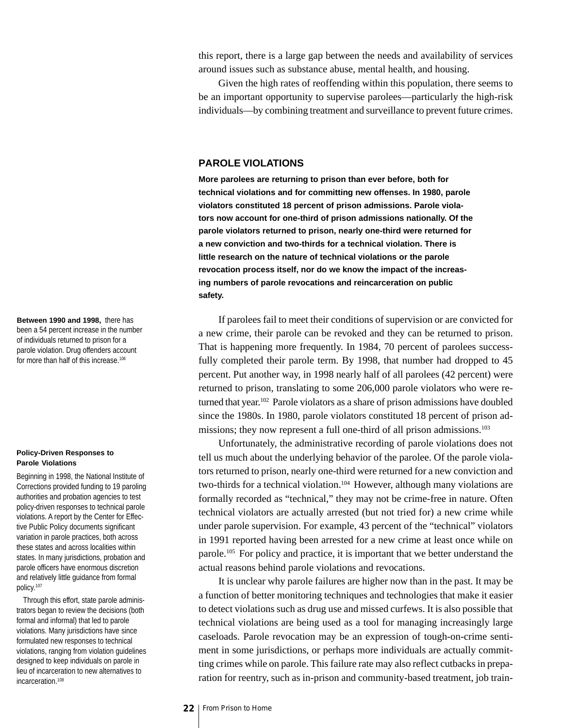this report, there is a large gap between the needs and availability of services around issues such as substance abuse, mental health, and housing.

Given the high rates of reoffending within this population, there seems to be an important opportunity to supervise parolees—particularly the high-risk individuals—by combining treatment and surveillance to prevent future crimes.

## PAROLE VIOLATIONS

**More parolees are returning to prison than ever before, both for technical violations and for committing new offenses. In 1980, parole violators constituted 18 percent of prison admissions. Parole violators now account for one-third of prison admissions nationally. Of the parole violators returned to prison, nearly one-third were returned for a new conviction and two-thirds for a technical violation. There is little research on the nature of technical violations or the parole revocation process itself, nor do we know the impact of the increasing numbers of parole revocations and reincarceration on public safety.**

If parolees fail to meet their conditions of supervision or are convicted for a new crime, their parole can be revoked and they can be returned to prison. That is happening more frequently. In 1984, 70 percent of parolees successfully completed their parole term. By 1998, that number had dropped to 45 percent. Put another way, in 1998 nearly half of all parolees (42 percent) were returned to prison, translating to some 206,000 parole violators who were returned that year.[102] Parole violators as a share of prison admissions have doubled since the 1980s. In 1980, parole violators constituted 18 percent of prison admissions; they now represent a full one-third of all prison admissions.[103]

**Between 1990 and 1998,** there has been a 54 percent increase in the number of individuals returned to prison for a parole violation. Drug offenders account for more than half of this increase.[106]

Unfortunately, the administrative recording of parole violations does not tell us much about the underlying behavior of the parolee. Of the parole violators returned to prison, nearly one-third were returned for a new conviction and two-thirds for a technical violation.[104] However, although many violations are formally recorded as "technical," they may not be crime-free in nature. Often technical violators are actually arrested (but not tried for) a new crime while under parole supervision. For example, 43 percent of the "technical" violators in 1991 reported having been arrested for a new crime at least once while on parole.[105] For policy and practice, it is important that we better understand the actual reasons behind parole violations and revocations.

**Policy-Driven Responses to Parole Violations**

Beginning in 1998, the National Institute of Corrections provided funding to 19 paroling authorities and probation agencies to test policy-driven responses to technical parole violations. A report by the Center for Effective Public Policy documents significant variation in parole practices, both across these states and across localities within states. In many jurisdictions, probation and parole officers have enormous discretion and relatively little guidance from formal policy.[107]

Through this effort, state parole administrators began to review the decisions (both formal and informal) that led to parole violations. Many jurisdictions have since formulated new responses to technical violations, ranging from violation guidelines designed to keep individuals on parole in lieu of incarceration to new alternatives to incarceration.[108]

It is unclear why parole failures are higher now than in the past. It may be a function of better monitoring techniques and technologies that make it easier to detect violations such as drug use and missed curfews. It is also possible that technical violations are being used as a tool for managing increasingly large caseloads. Parole revocation may be an expression of tough-on-crime sentiment in some jurisdictions, or perhaps more individuals are actually committing crimes while on parole. This failure rate may also reflect cutbacks in preparation for reentry, such as in-prison and community-based treatment, job train-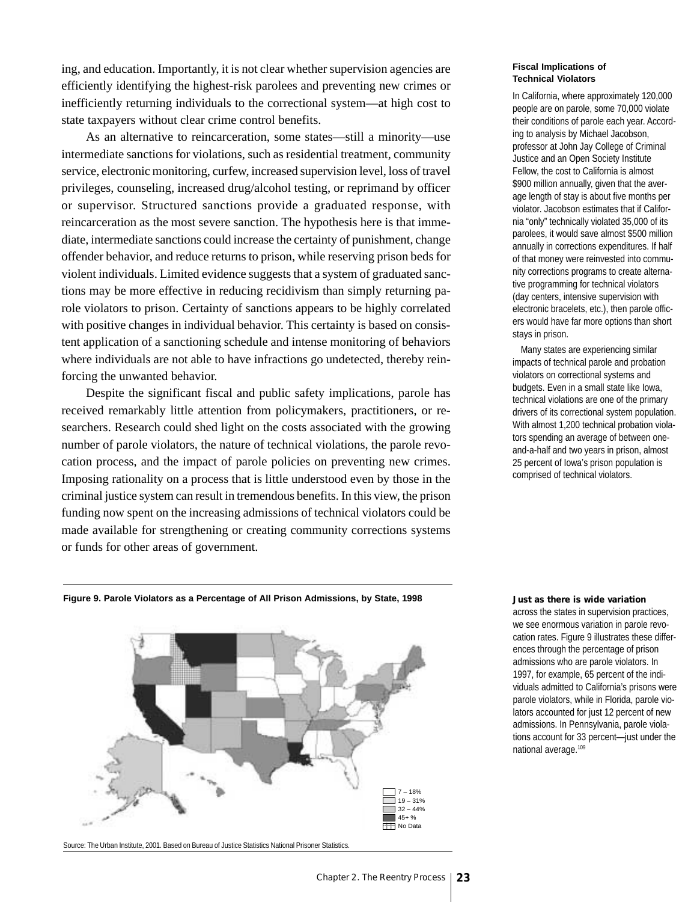ing, and education. Importantly, it is not clear whether supervision agencies are efficiently identifying the highest-risk parolees and preventing new crimes or inefficiently returning individuals to the correctional system—at high cost to state taxpayers without clear crime control benefits.

As an alternative to reincarceration, some states—still a minority—use intermediate sanctions for violations, such as residential treatment, community service, electronic monitoring, curfew, increased supervision level, loss of travel privileges, counseling, increased drug/alcohol testing, or reprimand by officer or supervisor. Structured sanctions provide a graduated response, with reincarceration as the most severe sanction. The hypothesis here is that immediate, intermediate sanctions could increase the certainty of punishment, change offender behavior, and reduce returns to prison, while reserving prison beds for violent individuals. Limited evidence suggests that a system of graduated sanctions may be more effective in reducing recidivism than simply returning parole violators to prison. Certainty of sanctions appears to be highly correlated with positive changes in individual behavior. This certainty is based on consistent application of a sanctioning schedule and intense monitoring of behaviors where individuals are not able to have infractions go undetected, thereby reinforcing the unwanted behavior.

Despite the significant fiscal and public safety implications, parole has received remarkably little attention from policymakers, practitioners, or researchers. Research could shed light on the costs associated with the growing number of parole violators, the nature of technical violations, the parole revocation process, and the impact of parole policies on preventing new crimes. Imposing rationality on a process that is little understood even by those in the criminal justice system can result in tremendous benefits. In this view, the prison funding now spent on the increasing admissions of technical violators could be made available for strengthening or creating community corrections systems or funds for other areas of government.

**Fiscal Implications of Technical Violators**

In California, where approximately 120,000 people are on parole, some 70,000 violate their conditions of parole each year. According to analysis by Michael Jacobson, professor at John Jay College of Criminal Justice and an Open Society Institute Fellow, the cost to California is almost $900 million annually, given that the average length of stay is about five months per violator. Jacobson estimates that if California "only" technically violated 35,000 of its parolees, it would save almost $500 million annually in corrections expenditures. If half of that money were reinvested into community corrections programs to create alternative programming for technical violators (day centers, intensive supervision with electronic bracelets, etc.), then parole officers would have far more options than short stays in prison.

Many states are experiencing similar impacts of technical parole and probation violators on correctional systems and budgets. Even in a small state like Iowa, technical violations are one of the primary drivers of its correctional system population. With almost 1,200 technical probation violators spending an average of between one-and-a-half and two years in prison, almost 25 percent of Iowa's prison population is comprised of technical violators.

**Figure 9. Parole Violators as a Percentage of All Prison Admissions, by State, 1998**

7 – 18%
19 – 31%
32 – 44%
45+ %
No Data

Source: The Urban Institute, 2001. Based on Bureau of Justice Statistics National Prisoner Statistics.

**Just as there is wide variation** across the states in supervision practices, we see enormous variation in parole revocation rates. Figure 9 illustrates these differences through the percentage of prison admissions who are parole violators. In 1997, for example, 65 percent of the individuals admitted to California's prisons were parole violators, while in Florida, parole violators accounted for just 12 percent of new admissions. In Pennsylvania, parole violations account for 33 percent—just under the national average.[109]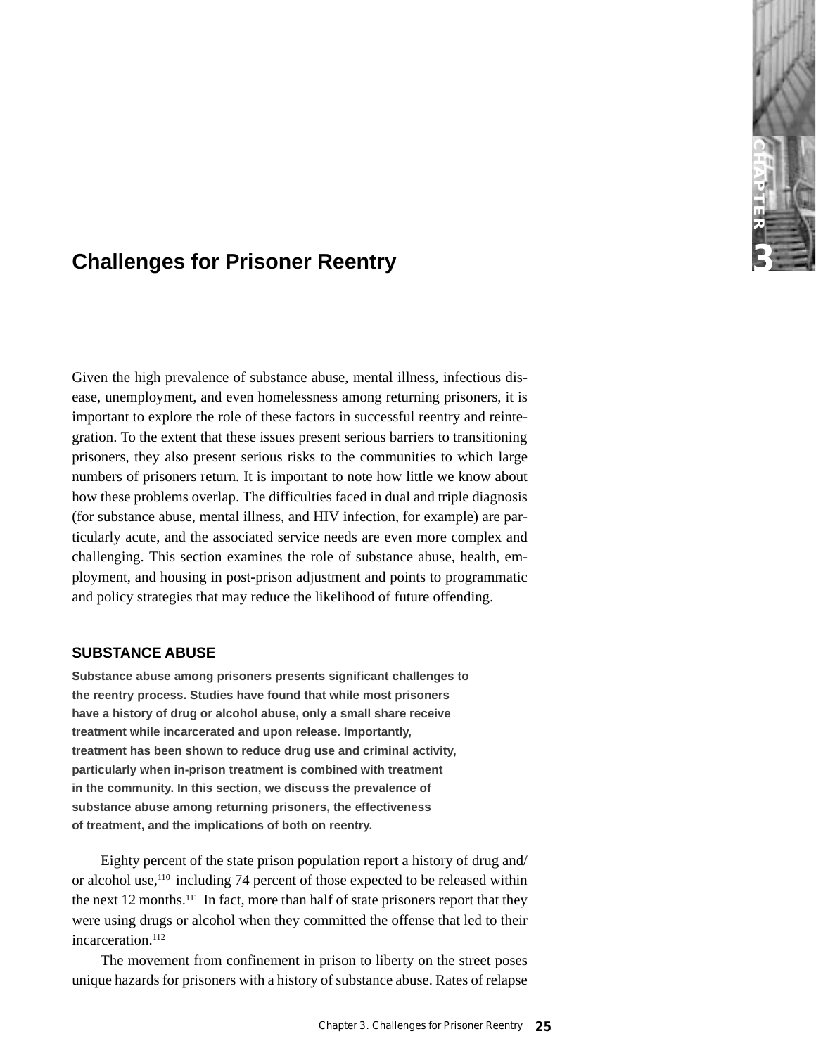# Challenges for Prisoner Reentry

Given the high prevalence of substance abuse, mental illness, infectious disease, unemployment, and even homelessness among returning prisoners, it is important to explore the role of these factors in successful reentry and reintegration. To the extent that these issues present serious barriers to transitioning prisoners, they also present serious risks to the communities to which large numbers of prisoners return. It is important to note how little we know about how these problems overlap. The difficulties faced in dual and triple diagnosis (for substance abuse, mental illness, and HIV infection, for example) are particularly acute, and the associated service needs are even more complex and challenging. This section examines the role of substance abuse, health, employment, and housing in post-prison adjustment and points to programmatic and policy strategies that may reduce the likelihood of future offending.

## SUBSTANCE ABUSE

**Substance abuse among prisoners presents significant challenges to the reentry process. Studies have found that while most prisoners have a history of drug or alcohol abuse, only a small share receive treatment while incarcerated and upon release. Importantly, treatment has been shown to reduce drug use and criminal activity, particularly when in-prison treatment is combined with treatment in the community. In this section, we discuss the prevalence of substance abuse among returning prisoners, the effectiveness of treatment, and the implications of both on reentry.**

Eighty percent of the state prison population report a history of drug and/or alcohol use,[110] including 74 percent of those expected to be released within the next 12 months.[111] In fact, more than half of state prisoners report that they were using drugs or alcohol when they committed the offense that led to their incarceration.[112]

The movement from confinement in prison to liberty on the street poses unique hazards for prisoners with a history of substance abuse. Rates of relapse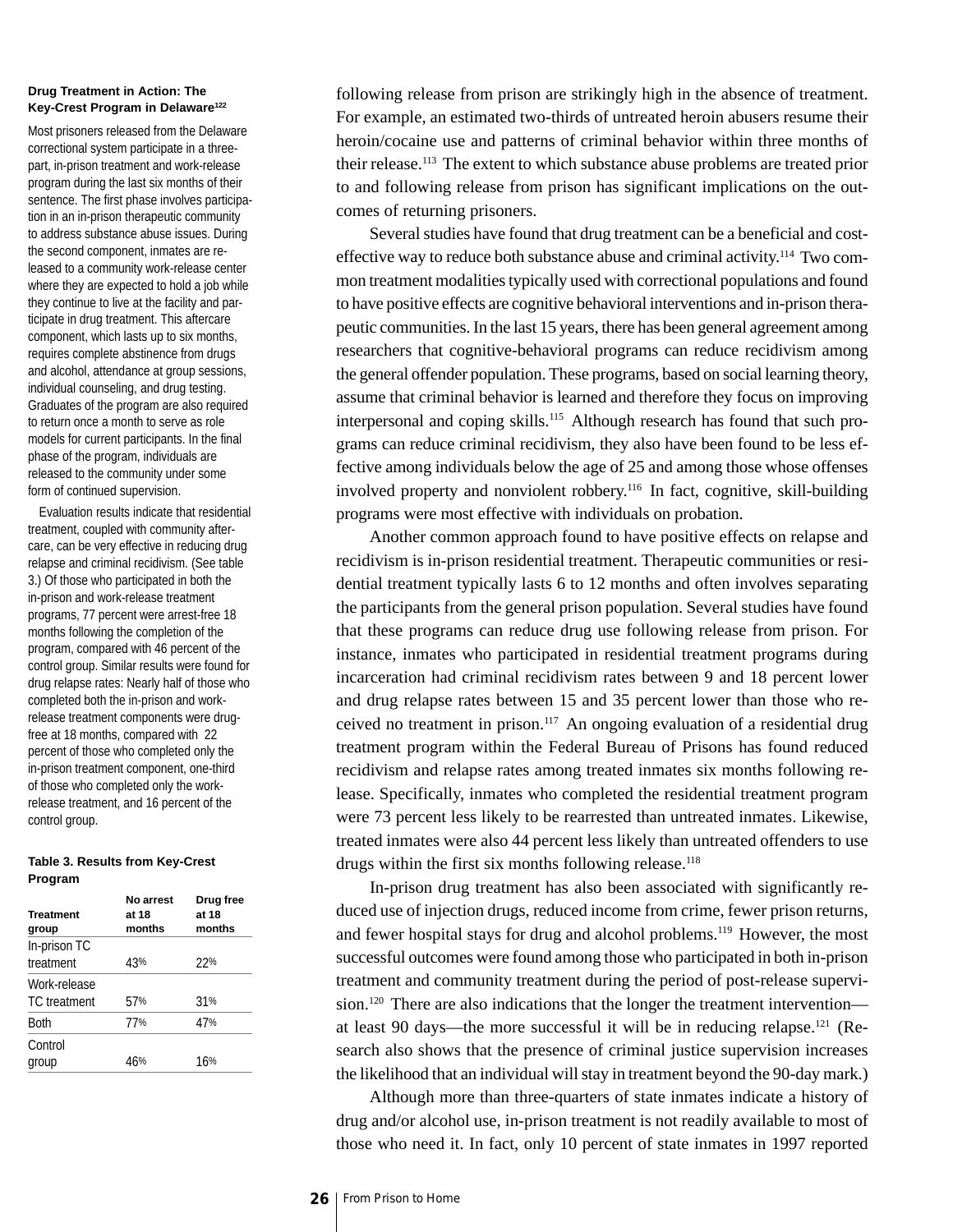following release from prison are strikingly high in the absence of treatment. For example, an estimated two-thirds of untreated heroin abusers resume their heroin/cocaine use and patterns of criminal behavior within three months of their release.[113] The extent to which substance abuse problems are treated prior to and following release from prison has significant implications on the outcomes of returning prisoners.

Several studies have found that drug treatment can be a beneficial and cost-effective way to reduce both substance abuse and criminal activity.[114] Two common treatment modalities typically used with correctional populations and found to have positive effects are cognitive behavioral interventions and in-prison therapeutic communities. In the last 15 years, there has been general agreement among researchers that cognitive-behavioral programs can reduce recidivism among the general offender population. These programs, based on social learning theory, assume that criminal behavior is learned and therefore they focus on improving interpersonal and coping skills.[115] Although research has found that such programs can reduce criminal recidivism, they also have been found to be less effective among individuals below the age of 25 and among those whose offenses involved property and nonviolent robbery.[116] In fact, cognitive, skill-building programs were most effective with individuals on probation.

Another common approach found to have positive effects on relapse and recidivism is in-prison residential treatment. Therapeutic communities or residential treatment typically lasts 6 to 12 months and often involves separating the participants from the general prison population. Several studies have found that these programs can reduce drug use following release from prison. For instance, inmates who participated in residential treatment programs during incarceration had criminal recidivism rates between 9 and 18 percent lower and drug relapse rates between 15 and 35 percent lower than those who received no treatment in prison.[117] An ongoing evaluation of a residential drug treatment program within the Federal Bureau of Prisons has found reduced recidivism and relapse rates among treated inmates six months following release. Specifically, inmates who completed the residential treatment program were 73 percent less likely to be rearrested than untreated inmates. Likewise, treated inmates were also 44 percent less likely than untreated offenders to use drugs within the first six months following release.[118]

In-prison drug treatment has also been associated with significantly reduced use of injection drugs, reduced income from crime, fewer prison returns, and fewer hospital stays for drug and alcohol problems.[119] However, the most successful outcomes were found among those who participated in both in-prison treatment and community treatment during the period of post-release supervision.[120] There are also indications that the longer the treatment intervention—at least 90 days—the more successful it will be in reducing relapse.[121] (Research also shows that the presence of criminal justice supervision increases the likelihood that an individual will stay in treatment beyond the 90-day mark.)

Although more than three-quarters of state inmates indicate a history of drug and/or alcohol use, in-prison treatment is not readily available to most of those who need it. In fact, only 10 percent of state inmates in 1997 reported

**Drug Treatment in Action: The Key-Crest Program in Delaware[122]**

Most prisoners released from the Delaware correctional system participate in a three-part, in-prison treatment and work-release program during the last six months of their sentence. The first phase involves participation in an in-prison therapeutic community to address substance abuse issues. During the second component, inmates are released to a community work-release center where they are expected to hold a job while they continue to live at the facility and participate in drug treatment. This aftercare component, which lasts up to six months, requires complete abstinence from drugs and alcohol, attendance at group sessions, individual counseling, and drug testing. Graduates of the program are also required to return once a month to serve as role models for current participants. In the final phase of the program, individuals are released to the community under some form of continued supervision.

Evaluation results indicate that residential treatment, coupled with community aftercare, can be very effective in reducing drug relapse and criminal recidivism. (See table 3.) Of those who participated in both the in-prison and work-release treatment programs, 77 percent were arrest-free 18 months following the completion of the program, compared with 46 percent of the control group. Similar results were found for drug relapse rates: Nearly half of those who completed both the in-prison and work-release treatment components were drug-free at 18 months, compared with 22 percent of those who completed only the in-prison treatment component, one-third of those who completed only the work-release treatment, and 16 percent of the control group.

**Table 3. Results from Key-Crest Program**

| Treatment group | No arrest at 18 months | Drug free at 18 months |
|---|---|---|
| In-prison TC treatment | 43% | 22% |
| Work-release TC treatment | 57% | 31% |
| Both | 77% | 47% |
| Control group | 46% | 16% |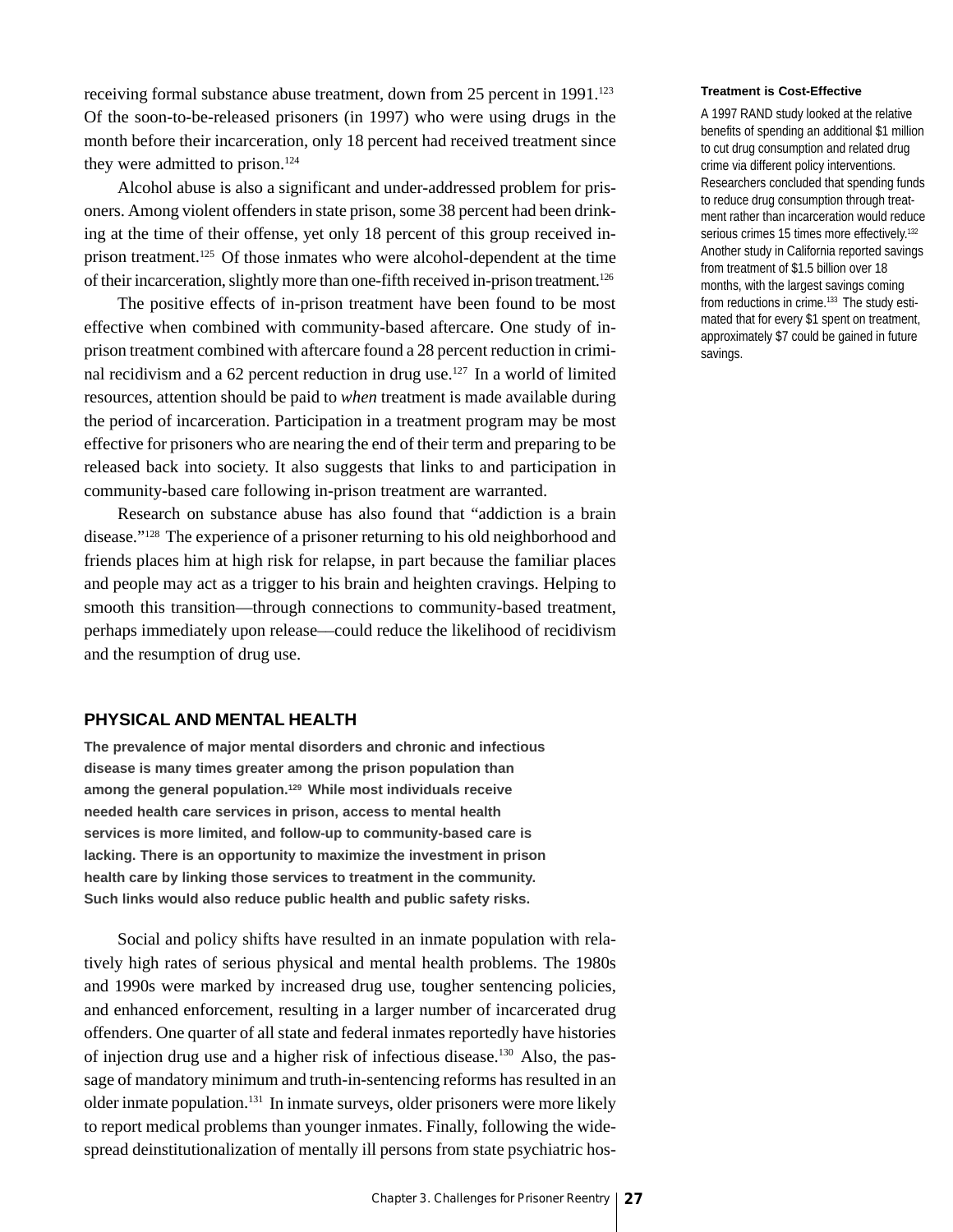receiving formal substance abuse treatment, down from 25 percent in 1991.[123] Of the soon-to-be-released prisoners (in 1997) who were using drugs in the month before their incarceration, only 18 percent had received treatment since they were admitted to prison.[124]

Alcohol abuse is also a significant and under-addressed problem for prisoners. Among violent offenders in state prison, some 38 percent had been drinking at the time of their offense, yet only 18 percent of this group received in-prison treatment.[125] Of those inmates who were alcohol-dependent at the time of their incarceration, slightly more than one-fifth received in-prison treatment.[126]

The positive effects of in-prison treatment have been found to be most effective when combined with community-based aftercare. One study of in-prison treatment combined with aftercare found a 28 percent reduction in criminal recidivism and a 62 percent reduction in drug use.[127] In a world of limited resources, attention should be paid to *when* treatment is made available during the period of incarceration. Participation in a treatment program may be most effective for prisoners who are nearing the end of their term and preparing to be released back into society. It also suggests that links to and participation in community-based care following in-prison treatment are warranted.

Research on substance abuse has also found that "addiction is a brain disease."[128] The experience of a prisoner returning to his old neighborhood and friends places him at high risk for relapse, in part because the familiar places and people may act as a trigger to his brain and heighten cravings. Helping to smooth this transition—through connections to community-based treatment, perhaps immediately upon release—could reduce the likelihood of recidivism and the resumption of drug use.

**Treatment is Cost-Effective**

A 1997 RAND study looked at the relative benefits of spending an additional $1 million to cut drug consumption and related drug crime via different policy interventions. Researchers concluded that spending funds to reduce drug consumption through treatment rather than incarceration would reduce serious crimes 15 times more effectively.[132] Another study in California reported savings from treatment of $1.5 billion over 18 months, with the largest savings coming from reductions in crime.[133] The study estimated that for every $1 spent on treatment, approximately $7 could be gained in future savings.

## PHYSICAL AND MENTAL HEALTH

**The prevalence of major mental disorders and chronic and infectious disease is many times greater among the prison population than among the general population.[129] While most individuals receive needed health care services in prison, access to mental health services is more limited, and follow-up to community-based care is lacking. There is an opportunity to maximize the investment in prison health care by linking those services to treatment in the community. Such links would also reduce public health and public safety risks.**

Social and policy shifts have resulted in an inmate population with relatively high rates of serious physical and mental health problems. The 1980s and 1990s were marked by increased drug use, tougher sentencing policies, and enhanced enforcement, resulting in a larger number of incarcerated drug offenders. One quarter of all state and federal inmates reportedly have histories of injection drug use and a higher risk of infectious disease.[130] Also, the passage of mandatory minimum and truth-in-sentencing reforms has resulted in an older inmate population.[131] In inmate surveys, older prisoners were more likely to report medical problems than younger inmates. Finally, following the widespread deinstitutionalization of mentally ill persons from state psychiatric hos-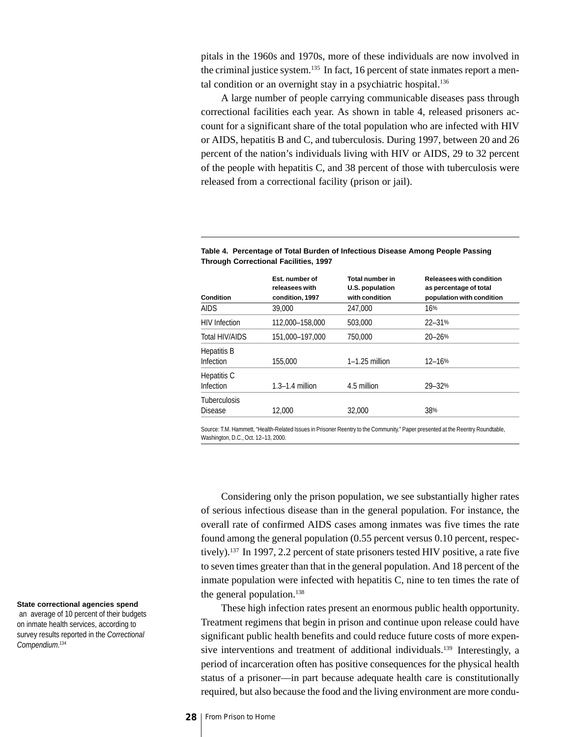pitals in the 1960s and 1970s, more of these individuals are now involved in the criminal justice system.[135] In fact, 16 percent of state inmates report a mental condition or an overnight stay in a psychiatric hospital.[136]

A large number of people carrying communicable diseases pass through correctional facilities each year. As shown in table 4, released prisoners account for a significant share of the total population who are infected with HIV or AIDS, hepatitis B and C, and tuberculosis. During 1997, between 20 and 26 percent of the nation's individuals living with HIV or AIDS, 29 to 32 percent of the people with hepatitis C, and 38 percent of those with tuberculosis were released from a correctional facility (prison or jail).

**Table 4. Percentage of Total Burden of Infectious Disease Among People Passing Through Correctional Facilities, 1997**

| Condition | Est. number of releasees with condition, 1997 | Total number in U.S. population with condition | Releasees with condition as percentage of total population with condition |
|---|---|---|---|
| AIDS | 39,000 | 247,000 | 16% |
| HIV Infection | 112,000–158,000 | 503,000 | 22–31% |
| Total HIV/AIDS | 151,000–197,000 | 750,000 | 20–26% |
| Hepatitis B Infection | 155,000 | 1–1.25 million | 12–16% |
| Hepatitis C Infection | 1.3–1.4 million | 4.5 million | 29–32% |
| Tuberculosis Disease | 12,000 | 32,000 | 38% |

Source: T.M. Hammett, "Health-Related Issues in Prisoner Reentry to the Community." Paper presented at the Reentry Roundtable, Washington, D.C., Oct. 12–13, 2000.

Considering only the prison population, we see substantially higher rates of serious infectious disease than in the general population. For instance, the overall rate of confirmed AIDS cases among inmates was five times the rate found among the general population (0.55 percent versus 0.10 percent, respectively).[137] In 1997, 2.2 percent of state prisoners tested HIV positive, a rate five to seven times greater than that in the general population. And 18 percent of the inmate population were infected with hepatitis C, nine to ten times the rate of the general population.[138]

**State correctional agencies spend** an average of 10 percent of their budgets on inmate health services, according to survey results reported in the *Correctional Compendium*.[134]

These high infection rates present an enormous public health opportunity. Treatment regimens that begin in prison and continue upon release could have significant public health benefits and could reduce future costs of more expensive interventions and treatment of additional individuals.[139] Interestingly, a period of incarceration often has positive consequences for the physical health status of a prisoner—in part because adequate health care is constitutionally required, but also because the food and the living environment are more condu-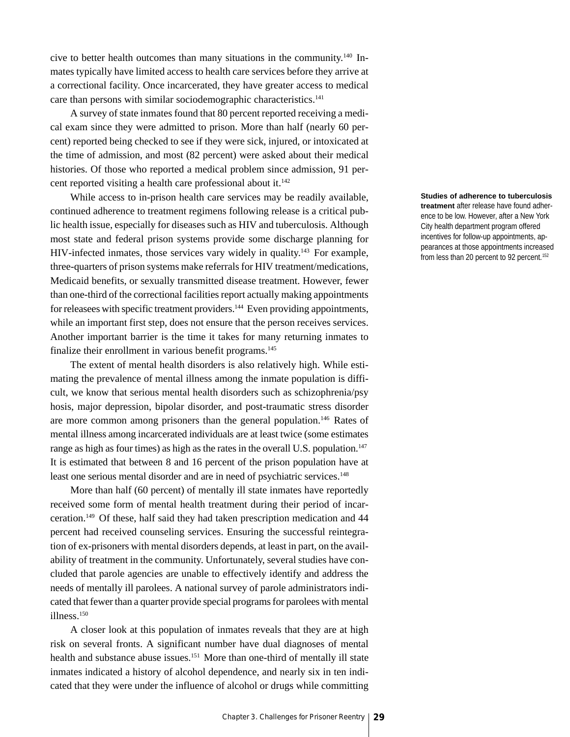cive to better health outcomes than many situations in the community.[140] Inmates typically have limited access to health care services before they arrive at a correctional facility. Once incarcerated, they have greater access to medical care than persons with similar sociodemographic characteristics.[141]

A survey of state inmates found that 80 percent reported receiving a medical exam since they were admitted to prison. More than half (nearly 60 percent) reported being checked to see if they were sick, injured, or intoxicated at the time of admission, and most (82 percent) were asked about their medical histories. Of those who reported a medical problem since admission, 91 percent reported visiting a health care professional about it.[142]

While access to in-prison health care services may be readily available, continued adherence to treatment regimens following release is a critical public health issue, especially for diseases such as HIV and tuberculosis. Although most state and federal prison systems provide some discharge planning for HIV-infected inmates, those services vary widely in quality.[143] For example, three-quarters of prison systems make referrals for HIV treatment/medications, Medicaid benefits, or sexually transmitted disease treatment. However, fewer than one-third of the correctional facilities report actually making appointments for releasees with specific treatment providers.[144] Even providing appointments, while an important first step, does not ensure that the person receives services. Another important barrier is the time it takes for many returning inmates to finalize their enrollment in various benefit programs.[145]

**Studies of adherence to tuberculosis treatment** after release have found adherence to be low. However, after a New York City health department program offered incentives for follow-up appointments, appearances at those appointments increased from less than 20 percent to 92 percent.[152]

The extent of mental health disorders is also relatively high. While estimating the prevalence of mental illness among the inmate population is difficult, we know that serious mental health disorders such as schizophrenia/psy hosis, major depression, bipolar disorder, and post-traumatic stress disorder are more common among prisoners than the general population.[146] Rates of mental illness among incarcerated individuals are at least twice (some estimates range as high as four times) as high as the rates in the overall U.S. population.[147] It is estimated that between 8 and 16 percent of the prison population have at least one serious mental disorder and are in need of psychiatric services.[148]

More than half (60 percent) of mentally ill state inmates have reportedly received some form of mental health treatment during their period of incarceration.[149] Of these, half said they had taken prescription medication and 44 percent had received counseling services. Ensuring the successful reintegration of ex-prisoners with mental disorders depends, at least in part, on the availability of treatment in the community. Unfortunately, several studies have concluded that parole agencies are unable to effectively identify and address the needs of mentally ill parolees. A national survey of parole administrators indicated that fewer than a quarter provide special programs for parolees with mental illness.[150]

A closer look at this population of inmates reveals that they are at high risk on several fronts. A significant number have dual diagnoses of mental health and substance abuse issues.[151] More than one-third of mentally ill state inmates indicated a history of alcohol dependence, and nearly six in ten indicated that they were under the influence of alcohol or drugs while committing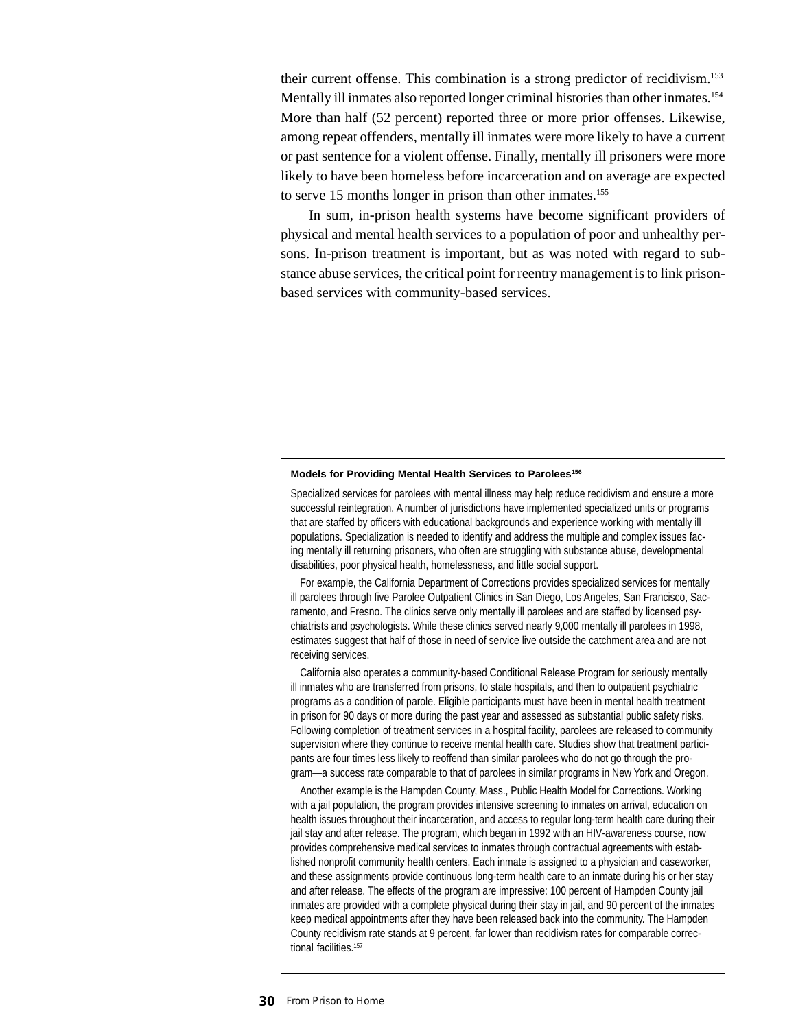their current offense. This combination is a strong predictor of recidivism.[153] Mentally ill inmates also reported longer criminal histories than other inmates.[154] More than half (52 percent) reported three or more prior offenses. Likewise, among repeat offenders, mentally ill inmates were more likely to have a current or past sentence for a violent offense. Finally, mentally ill prisoners were more likely to have been homeless before incarceration and on average are expected to serve 15 months longer in prison than other inmates.[155]

In sum, in-prison health systems have become significant providers of physical and mental health services to a population of poor and unhealthy persons. In-prison treatment is important, but as was noted with regard to substance abuse services, the critical point for reentry management is to link prison-based services with community-based services.

**Models for Providing Mental Health Services to Parolees[156]**

Specialized services for parolees with mental illness may help reduce recidivism and ensure a more successful reintegration. A number of jurisdictions have implemented specialized units or programs that are staffed by officers with educational backgrounds and experience working with mentally ill populations. Specialization is needed to identify and address the multiple and complex issues facing mentally ill returning prisoners, who often are struggling with substance abuse, developmental disabilities, poor physical health, homelessness, and little social support.

For example, the California Department of Corrections provides specialized services for mentally ill parolees through five Parolee Outpatient Clinics in San Diego, Los Angeles, San Francisco, Sacramento, and Fresno. The clinics serve only mentally ill parolees and are staffed by licensed psychiatrists and psychologists. While these clinics served nearly 9,000 mentally ill parolees in 1998, estimates suggest that half of those in need of service live outside the catchment area and are not receiving services.

California also operates a community-based Conditional Release Program for seriously mentally ill inmates who are transferred from prisons, to state hospitals, and then to outpatient psychiatric programs as a condition of parole. Eligible participants must have been in mental health treatment in prison for 90 days or more during the past year and assessed as substantial public safety risks. Following completion of treatment services in a hospital facility, parolees are released to community supervision where they continue to receive mental health care. Studies show that treatment participants are four times less likely to reoffend than similar parolees who do not go through the program—a success rate comparable to that of parolees in similar programs in New York and Oregon.

Another example is the Hampden County, Mass., Public Health Model for Corrections. Working with a jail population, the program provides intensive screening to inmates on arrival, education on health issues throughout their incarceration, and access to regular long-term health care during their jail stay and after release. The program, which began in 1992 with an HIV-awareness course, now provides comprehensive medical services to inmates through contractual agreements with established nonprofit community health centers. Each inmate is assigned to a physician and caseworker, and these assignments provide continuous long-term health care to an inmate during his or her stay and after release. The effects of the program are impressive: 100 percent of Hampden County jail inmates are provided with a complete physical during their stay in jail, and 90 percent of the inmates keep medical appointments after they have been released back into the community. The Hampden County recidivism rate stands at 9 percent, far lower than recidivism rates for comparable correctional facilities.[157]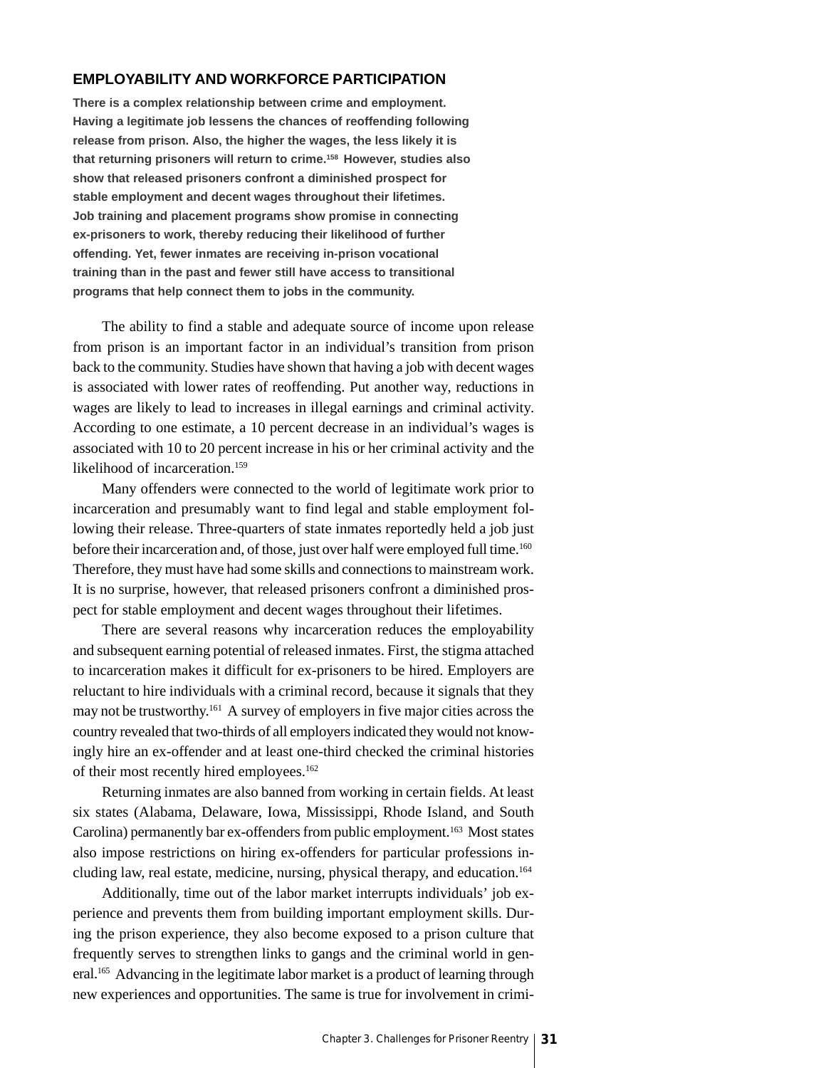## EMPLOYABILITY AND WORKFORCE PARTICIPATION

**There is a complex relationship between crime and employment. Having a legitimate job lessens the chances of reoffending following release from prison. Also, the higher the wages, the less likely it is that returning prisoners will return to crime.[158] However, studies also show that released prisoners confront a diminished prospect for stable employment and decent wages throughout their lifetimes. Job training and placement programs show promise in connecting ex-prisoners to work, thereby reducing their likelihood of further offending. Yet, fewer inmates are receiving in-prison vocational training than in the past and fewer still have access to transitional programs that help connect them to jobs in the community.**

The ability to find a stable and adequate source of income upon release from prison is an important factor in an individual's transition from prison back to the community. Studies have shown that having a job with decent wages is associated with lower rates of reoffending. Put another way, reductions in wages are likely to lead to increases in illegal earnings and criminal activity. According to one estimate, a 10 percent decrease in an individual's wages is associated with 10 to 20 percent increase in his or her criminal activity and the likelihood of incarceration.[159]

Many offenders were connected to the world of legitimate work prior to incarceration and presumably want to find legal and stable employment following their release. Three-quarters of state inmates reportedly held a job just before their incarceration and, of those, just over half were employed full time.[160] Therefore, they must have had some skills and connections to mainstream work. It is no surprise, however, that released prisoners confront a diminished prospect for stable employment and decent wages throughout their lifetimes.

There are several reasons why incarceration reduces the employability and subsequent earning potential of released inmates. First, the stigma attached to incarceration makes it difficult for ex-prisoners to be hired. Employers are reluctant to hire individuals with a criminal record, because it signals that they may not be trustworthy.[161] A survey of employers in five major cities across the country revealed that two-thirds of all employers indicated they would not knowingly hire an ex-offender and at least one-third checked the criminal histories of their most recently hired employees.[162]

Returning inmates are also banned from working in certain fields. At least six states (Alabama, Delaware, Iowa, Mississippi, Rhode Island, and South Carolina) permanently bar ex-offenders from public employment.[163] Most states also impose restrictions on hiring ex-offenders for particular professions including law, real estate, medicine, nursing, physical therapy, and education.[164]

Additionally, time out of the labor market interrupts individuals' job experience and prevents them from building important employment skills. During the prison experience, they also become exposed to a prison culture that frequently serves to strengthen links to gangs and the criminal world in general.[165] Advancing in the legitimate labor market is a product of learning through new experiences and opportunities. The same is true for involvement in crimi-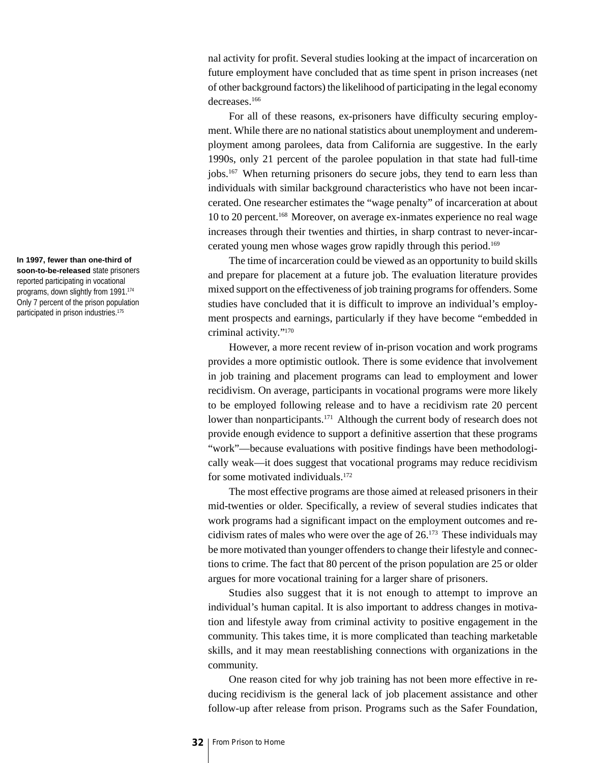nal activity for profit. Several studies looking at the impact of incarceration on future employment have concluded that as time spent in prison increases (net of other background factors) the likelihood of participating in the legal economy decreases.[166]

For all of these reasons, ex-prisoners have difficulty securing employment. While there are no national statistics about unemployment and underemployment among parolees, data from California are suggestive. In the early 1990s, only 21 percent of the parolee population in that state had full-time jobs.[167] When returning prisoners do secure jobs, they tend to earn less than individuals with similar background characteristics who have not been incarcerated. One researcher estimates the "wage penalty" of incarceration at about 10 to 20 percent.[168] Moreover, on average ex-inmates experience no real wage increases through their twenties and thirties, in sharp contrast to never-incarcerated young men whose wages grow rapidly through this period.[169]

**In 1997, fewer than one-third of soon-to-be-released** state prisoners reported participating in vocational programs, down slightly from 1991.[174] Only 7 percent of the prison population participated in prison industries.[175]

The time of incarceration could be viewed as an opportunity to build skills and prepare for placement at a future job. The evaluation literature provides mixed support on the effectiveness of job training programs for offenders. Some studies have concluded that it is difficult to improve an individual's employment prospects and earnings, particularly if they have become "embedded in criminal activity."[170]

However, a more recent review of in-prison vocation and work programs provides a more optimistic outlook. There is some evidence that involvement in job training and placement programs can lead to employment and lower recidivism. On average, participants in vocational programs were more likely to be employed following release and to have a recidivism rate 20 percent lower than nonparticipants.[171] Although the current body of research does not provide enough evidence to support a definitive assertion that these programs "work"—because evaluations with positive findings have been methodologically weak—it does suggest that vocational programs may reduce recidivism for some motivated individuals.[172]

The most effective programs are those aimed at released prisoners in their mid-twenties or older. Specifically, a review of several studies indicates that work programs had a significant impact on the employment outcomes and recidivism rates of males who were over the age of 26.[173] These individuals may be more motivated than younger offenders to change their lifestyle and connections to crime. The fact that 80 percent of the prison population are 25 or older argues for more vocational training for a larger share of prisoners.

Studies also suggest that it is not enough to attempt to improve an individual's human capital. It is also important to address changes in motivation and lifestyle away from criminal activity to positive engagement in the community. This takes time, it is more complicated than teaching marketable skills, and it may mean reestablishing connections with organizations in the community.

One reason cited for why job training has not been more effective in reducing recidivism is the general lack of job placement assistance and other follow-up after release from prison. Programs such as the Safer Foundation,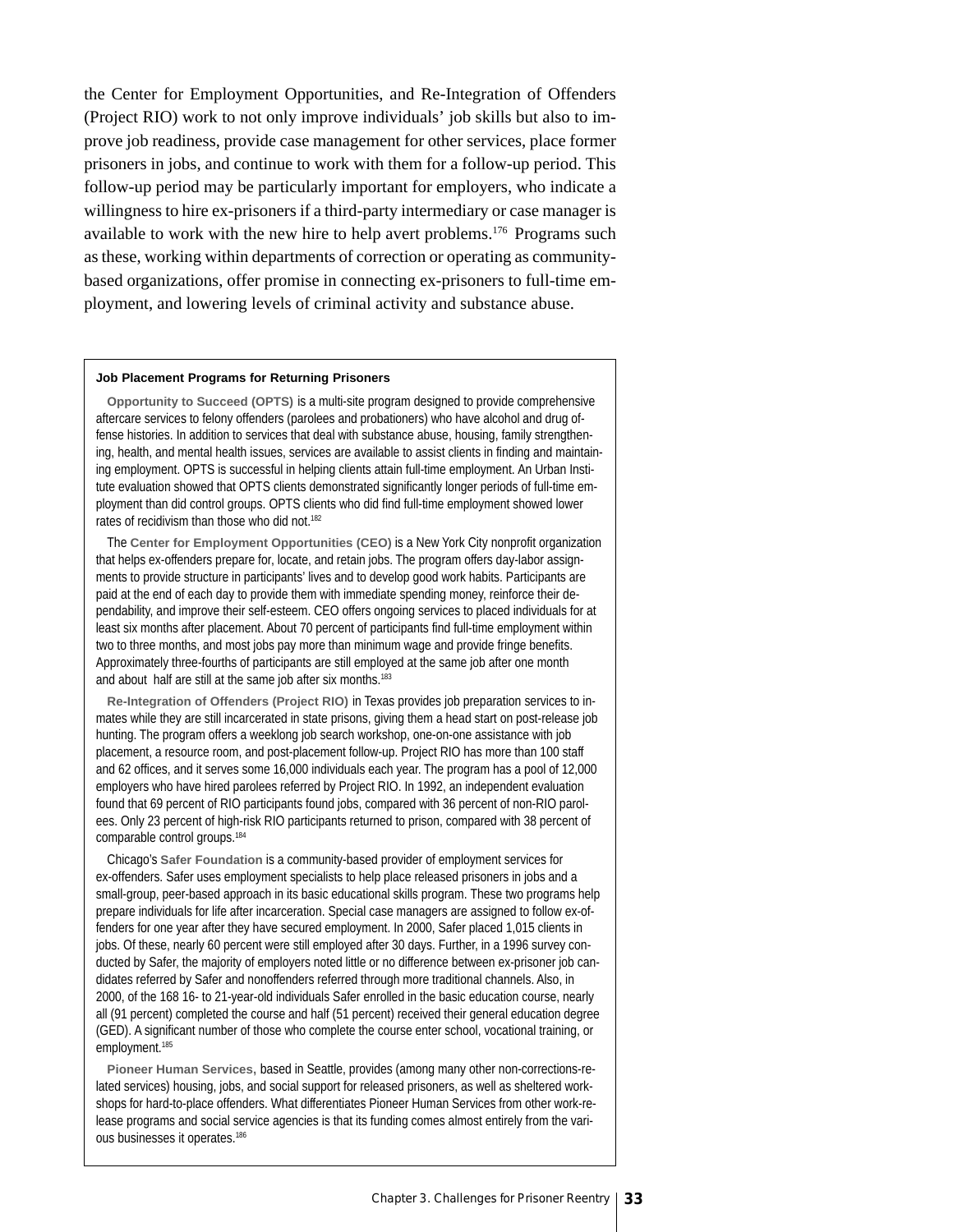the Center for Employment Opportunities, and Re-Integration of Offenders (Project RIO) work to not only improve individuals' job skills but also to improve job readiness, provide case management for other services, place former prisoners in jobs, and continue to work with them for a follow-up period. This follow-up period may be particularly important for employers, who indicate a willingness to hire ex-prisoners if a third-party intermediary or case manager is available to work with the new hire to help avert problems.[176] Programs such as these, working within departments of correction or operating as community-based organizations, offer promise in connecting ex-prisoners to full-time employment, and lowering levels of criminal activity and substance abuse.

**Job Placement Programs for Returning Prisoners**

**Opportunity to Succeed (OPTS)** is a multi-site program designed to provide comprehensive aftercare services to felony offenders (parolees and probationers) who have alcohol and drug offense histories. In addition to services that deal with substance abuse, housing, family strengthening, health, and mental health issues, services are available to assist clients in finding and maintaining employment. OPTS is successful in helping clients attain full-time employment. An Urban Institute evaluation showed that OPTS clients demonstrated significantly longer periods of full-time employment than did control groups. OPTS clients who did find full-time employment showed lower rates of recidivism than those who did not.[182]

The **Center for Employment Opportunities (CEO)** is a New York City nonprofit organization that helps ex-offenders prepare for, locate, and retain jobs. The program offers day-labor assignments to provide structure in participants' lives and to develop good work habits. Participants are paid at the end of each day to provide them with immediate spending money, reinforce their dependability, and improve their self-esteem. CEO offers ongoing services to placed individuals for at least six months after placement. About 70 percent of participants find full-time employment within two to three months, and most jobs pay more than minimum wage and provide fringe benefits. Approximately three-fourths of participants are still employed at the same job after one month and about half are still at the same job after six months.[183]

**Re-Integration of Offenders (Project RIO)** in Texas provides job preparation services to inmates while they are still incarcerated in state prisons, giving them a head start on post-release job hunting. The program offers a weeklong job search workshop, one-on-one assistance with job placement, a resource room, and post-placement follow-up. Project RIO has more than 100 staff and 62 offices, and it serves some 16,000 individuals each year. The program has a pool of 12,000 employers who have hired parolees referred by Project RIO. In 1992, an independent evaluation found that 69 percent of RIO participants found jobs, compared with 36 percent of non-RIO parolees. Only 23 percent of high-risk RIO participants returned to prison, compared with 38 percent of comparable control groups.[184]

Chicago's **Safer Foundation** is a community-based provider of employment services for ex-offenders. Safer uses employment specialists to help place released prisoners in jobs and a small-group, peer-based approach in its basic educational skills program. These two programs help prepare individuals for life after incarceration. Special case managers are assigned to follow ex-offenders for one year after they have secured employment. In 2000, Safer placed 1,015 clients in jobs. Of these, nearly 60 percent were still employed after 30 days. Further, in a 1996 survey conducted by Safer, the majority of employers noted little or no difference between ex-prisoner job candidates referred by Safer and nonoffenders referred through more traditional channels. Also, in 2000, of the 168 16- to 21-year-old individuals Safer enrolled in the basic education course, nearly all (91 percent) completed the course and half (51 percent) received their general education degree (GED). A significant number of those who complete the course enter school, vocational training, or employment.[185]

**Pioneer Human Services,** based in Seattle, provides (among many other non-corrections-related services) housing, jobs, and social support for released prisoners, as well as sheltered workshops for hard-to-place offenders. What differentiates Pioneer Human Services from other work-release programs and social service agencies is that its funding comes almost entirely from the various businesses it operates.[186]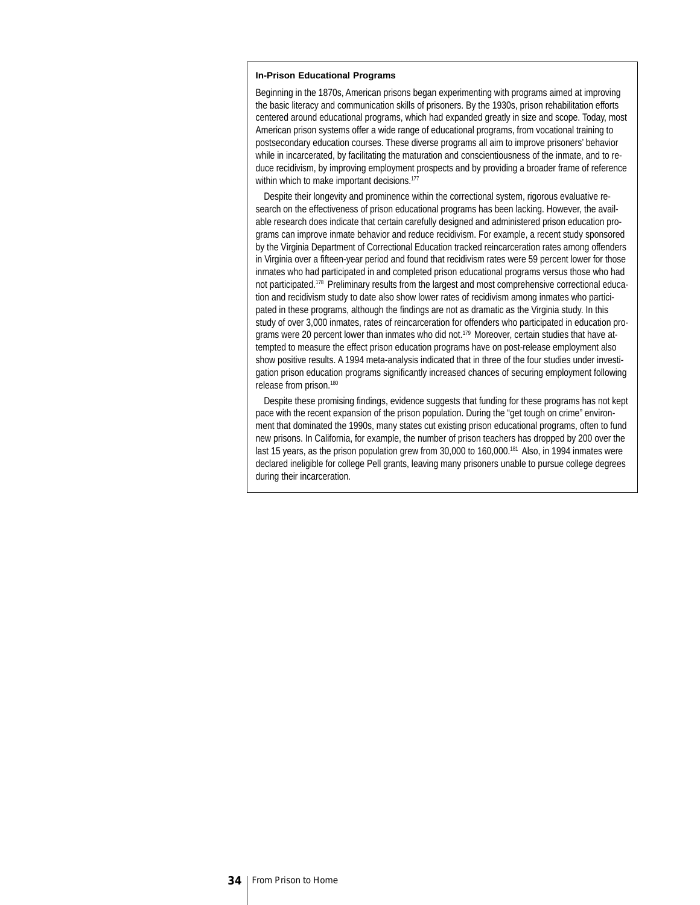## In-Prison Educational Programs

Beginning in the 1870s, American prisons began experimenting with programs aimed at improving the basic literacy and communication skills of prisoners. By the 1930s, prison rehabilitation efforts centered around educational programs, which had expanded greatly in size and scope. Today, most American prison systems offer a wide range of educational programs, from vocational training to postsecondary education courses. These diverse programs all aim to improve prisoners' behavior while in incarcerated, by facilitating the maturation and conscientiousness of the inmate, and to reduce recidivism, by improving employment prospects and by providing a broader frame of reference within which to make important decisions.[177]

Despite their longevity and prominence within the correctional system, rigorous evaluative research on the effectiveness of prison educational programs has been lacking. However, the available research does indicate that certain carefully designed and administered prison education programs can improve inmate behavior and reduce recidivism. For example, a recent study sponsored by the Virginia Department of Correctional Education tracked reincarceration rates among offenders in Virginia over a fifteen-year period and found that recidivism rates were 59 percent lower for those inmates who had participated in and completed prison educational programs versus those who had not participated.[178] Preliminary results from the largest and most comprehensive correctional education and recidivism study to date also show lower rates of recidivism among inmates who participated in these programs, although the findings are not as dramatic as the Virginia study. In this study of over 3,000 inmates, rates of reincarceration for offenders who participated in education programs were 20 percent lower than inmates who did not.[179] Moreover, certain studies that have attempted to measure the effect prison education programs have on post-release employment also show positive results. A 1994 meta-analysis indicated that in three of the four studies under investigation prison education programs significantly increased chances of securing employment following release from prison.[180]

Despite these promising findings, evidence suggests that funding for these programs has not kept pace with the recent expansion of the prison population. During the "get tough on crime" environment that dominated the 1990s, many states cut existing prison educational programs, often to fund new prisons. In California, for example, the number of prison teachers has dropped by 200 over the last 15 years, as the prison population grew from 30,000 to 160,000.[181] Also, in 1994 inmates were declared ineligible for college Pell grants, leaving many prisoners unable to pursue college degrees during their incarceration.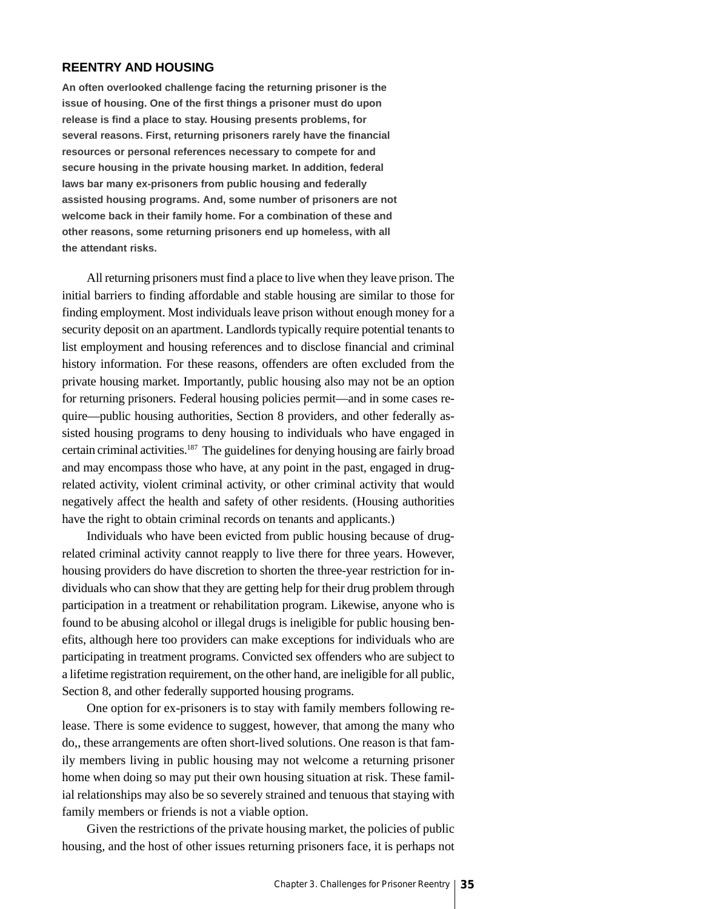## REENTRY AND HOUSING

**An often overlooked challenge facing the returning prisoner is the issue of housing. One of the first things a prisoner must do upon release is find a place to stay. Housing presents problems, for several reasons. First, returning prisoners rarely have the financial resources or personal references necessary to compete for and secure housing in the private housing market. In addition, federal laws bar many ex-prisoners from public housing and federally assisted housing programs. And, some number of prisoners are not welcome back in their family home. For a combination of these and other reasons, some returning prisoners end up homeless, with all the attendant risks.**

All returning prisoners must find a place to live when they leave prison. The initial barriers to finding affordable and stable housing are similar to those for finding employment. Most individuals leave prison without enough money for a security deposit on an apartment. Landlords typically require potential tenants to list employment and housing references and to disclose financial and criminal history information. For these reasons, offenders are often excluded from the private housing market. Importantly, public housing also may not be an option for returning prisoners. Federal housing policies permit—and in some cases require—public housing authorities, Section 8 providers, and other federally assisted housing programs to deny housing to individuals who have engaged in certain criminal activities.[187] The guidelines for denying housing are fairly broad and may encompass those who have, at any point in the past, engaged in drug-related activity, violent criminal activity, or other criminal activity that would negatively affect the health and safety of other residents. (Housing authorities have the right to obtain criminal records on tenants and applicants.)

Individuals who have been evicted from public housing because of drug-related criminal activity cannot reapply to live there for three years. However, housing providers do have discretion to shorten the three-year restriction for individuals who can show that they are getting help for their drug problem through participation in a treatment or rehabilitation program. Likewise, anyone who is found to be abusing alcohol or illegal drugs is ineligible for public housing benefits, although here too providers can make exceptions for individuals who are participating in treatment programs. Convicted sex offenders who are subject to a lifetime registration requirement, on the other hand, are ineligible for all public, Section 8, and other federally supported housing programs.

One option for ex-prisoners is to stay with family members following release. There is some evidence to suggest, however, that among the many who do,, these arrangements are often short-lived solutions. One reason is that family members living in public housing may not welcome a returning prisoner home when doing so may put their own housing situation at risk. These familial relationships may also be so severely strained and tenuous that staying with family members or friends is not a viable option.

Given the restrictions of the private housing market, the policies of public housing, and the host of other issues returning prisoners face, it is perhaps not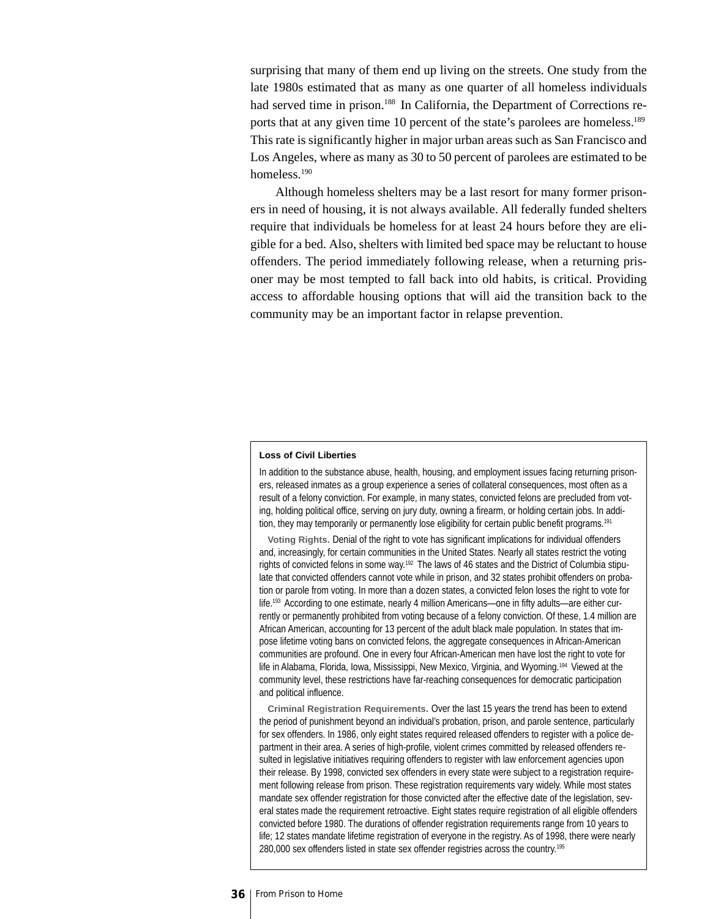surprising that many of them end up living on the streets. One study from the late 1980s estimated that as many as one quarter of all homeless individuals had served time in prison.[188] In California, the Department of Corrections reports that at any given time 10 percent of the state's parolees are homeless.[189] This rate is significantly higher in major urban areas such as San Francisco and Los Angeles, where as many as 30 to 50 percent of parolees are estimated to be homeless.[190]

Although homeless shelters may be a last resort for many former prisoners in need of housing, it is not always available. All federally funded shelters require that individuals be homeless for at least 24 hours before they are eligible for a bed. Also, shelters with limited bed space may be reluctant to house offenders. The period immediately following release, when a returning prisoner may be most tempted to fall back into old habits, is critical. Providing access to affordable housing options that will aid the transition back to the community may be an important factor in relapse prevention.

**Loss of Civil Liberties**

In addition to the substance abuse, health, housing, and employment issues facing returning prisoners, released inmates as a group experience a series of collateral consequences, most often as a result of a felony conviction. For example, in many states, convicted felons are precluded from voting, holding political office, serving on jury duty, owning a firearm, or holding certain jobs. In addition, they may temporarily or permanently lose eligibility for certain public benefit programs.[191]

**Voting Rights.** Denial of the right to vote has significant implications for individual offenders and, increasingly, for certain communities in the United States. Nearly all states restrict the voting rights of convicted felons in some way.[192] The laws of 46 states and the District of Columbia stipulate that convicted offenders cannot vote while in prison, and 32 states prohibit offenders on probation or parole from voting. In more than a dozen states, a convicted felon loses the right to vote for life.[193] According to one estimate, nearly 4 million Americans—one in fifty adults—are either currently or permanently prohibited from voting because of a felony conviction. Of these, 1.4 million are African American, accounting for 13 percent of the adult black male population. In states that impose lifetime voting bans on convicted felons, the aggregate consequences in African-American communities are profound. One in every four African-American men have lost the right to vote for life in Alabama, Florida, Iowa, Mississippi, New Mexico, Virginia, and Wyoming.[194] Viewed at the community level, these restrictions have far-reaching consequences for democratic participation and political influence.

**Criminal Registration Requirements.** Over the last 15 years the trend has been to extend the period of punishment beyond an individual's probation, prison, and parole sentence, particularly for sex offenders. In 1986, only eight states required released offenders to register with a police department in their area. A series of high-profile, violent crimes committed by released offenders resulted in legislative initiatives requiring offenders to register with law enforcement agencies upon their release. By 1998, convicted sex offenders in every state were subject to a registration requirement following release from prison. These registration requirements vary widely. While most states mandate sex offender registration for those convicted after the effective date of the legislation, several states made the requirement retroactive. Eight states require registration of all eligible offenders convicted before 1980. The durations of offender registration requirements range from 10 years to life; 12 states mandate lifetime registration of everyone in the registry. As of 1998, there were nearly 280,000 sex offenders listed in state sex offender registries across the country.[195]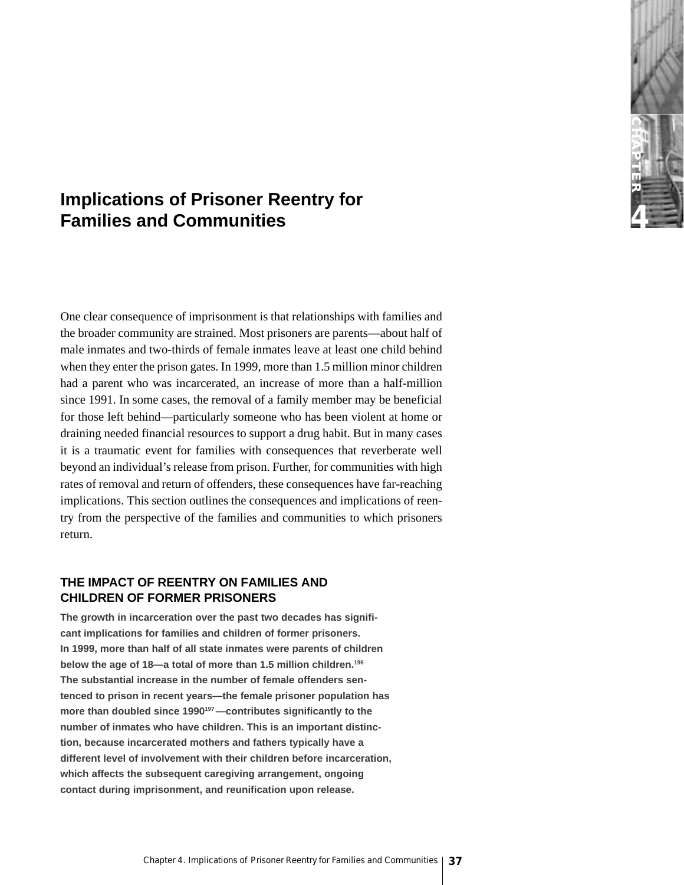# Implications of Prisoner Reentry for Families and Communities

One clear consequence of imprisonment is that relationships with families and the broader community are strained. Most prisoners are parents—about half of male inmates and two-thirds of female inmates leave at least one child behind when they enter the prison gates. In 1999, more than 1.5 million minor children had a parent who was incarcerated, an increase of more than a half-million since 1991. In some cases, the removal of a family member may be beneficial for those left behind—particularly someone who has been violent at home or draining needed financial resources to support a drug habit. But in many cases it is a traumatic event for families with consequences that reverberate well beyond an individual's release from prison. Further, for communities with high rates of removal and return of offenders, these consequences have far-reaching implications. This section outlines the consequences and implications of reentry from the perspective of the families and communities to which prisoners return.

## THE IMPACT OF REENTRY ON FAMILIES AND CHILDREN OF FORMER PRISONERS

**The growth in incarceration over the past two decades has significant implications for families and children of former prisoners. In 1999, more than half of all state inmates were parents of children below the age of 18—a total of more than 1.5 million children.[196] The substantial increase in the number of female offenders sentenced to prison in recent years—the female prisoner population has more than doubled since 1990[197]—contributes significantly to the number of inmates who have children. This is an important distinction, because incarcerated mothers and fathers typically have a different level of involvement with their children before incarceration, which affects the subsequent caregiving arrangement, ongoing contact during imprisonment, and reunification upon release.**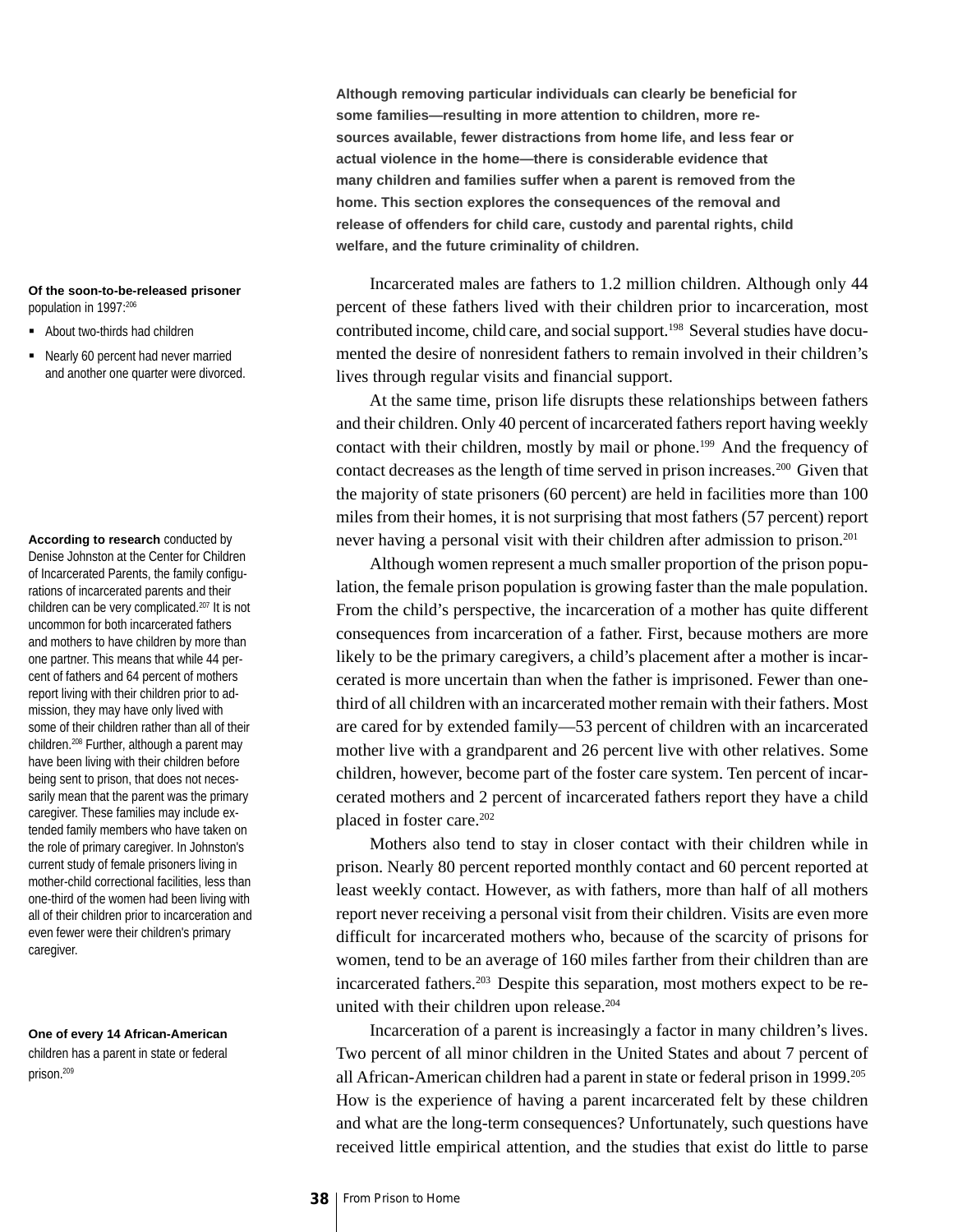**Although removing particular individuals can clearly be beneficial for some families—resulting in more attention to children, more resources available, fewer distractions from home life, and less fear or actual violence in the home—there is considerable evidence that many children and families suffer when a parent is removed from the home. This section explores the consequences of the removal and release of offenders for child care, custody and parental rights, child welfare, and the future criminality of children.**

Incarcerated males are fathers to 1.2 million children. Although only 44 percent of these fathers lived with their children prior to incarceration, most contributed income, child care, and social support.[198] Several studies have documented the desire of nonresident fathers to remain involved in their children's lives through regular visits and financial support.

At the same time, prison life disrupts these relationships between fathers and their children. Only 40 percent of incarcerated fathers report having weekly contact with their children, mostly by mail or phone.[199] And the frequency of contact decreases as the length of time served in prison increases.[200] Given that the majority of state prisoners (60 percent) are held in facilities more than 100 miles from their homes, it is not surprising that most fathers (57 percent) report never having a personal visit with their children after admission to prison.[201]

Although women represent a much smaller proportion of the prison population, the female prison population is growing faster than the male population. From the child's perspective, the incarceration of a mother has quite different consequences from incarceration of a father. First, because mothers are more likely to be the primary caregivers, a child's placement after a mother is incarcerated is more uncertain than when the father is imprisoned. Fewer than one-third of all children with an incarcerated mother remain with their fathers. Most are cared for by extended family—53 percent of children with an incarcerated mother live with a grandparent and 26 percent live with other relatives. Some children, however, become part of the foster care system. Ten percent of incarcerated mothers and 2 percent of incarcerated fathers report they have a child placed in foster care.[202]

Mothers also tend to stay in closer contact with their children while in prison. Nearly 80 percent reported monthly contact and 60 percent reported at least weekly contact. However, as with fathers, more than half of all mothers report never receiving a personal visit from their children. Visits are even more difficult for incarcerated mothers who, because of the scarcity of prisons for women, tend to be an average of 160 miles farther from their children than are incarcerated fathers.[203] Despite this separation, most mothers expect to be reunited with their children upon release.[204]

Incarceration of a parent is increasingly a factor in many children's lives. Two percent of all minor children in the United States and about 7 percent of all African-American children had a parent in state or federal prison in 1999.[205] How is the experience of having a parent incarcerated felt by these children and what are the long-term consequences? Unfortunately, such questions have received little empirical attention, and the studies that exist do little to parse

**Of the soon-to-be-released prisoner** population in 1997:[206]

- About two-thirds had children
- Nearly 60 percent had never married and another one quarter were divorced.

**According to research** conducted by Denise Johnston at the Center for Children of Incarcerated Parents, the family configurations of incarcerated parents and their children can be very complicated.[207] It is not uncommon for both incarcerated fathers and mothers to have children by more than one partner. This means that while 44 percent of fathers and 64 percent of mothers report living with their children prior to admission, they may have only lived with some of their children rather than all of their children.[208] Further, although a parent may have been living with their children before being sent to prison, that does not necessarily mean that the parent was the primary caregiver. These families may include extended family members who have taken on the role of primary caregiver. In Johnston's current study of female prisoners living in mother-child correctional facilities, less than one-third of the women had been living with all of their children prior to incarceration and even fewer were their children's primary caregiver.

**One of every 14 African-American** children has a parent in state or federal prison.[209]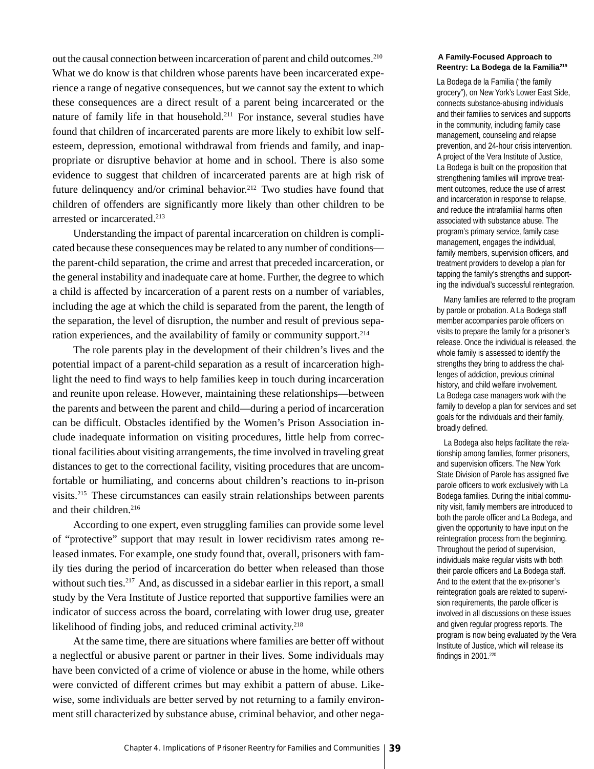out the causal connection between incarceration of parent and child outcomes.[210] What we do know is that children whose parents have been incarcerated experience a range of negative consequences, but we cannot say the extent to which these consequences are a direct result of a parent being incarcerated or the nature of family life in that household.[211] For instance, several studies have found that children of incarcerated parents are more likely to exhibit low self-esteem, depression, emotional withdrawal from friends and family, and inappropriate or disruptive behavior at home and in school. There is also some evidence to suggest that children of incarcerated parents are at high risk of future delinquency and/or criminal behavior.[212] Two studies have found that children of offenders are significantly more likely than other children to be arrested or incarcerated.[213]

Understanding the impact of parental incarceration on children is complicated because these consequences may be related to any number of conditions—the parent-child separation, the crime and arrest that preceded incarceration, or the general instability and inadequate care at home. Further, the degree to which a child is affected by incarceration of a parent rests on a number of variables, including the age at which the child is separated from the parent, the length of the separation, the level of disruption, the number and result of previous separation experiences, and the availability of family or community support.[214]

The role parents play in the development of their children's lives and the potential impact of a parent-child separation as a result of incarceration highlight the need to find ways to help families keep in touch during incarceration and reunite upon release. However, maintaining these relationships—between the parents and between the parent and child—during a period of incarceration can be difficult. Obstacles identified by the Women's Prison Association include inadequate information on visiting procedures, little help from correctional facilities about visiting arrangements, the time involved in traveling great distances to get to the correctional facility, visiting procedures that are uncomfortable or humiliating, and concerns about children's reactions to in-prison visits.[215] These circumstances can easily strain relationships between parents and their children.[216]

According to one expert, even struggling families can provide some level of "protective" support that may result in lower recidivism rates among released inmates. For example, one study found that, overall, prisoners with family ties during the period of incarceration do better when released than those without such ties.[217] And, as discussed in a sidebar earlier in this report, a small study by the Vera Institute of Justice reported that supportive families were an indicator of success across the board, correlating with lower drug use, greater likelihood of finding jobs, and reduced criminal activity.[218]

At the same time, there are situations where families are better off without a neglectful or abusive parent or partner in their lives. Some individuals may have been convicted of a crime of violence or abuse in the home, while others were convicted of different crimes but may exhibit a pattern of abuse. Likewise, some individuals are better served by not returning to a family environment still characterized by substance abuse, criminal behavior, and other nega-

### A Family-Focused Approach to Reentry: La Bodega de la Familia[219]

La Bodega de la Familia ("the family grocery"), on New York's Lower East Side, connects substance-abusing individuals and their families to services and supports in the community, including family case management, counseling and relapse prevention, and 24-hour crisis intervention. A project of the Vera Institute of Justice, La Bodega is built on the proposition that strengthening families will improve treatment outcomes, reduce the use of arrest and incarceration in response to relapse, and reduce the intrafamilial harms often associated with substance abuse. The program's primary service, family case management, engages the individual, family members, supervision officers, and treatment providers to develop a plan for tapping the family's strengths and supporting the individual's successful reintegration.

Many families are referred to the program by parole or probation. A La Bodega staff member accompanies parole officers on visits to prepare the family for a prisoner's release. Once the individual is released, the whole family is assessed to identify the strengths they bring to address the challenges of addiction, previous criminal history, and child welfare involvement. La Bodega case managers work with the family to develop a plan for services and set goals for the individuals and their family, broadly defined.

La Bodega also helps facilitate the relationship among families, former prisoners, and supervision officers. The New York State Division of Parole has assigned five parole officers to work exclusively with La Bodega families. During the initial community visit, family members are introduced to both the parole officer and La Bodega, and given the opportunity to have input on the reintegration process from the beginning. Throughout the period of supervision, individuals make regular visits with both their parole officers and La Bodega staff. And to the extent that the ex-prisoner's reintegration goals are related to supervision requirements, the parole officer is involved in all discussions on these issues and given regular progress reports. The program is now being evaluated by the Vera Institute of Justice, which will release its findings in 2001.[220]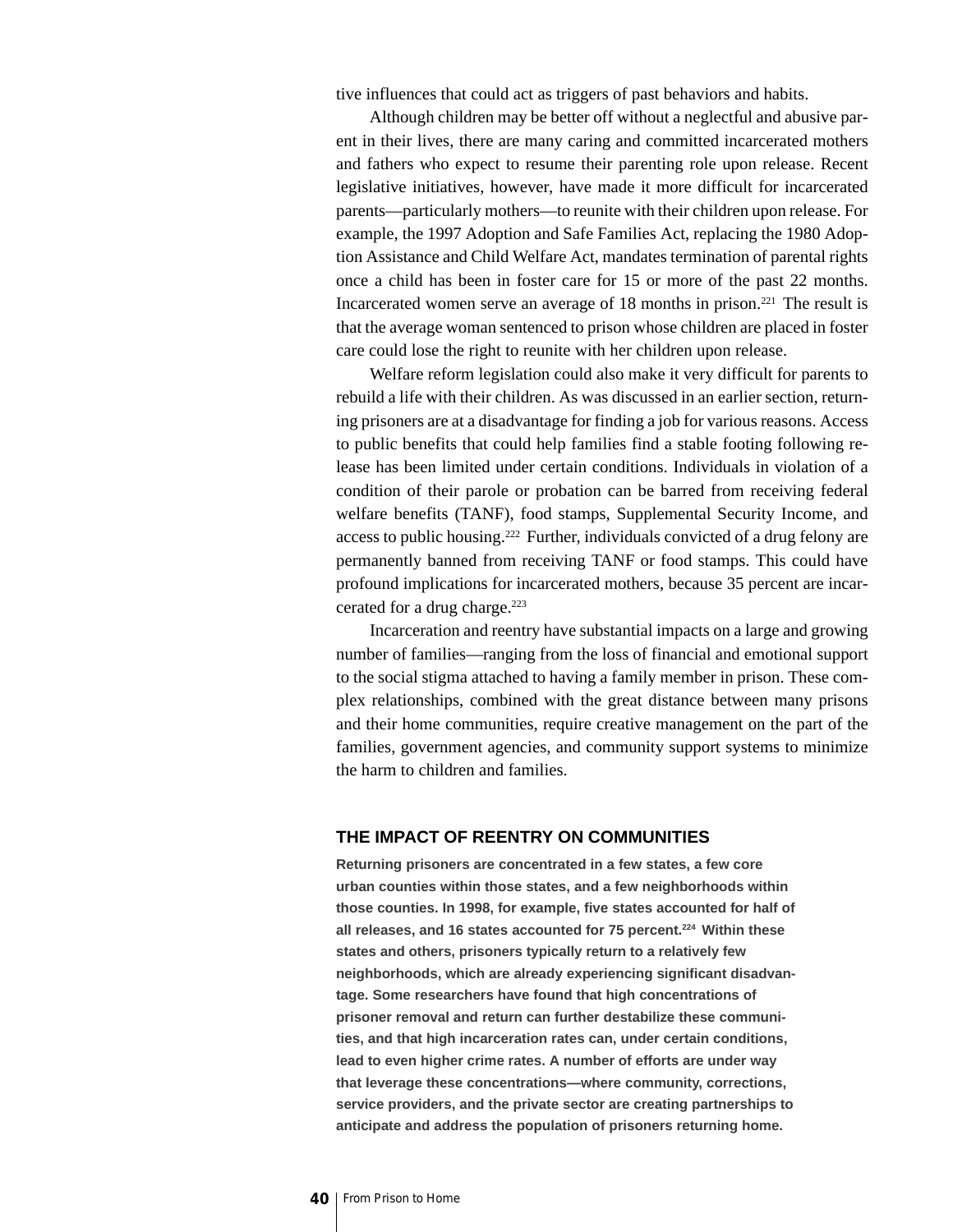tive influences that could act as triggers of past behaviors and habits.

Although children may be better off without a neglectful and abusive parent in their lives, there are many caring and committed incarcerated mothers and fathers who expect to resume their parenting role upon release. Recent legislative initiatives, however, have made it more difficult for incarcerated parents—particularly mothers—to reunite with their children upon release. For example, the 1997 Adoption and Safe Families Act, replacing the 1980 Adoption Assistance and Child Welfare Act, mandates termination of parental rights once a child has been in foster care for 15 or more of the past 22 months. Incarcerated women serve an average of 18 months in prison.[221] The result is that the average woman sentenced to prison whose children are placed in foster care could lose the right to reunite with her children upon release.

Welfare reform legislation could also make it very difficult for parents to rebuild a life with their children. As was discussed in an earlier section, returning prisoners are at a disadvantage for finding a job for various reasons. Access to public benefits that could help families find a stable footing following release has been limited under certain conditions. Individuals in violation of a condition of their parole or probation can be barred from receiving federal welfare benefits (TANF), food stamps, Supplemental Security Income, and access to public housing.[222] Further, individuals convicted of a drug felony are permanently banned from receiving TANF or food stamps. This could have profound implications for incarcerated mothers, because 35 percent are incarcerated for a drug charge.[223]

Incarceration and reentry have substantial impacts on a large and growing number of families—ranging from the loss of financial and emotional support to the social stigma attached to having a family member in prison. These complex relationships, combined with the great distance between many prisons and their home communities, require creative management on the part of the families, government agencies, and community support systems to minimize the harm to children and families.

## THE IMPACT OF REENTRY ON COMMUNITIES

**Returning prisoners are concentrated in a few states, a few core urban counties within those states, and a few neighborhoods within those counties. In 1998, for example, five states accounted for half of all releases, and 16 states accounted for 75 percent.[224] Within these states and others, prisoners typically return to a relatively few neighborhoods, which are already experiencing significant disadvantage. Some researchers have found that high concentrations of prisoner removal and return can further destabilize these communities, and that high incarceration rates can, under certain conditions, lead to even higher crime rates. A number of efforts are under way that leverage these concentrations—where community, corrections, service providers, and the private sector are creating partnerships to anticipate and address the population of prisoners returning home.**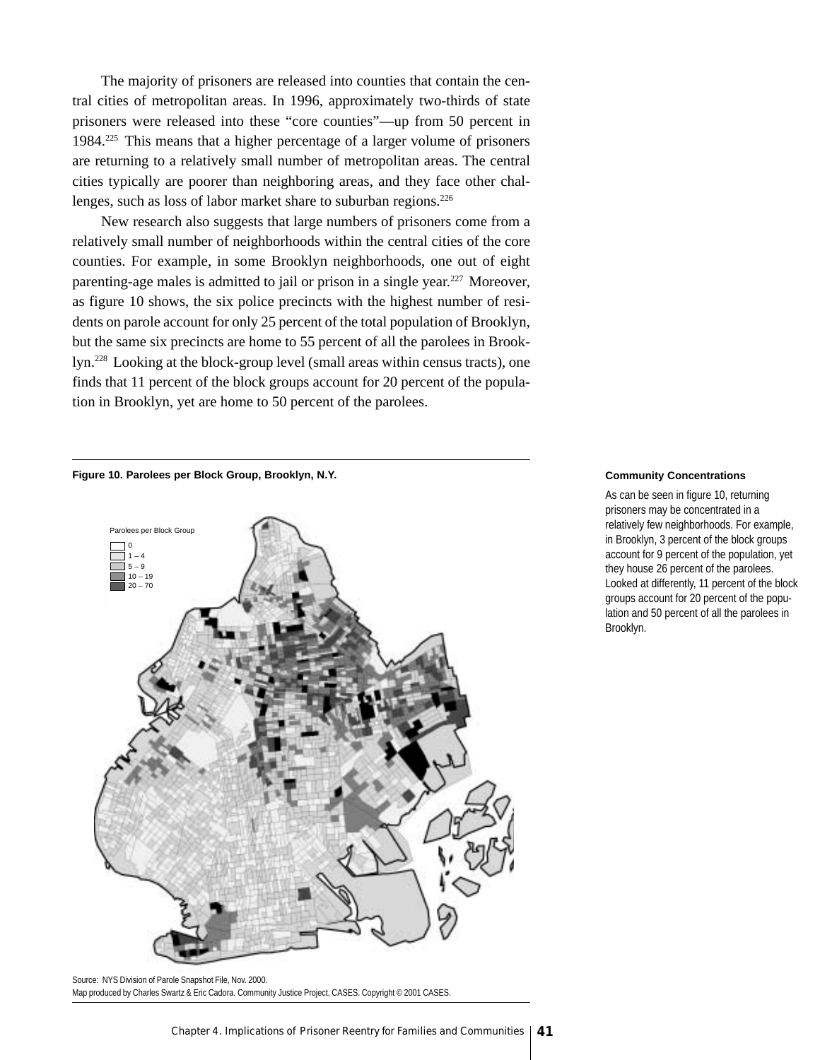The majority of prisoners are released into counties that contain the central cities of metropolitan areas. In 1996, approximately two-thirds of state prisoners were released into these "core counties"—up from 50 percent in 1984.[225] This means that a higher percentage of a larger volume of prisoners are returning to a relatively small number of metropolitan areas. The central cities typically are poorer than neighboring areas, and they face other challenges, such as loss of labor market share to suburban regions.[226]

New research also suggests that large numbers of prisoners come from a relatively small number of neighborhoods within the central cities of the core counties. For example, in some Brooklyn neighborhoods, one out of eight parenting-age males is admitted to jail or prison in a single year.[227] Moreover, as figure 10 shows, the six police precincts with the highest number of residents on parole account for only 25 percent of the total population of Brooklyn, but the same six precincts are home to 55 percent of all the parolees in Brooklyn.[228] Looking at the block-group level (small areas within census tracts), one finds that 11 percent of the block groups account for 20 percent of the population in Brooklyn, yet are home to 50 percent of the parolees.

**Figure 10. Parolees per Block Group, Brooklyn, N.Y.**

Parolees per Block Group

- 0
- 1 – 4
- 5 – 9
- 10 – 19
- 20 – 70

Source: NYS Division of Parole Snapshot File, Nov. 2000.
Map produced by Charles Swartz & Eric Cadora. Community Justice Project, CASES. Copyright © 2001 CASES.

**Community Concentrations**

As can be seen in figure 10, returning prisoners may be concentrated in a relatively few neighborhoods. For example, in Brooklyn, 3 percent of the block groups account for 9 percent of the population, yet they house 26 percent of the parolees. Looked at differently, 11 percent of the block groups account for 20 percent of the population and 50 percent of all the parolees in Brooklyn.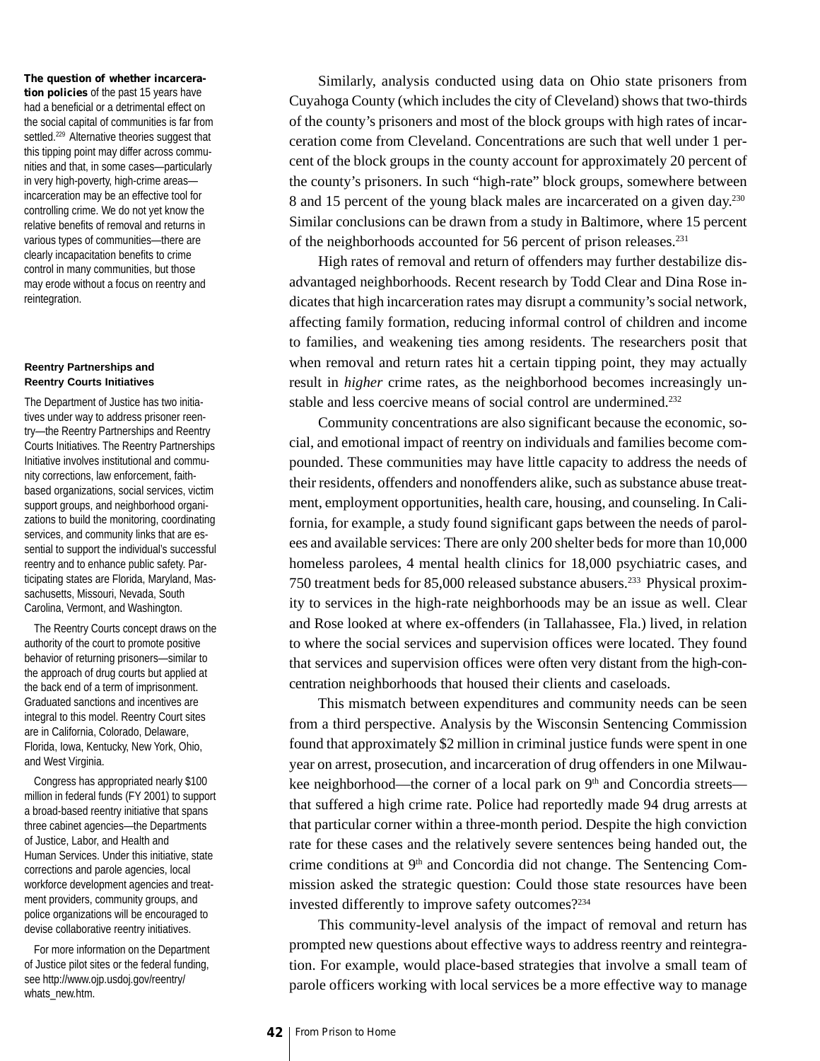**The question of whether incarceration policies** of the past 15 years have had a beneficial or a detrimental effect on the social capital of communities is far from settled.[229] Alternative theories suggest that this tipping point may differ across communities and that, in some cases—particularly in very high-poverty, high-crime areas—incarceration may be an effective tool for controlling crime. We do not yet know the relative benefits of removal and returns in various types of communities—there are clearly incapacitation benefits to crime control in many communities, but those may erode without a focus on reentry and reintegration.

### Reentry Partnerships and Reentry Courts Initiatives

The Department of Justice has two initiatives under way to address prisoner reentry—the Reentry Partnerships and Reentry Courts Initiatives. The Reentry Partnerships Initiative involves institutional and community corrections, law enforcement, faith-based organizations, social services, victim support groups, and neighborhood organizations to build the monitoring, coordinating services, and community links that are essential to support the individual's successful reentry and to enhance public safety. Participating states are Florida, Maryland, Massachusetts, Missouri, Nevada, South Carolina, Vermont, and Washington.

The Reentry Courts concept draws on the authority of the court to promote positive behavior of returning prisoners—similar to the approach of drug courts but applied at the back end of a term of imprisonment. Graduated sanctions and incentives are integral to this model. Reentry Court sites are in California, Colorado, Delaware, Florida, Iowa, Kentucky, New York, Ohio, and West Virginia.

Congress has appropriated nearly $100 million in federal funds (FY 2001) to support a broad-based reentry initiative that spans three cabinet agencies—the Departments of Justice, Labor, and Health and Human Services. Under this initiative, state corrections and parole agencies, local workforce development agencies and treatment providers, community groups, and police organizations will be encouraged to devise collaborative reentry initiatives.

For more information on the Department of Justice pilot sites or the federal funding, see http://www.ojp.usdoj.gov/reentry/whats_new.htm.

Similarly, analysis conducted using data on Ohio state prisoners from Cuyahoga County (which includes the city of Cleveland) shows that two-thirds of the county's prisoners and most of the block groups with high rates of incarceration come from Cleveland. Concentrations are such that well under 1 percent of the block groups in the county account for approximately 20 percent of the county's prisoners. In such "high-rate" block groups, somewhere between 8 and 15 percent of the young black males are incarcerated on a given day.[230] Similar conclusions can be drawn from a study in Baltimore, where 15 percent of the neighborhoods accounted for 56 percent of prison releases.[231]

High rates of removal and return of offenders may further destabilize disadvantaged neighborhoods. Recent research by Todd Clear and Dina Rose indicates that high incarceration rates may disrupt a community's social network, affecting family formation, reducing informal control of children and income to families, and weakening ties among residents. The researchers posit that when removal and return rates hit a certain tipping point, they may actually result in *higher* crime rates, as the neighborhood becomes increasingly unstable and less coercive means of social control are undermined.[232]

Community concentrations are also significant because the economic, social, and emotional impact of reentry on individuals and families become compounded. These communities may have little capacity to address the needs of their residents, offenders and nonoffenders alike, such as substance abuse treatment, employment opportunities, health care, housing, and counseling. In California, for example, a study found significant gaps between the needs of parolees and available services: There are only 200 shelter beds for more than 10,000 homeless parolees, 4 mental health clinics for 18,000 psychiatric cases, and 750 treatment beds for 85,000 released substance abusers.[233] Physical proximity to services in the high-rate neighborhoods may be an issue as well. Clear and Rose looked at where ex-offenders (in Tallahassee, Fla.) lived, in relation to where the social services and supervision offices were located. They found that services and supervision offices were often very distant from the high-concentration neighborhoods that housed their clients and caseloads.

This mismatch between expenditures and community needs can be seen from a third perspective. Analysis by the Wisconsin Sentencing Commission found that approximately $2 million in criminal justice funds were spent in one year on arrest, prosecution, and incarceration of drug offenders in one Milwaukee neighborhood—the corner of a local park on 9th and Concordia streets—that suffered a high crime rate. Police had reportedly made 94 drug arrests at that particular corner within a three-month period. Despite the high conviction rate for these cases and the relatively severe sentences being handed out, the crime conditions at 9th and Concordia did not change. The Sentencing Commission asked the strategic question: Could those state resources have been invested differently to improve safety outcomes?[234]

This community-level analysis of the impact of removal and return has prompted new questions about effective ways to address reentry and reintegration. For example, would place-based strategies that involve a small team of parole officers working with local services be a more effective way to manage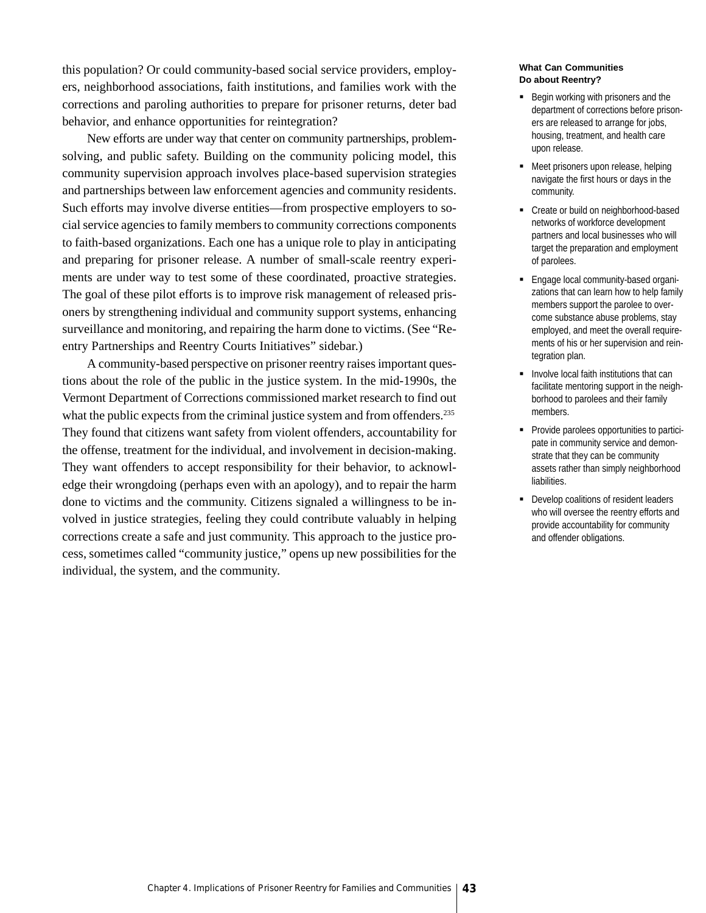this population? Or could community-based social service providers, employers, neighborhood associations, faith institutions, and families work with the corrections and paroling authorities to prepare for prisoner returns, deter bad behavior, and enhance opportunities for reintegration?

New efforts are under way that center on community partnerships, problem-solving, and public safety. Building on the community policing model, this community supervision approach involves place-based supervision strategies and partnerships between law enforcement agencies and community residents. Such efforts may involve diverse entities—from prospective employers to social service agencies to family members to community corrections components to faith-based organizations. Each one has a unique role to play in anticipating and preparing for prisoner release. A number of small-scale reentry experiments are under way to test some of these coordinated, proactive strategies. The goal of these pilot efforts is to improve risk management of released prisoners by strengthening individual and community support systems, enhancing surveillance and monitoring, and repairing the harm done to victims. (See "Reentry Partnerships and Reentry Courts Initiatives" sidebar.)

A community-based perspective on prisoner reentry raises important questions about the role of the public in the justice system. In the mid-1990s, the Vermont Department of Corrections commissioned market research to find out what the public expects from the criminal justice system and from offenders.[235] They found that citizens want safety from violent offenders, accountability for the offense, treatment for the individual, and involvement in decision-making. They want offenders to accept responsibility for their behavior, to acknowledge their wrongdoing (perhaps even with an apology), and to repair the harm done to victims and the community. Citizens signaled a willingness to be involved in justice strategies, feeling they could contribute valuably in helping corrections create a safe and just community. This approach to the justice process, sometimes called "community justice," opens up new possibilities for the individual, the system, and the community.

**What Can Communities Do about Reentry?**

- Begin working with prisoners and the department of corrections before prisoners are released to arrange for jobs, housing, treatment, and health care upon release.
- Meet prisoners upon release, helping navigate the first hours or days in the community.
- Create or build on neighborhood-based networks of workforce development partners and local businesses who will target the preparation and employment of parolees.
- Engage local community-based organizations that can learn how to help family members support the parolee to overcome substance abuse problems, stay employed, and meet the overall requirements of his or her supervision and reintegration plan.
- Involve local faith institutions that can facilitate mentoring support in the neighborhood to parolees and their family members.
- Provide parolees opportunities to participate in community service and demonstrate that they can be community assets rather than simply neighborhood liabilities.
- Develop coalitions of resident leaders who will oversee the reentry efforts and provide accountability for community and offender obligations.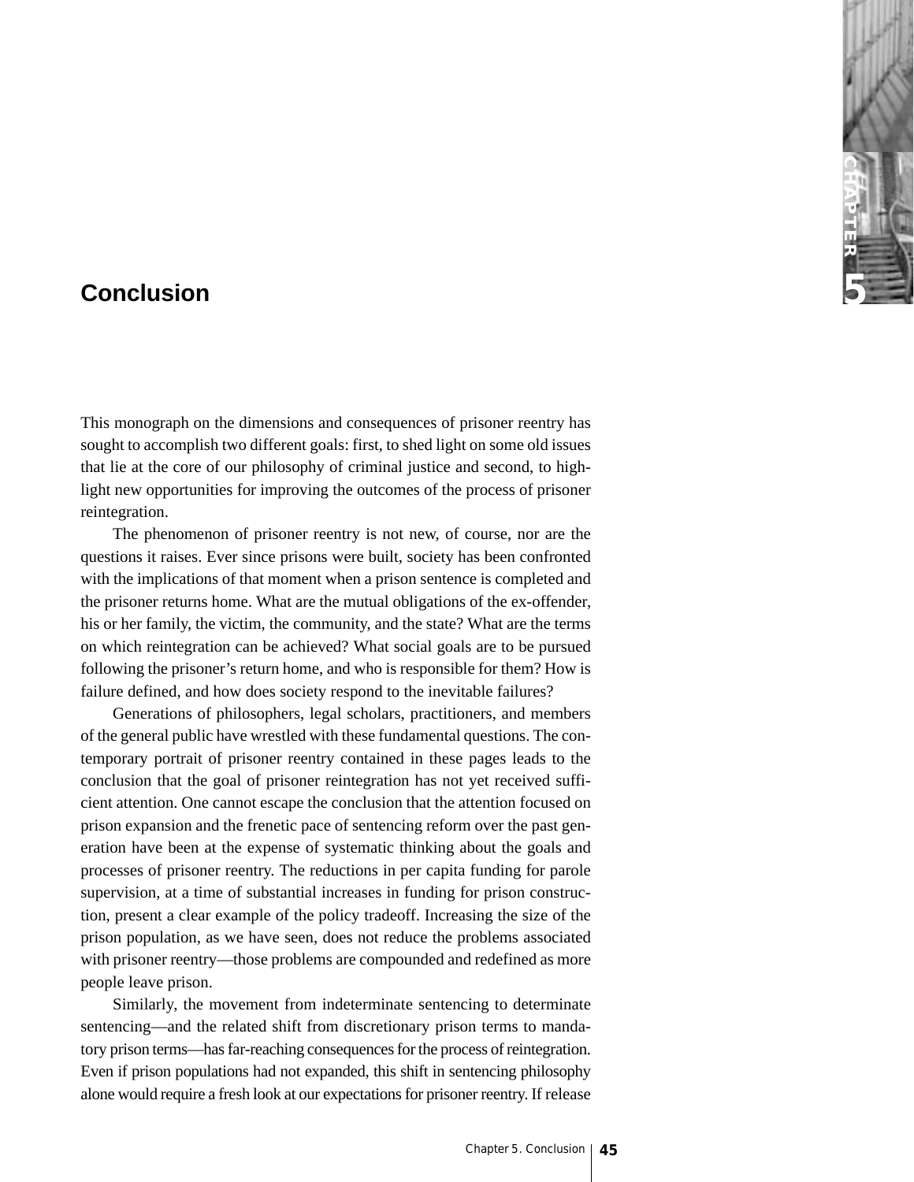# Conclusion

This monograph on the dimensions and consequences of prisoner reentry has sought to accomplish two different goals: first, to shed light on some old issues that lie at the core of our philosophy of criminal justice and second, to highlight new opportunities for improving the outcomes of the process of prisoner reintegration.

The phenomenon of prisoner reentry is not new, of course, nor are the questions it raises. Ever since prisons were built, society has been confronted with the implications of that moment when a prison sentence is completed and the prisoner returns home. What are the mutual obligations of the ex-offender, his or her family, the victim, the community, and the state? What are the terms on which reintegration can be achieved? What social goals are to be pursued following the prisoner's return home, and who is responsible for them? How is failure defined, and how does society respond to the inevitable failures?

Generations of philosophers, legal scholars, practitioners, and members of the general public have wrestled with these fundamental questions. The contemporary portrait of prisoner reentry contained in these pages leads to the conclusion that the goal of prisoner reintegration has not yet received sufficient attention. One cannot escape the conclusion that the attention focused on prison expansion and the frenetic pace of sentencing reform over the past generation have been at the expense of systematic thinking about the goals and processes of prisoner reentry. The reductions in per capita funding for parole supervision, at a time of substantial increases in funding for prison construction, present a clear example of the policy tradeoff. Increasing the size of the prison population, as we have seen, does not reduce the problems associated with prisoner reentry—those problems are compounded and redefined as more people leave prison.

Similarly, the movement from indeterminate sentencing to determinate sentencing—and the related shift from discretionary prison terms to mandatory prison terms—has far-reaching consequences for the process of reintegration. Even if prison populations had not expanded, this shift in sentencing philosophy alone would require a fresh look at our expectations for prisoner reentry. If release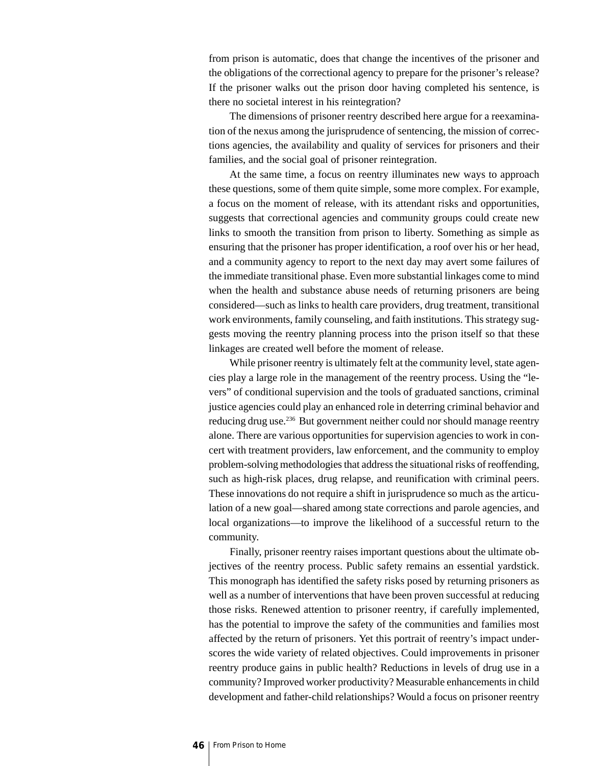from prison is automatic, does that change the incentives of the prisoner and the obligations of the correctional agency to prepare for the prisoner's release? If the prisoner walks out the prison door having completed his sentence, is there no societal interest in his reintegration?

The dimensions of prisoner reentry described here argue for a reexamination of the nexus among the jurisprudence of sentencing, the mission of corrections agencies, the availability and quality of services for prisoners and their families, and the social goal of prisoner reintegration.

At the same time, a focus on reentry illuminates new ways to approach these questions, some of them quite simple, some more complex. For example, a focus on the moment of release, with its attendant risks and opportunities, suggests that correctional agencies and community groups could create new links to smooth the transition from prison to liberty. Something as simple as ensuring that the prisoner has proper identification, a roof over his or her head, and a community agency to report to the next day may avert some failures of the immediate transitional phase. Even more substantial linkages come to mind when the health and substance abuse needs of returning prisoners are being considered—such as links to health care providers, drug treatment, transitional work environments, family counseling, and faith institutions. This strategy suggests moving the reentry planning process into the prison itself so that these linkages are created well before the moment of release.

While prisoner reentry is ultimately felt at the community level, state agencies play a large role in the management of the reentry process. Using the "levers" of conditional supervision and the tools of graduated sanctions, criminal justice agencies could play an enhanced role in deterring criminal behavior and reducing drug use.[236] But government neither could nor should manage reentry alone. There are various opportunities for supervision agencies to work in concert with treatment providers, law enforcement, and the community to employ problem-solving methodologies that address the situational risks of reoffending, such as high-risk places, drug relapse, and reunification with criminal peers. These innovations do not require a shift in jurisprudence so much as the articulation of a new goal—shared among state corrections and parole agencies, and local organizations—to improve the likelihood of a successful return to the community.

Finally, prisoner reentry raises important questions about the ultimate objectives of the reentry process. Public safety remains an essential yardstick. This monograph has identified the safety risks posed by returning prisoners as well as a number of interventions that have been proven successful at reducing those risks. Renewed attention to prisoner reentry, if carefully implemented, has the potential to improve the safety of the communities and families most affected by the return of prisoners. Yet this portrait of reentry's impact underscores the wide variety of related objectives. Could improvements in prisoner reentry produce gains in public health? Reductions in levels of drug use in a community? Improved worker productivity? Measurable enhancements in child development and father-child relationships? Would a focus on prisoner reentry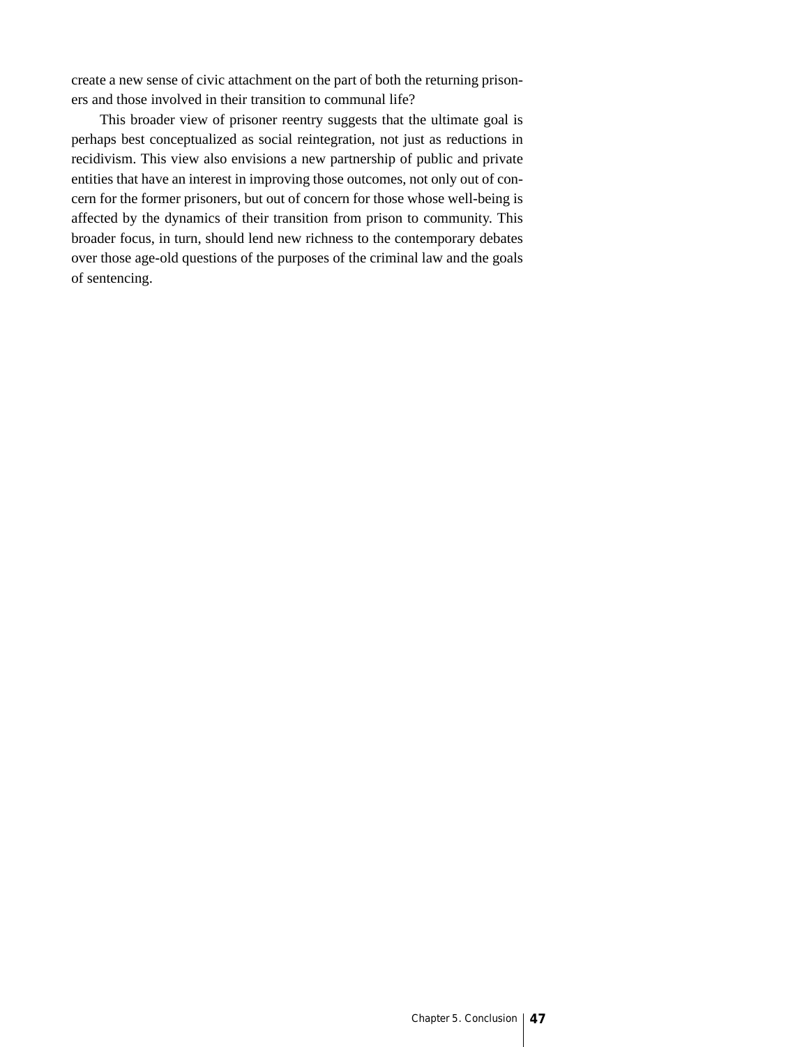create a new sense of civic attachment on the part of both the returning prisoners and those involved in their transition to communal life?

This broader view of prisoner reentry suggests that the ultimate goal is perhaps best conceptualized as social reintegration, not just as reductions in recidivism. This view also envisions a new partnership of public and private entities that have an interest in improving those outcomes, not only out of concern for the former prisoners, but out of concern for those whose well-being is affected by the dynamics of their transition from prison to community. This broader focus, in turn, should lend new richness to the contemporary debates over those age-old questions of the purposes of the criminal law and the goals of sentencing.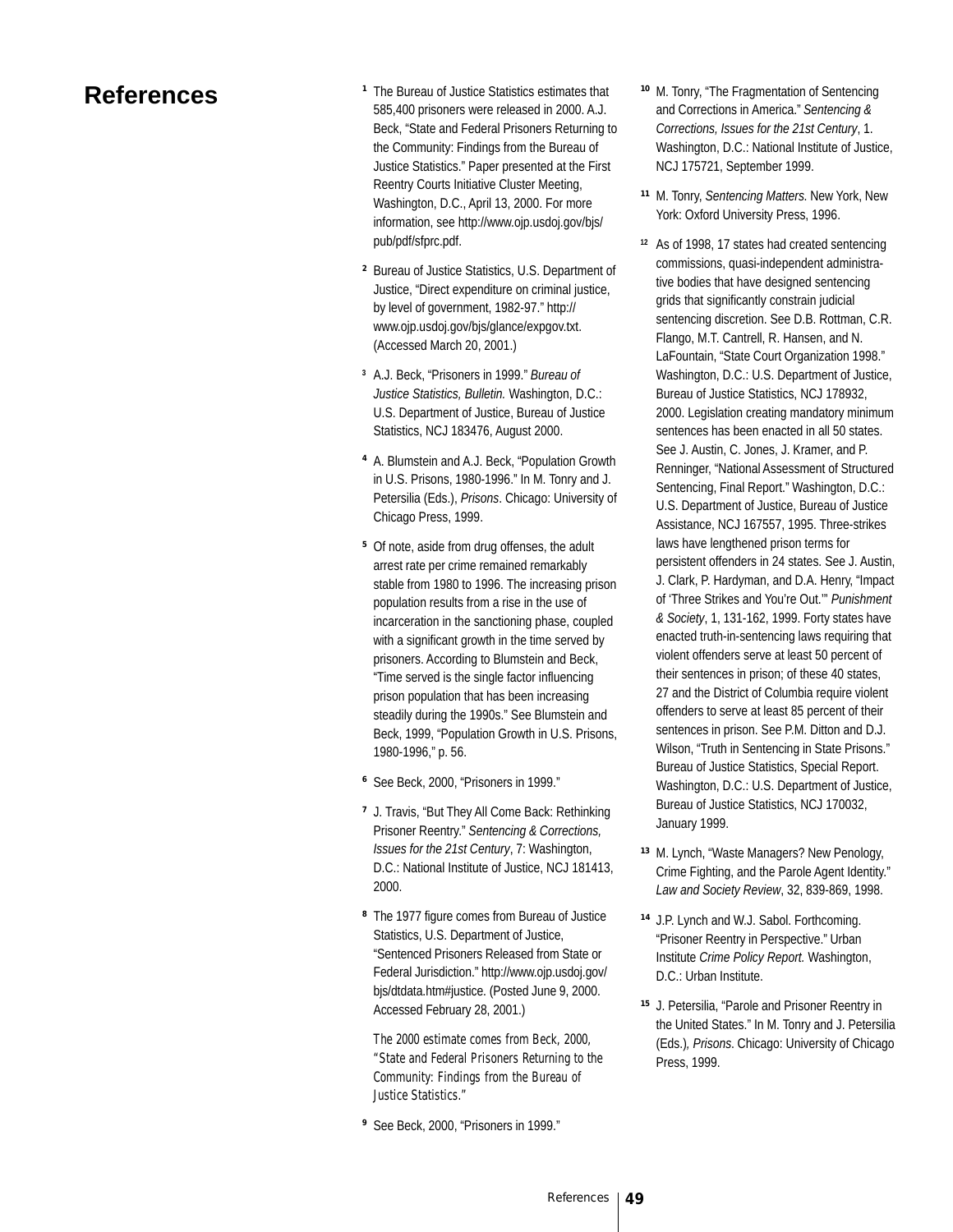# References

[1] The Bureau of Justice Statistics estimates that 585,400 prisoners were released in 2000. A.J. Beck, "State and Federal Prisoners Returning to the Community: Findings from the Bureau of Justice Statistics." Paper presented at the First Reentry Courts Initiative Cluster Meeting, Washington, D.C., April 13, 2000. For more information, see http://www.ojp.usdoj.gov/bjs/pub/pdf/sfprc.pdf.

[2] Bureau of Justice Statistics, U.S. Department of Justice, "Direct expenditure on criminal justice, by level of government, 1982-97." http://www.ojp.usdoj.gov/bjs/glance/expgov.txt. (Accessed March 20, 2001.)

[3] A.J. Beck, "Prisoners in 1999." *Bureau of Justice Statistics, Bulletin.* Washington, D.C.: U.S. Department of Justice, Bureau of Justice Statistics, NCJ 183476, August 2000.

[4] A. Blumstein and A.J. Beck, "Population Growth in U.S. Prisons, 1980-1996." In M. Tonry and J. Petersilia (Eds.), *Prisons*. Chicago: University of Chicago Press, 1999.

[5] Of note, aside from drug offenses, the adult arrest rate per crime remained remarkably stable from 1980 to 1996. The increasing prison population results from a rise in the use of incarceration in the sanctioning phase, coupled with a significant growth in the time served by prisoners. According to Blumstein and Beck, "Time served is the single factor influencing prison population that has been increasing steadily during the 1990s." See Blumstein and Beck, 1999, "Population Growth in U.S. Prisons, 1980-1996," p. 56.

[6] See Beck, 2000, "Prisoners in 1999."

[7] J. Travis, "But They All Come Back: Rethinking Prisoner Reentry." *Sentencing & Corrections, Issues for the 21st Century*, 7: Washington, D.C.: National Institute of Justice, NCJ 181413, 2000.

[8] The 1977 figure comes from Bureau of Justice Statistics, U.S. Department of Justice, "Sentenced Prisoners Released from State or Federal Jurisdiction." http://www.ojp.usdoj.gov/bjs/dtdata.htm#justice. (Posted June 9, 2000. Accessed February 28, 2001.)

The 2000 estimate comes from Beck, 2000, "State and Federal Prisoners Returning to the Community: Findings from the Bureau of Justice Statistics."

[9] See Beck, 2000, "Prisoners in 1999."

[10] M. Tonry, "The Fragmentation of Sentencing and Corrections in America." *Sentencing & Corrections, Issues for the 21st Century*, 1. Washington, D.C.: National Institute of Justice, NCJ 175721, September 1999.

[11] M. Tonry, *Sentencing Matters.* New York, New York: Oxford University Press, 1996.

[12] As of 1998, 17 states had created sentencing commissions, quasi-independent administrative bodies that have designed sentencing grids that significantly constrain judicial sentencing discretion. See D.B. Rottman, C.R. Flango, M.T. Cantrell, R. Hansen, and N. LaFountain, "State Court Organization 1998." Washington, D.C.: U.S. Department of Justice, Bureau of Justice Statistics, NCJ 178932, 2000. Legislation creating mandatory minimum sentences has been enacted in all 50 states. See J. Austin, C. Jones, J. Kramer, and P. Renninger, "National Assessment of Structured Sentencing, Final Report." Washington, D.C.: U.S. Department of Justice, Bureau of Justice Assistance, NCJ 167557, 1995. Three-strikes laws have lengthened prison terms for persistent offenders in 24 states. See J. Austin, J. Clark, P. Hardyman, and D.A. Henry, "Impact of 'Three Strikes and You're Out.'" *Punishment & Society*, 1, 131-162, 1999. Forty states have enacted truth-in-sentencing laws requiring that violent offenders serve at least 50 percent of their sentences in prison; of these 40 states, 27 and the District of Columbia require violent offenders to serve at least 85 percent of their sentences in prison. See P.M. Ditton and D.J. Wilson, "Truth in Sentencing in State Prisons." Bureau of Justice Statistics, Special Report. Washington, D.C.: U.S. Department of Justice, Bureau of Justice Statistics, NCJ 170032, January 1999.

[13] M. Lynch, "Waste Managers? New Penology, Crime Fighting, and the Parole Agent Identity." *Law and Society Review*, 32, 839-869, 1998.

[14] J.P. Lynch and W.J. Sabol. Forthcoming. "Prisoner Reentry in Perspective." Urban Institute *Crime Policy Report.* Washington, D.C.: Urban Institute.

[15] J. Petersilia, "Parole and Prisoner Reentry in the United States." In M. Tonry and J. Petersilia (Eds.), *Prisons*. Chicago: University of Chicago Press, 1999.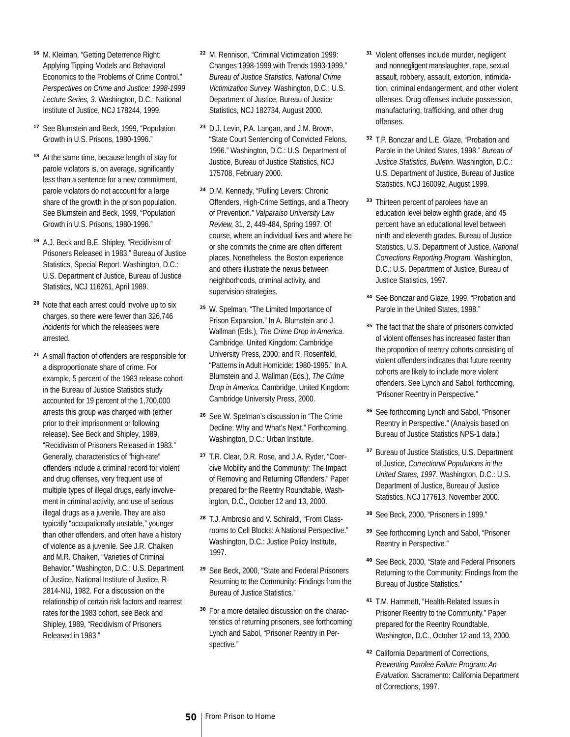[16] M. Kleiman, "Getting Deterrence Right: Applying Tipping Models and Behavioral Economics to the Problems of Crime Control." *Perspectives on Crime and Justice: 1998-1999 Lecture Series, 3.* Washington, D.C.: National Institute of Justice, NCJ 178244, 1999.

[17] See Blumstein and Beck, 1999, "Population Growth in U.S. Prisons, 1980-1996."

[18] At the same time, because length of stay for parole violators is, on average, significantly less than a sentence for a new commitment, parole violators do not account for a large share of the growth in the prison population. See Blumstein and Beck, 1999, "Population Growth in U.S. Prisons, 1980-1996."

[19] A.J. Beck and B.E. Shipley, "Recidivism of Prisoners Released in 1983." Bureau of Justice Statistics, Special Report. Washington, D.C.: U.S. Department of Justice, Bureau of Justice Statistics, NCJ 116261, April 1989.

[20] Note that each arrest could involve up to six charges, so there were fewer than 326,746 *incidents* for which the releasees were arrested.

[21] A small fraction of offenders are responsible for a disproportionate share of crime. For example, 5 percent of the 1983 release cohort in the Bureau of Justice Statistics study accounted for 19 percent of the 1,700,000 arrests this group was charged with (either prior to their imprisonment or following release). See Beck and Shipley, 1989, "Recidivism of Prisoners Released in 1983." Generally, characteristics of "high-rate" offenders include a criminal record for violent and drug offenses, very frequent use of multiple types of illegal drugs, early involvement in criminal activity, and use of serious illegal drugs as a juvenile. They are also typically "occupationally unstable," younger than other offenders, and often have a history of violence as a juvenile. See J.R. Chaiken and M.R. Chaiken, "Varieties of Criminal Behavior." Washington, D.C.: U.S. Department of Justice, National Institute of Justice, R-2814-NIJ, 1982. For a discussion on the relationship of certain risk factors and rearrest rates for the 1983 cohort, see Beck and Shipley, 1989, "Recidivism of Prisoners Released in 1983."

[22] M. Rennison, "Criminal Victimization 1999: Changes 1998-1999 with Trends 1993-1999." *Bureau of Justice Statistics, National Crime Victimization Survey.* Washington, D.C.: U.S. Department of Justice, Bureau of Justice Statistics, NCJ 182734, August 2000.

[23] D.J. Levin, P.A. Langan, and J.M. Brown, "State Court Sentencing of Convicted Felons, 1996." Washington, D.C.: U.S. Department of Justice, Bureau of Justice Statistics, NCJ 175708, February 2000.

[24] D.M. Kennedy, "Pulling Levers: Chronic Offenders, High-Crime Settings, and a Theory of Prevention." *Valparaiso University Law Review,* 31, 2, 449-484, Spring 1997. Of course, where an individual lives and where he or she commits the crime are often different places. Nonetheless, the Boston experience and others illustrate the nexus between neighborhoods, criminal activity, and supervision strategies.

[25] W. Spelman, "The Limited Importance of Prison Expansion." In A. Blumstein and J. Wallman (Eds.), *The Crime Drop in America*. Cambridge, United Kingdom: Cambridge University Press, 2000; and R. Rosenfeld, "Patterns in Adult Homicide: 1980-1995." In A. Blumstein and J. Wallman (Eds.), *The Crime Drop in America.* Cambridge, United Kingdom: Cambridge University Press, 2000.

[26] See W. Spelman's discussion in "The Crime Decline: Why and What's Next." Forthcoming. Washington, D.C.: Urban Institute.

[27] T.R. Clear, D.R. Rose, and J.A. Ryder, "Coercive Mobility and the Community: The Impact of Removing and Returning Offenders." Paper prepared for the Reentry Roundtable, Washington, D.C., October 12 and 13, 2000.

[28] T.J. Ambrosio and V. Schiraldi, "From Classrooms to Cell Blocks: A National Perspective." Washington, D.C.: Justice Policy Institute, 1997.

[29] See Beck, 2000, "State and Federal Prisoners Returning to the Community: Findings from the Bureau of Justice Statistics."

[30] For a more detailed discussion on the characteristics of returning prisoners, see forthcoming Lynch and Sabol, "Prisoner Reentry in Perspective."

[31] Violent offenses include murder, negligent and nonnegligent manslaughter, rape, sexual assault, robbery, assault, extortion, intimidation, criminal endangerment, and other violent offenses. Drug offenses include possession, manufacturing, trafficking, and other drug offenses.

[32] T.P. Bonczar and L.E. Glaze, "Probation and Parole in the United States, 1998." *Bureau of Justice Statistics, Bulletin*. Washington, D.C.: U.S. Department of Justice, Bureau of Justice Statistics, NCJ 160092, August 1999.

[33] Thirteen percent of parolees have an education level below eighth grade, and 45 percent have an educational level between ninth and eleventh grades. Bureau of Justice Statistics, U.S. Department of Justice, *National Corrections Reporting Program.* Washington, D.C.: U.S. Department of Justice, Bureau of Justice Statistics, 1997.

[34] See Bonczar and Glaze, 1999, "Probation and Parole in the United States, 1998."

[35] The fact that the share of prisoners convicted of violent offenses has increased faster than the proportion of reentry cohorts consisting of violent offenders indicates that future reentry cohorts are likely to include more violent offenders. See Lynch and Sabol, forthcoming, "Prisoner Reentry in Perspective."

[36] See forthcoming Lynch and Sabol, "Prisoner Reentry in Perspective." (Analysis based on Bureau of Justice Statistics NPS-1 data.)

[37] Bureau of Justice Statistics, U.S. Department of Justice, *Correctional Populations in the United States, 1997*. Washington, D.C.: U.S. Department of Justice, Bureau of Justice Statistics, NCJ 177613, November 2000.

[38] See Beck, 2000, "Prisoners in 1999."

[39] See forthcoming Lynch and Sabol, "Prisoner Reentry in Perspective."

[40] See Beck, 2000, "State and Federal Prisoners Returning to the Community: Findings from the Bureau of Justice Statistics."

[41] T.M. Hammett, "Health-Related Issues in Prisoner Reentry to the Community." Paper prepared for the Reentry Roundtable, Washington, D.C., October 12 and 13, 2000.

[42] California Department of Corrections, *Preventing Parolee Failure Program: An Evaluation.* Sacramento: California Department of Corrections, 1997.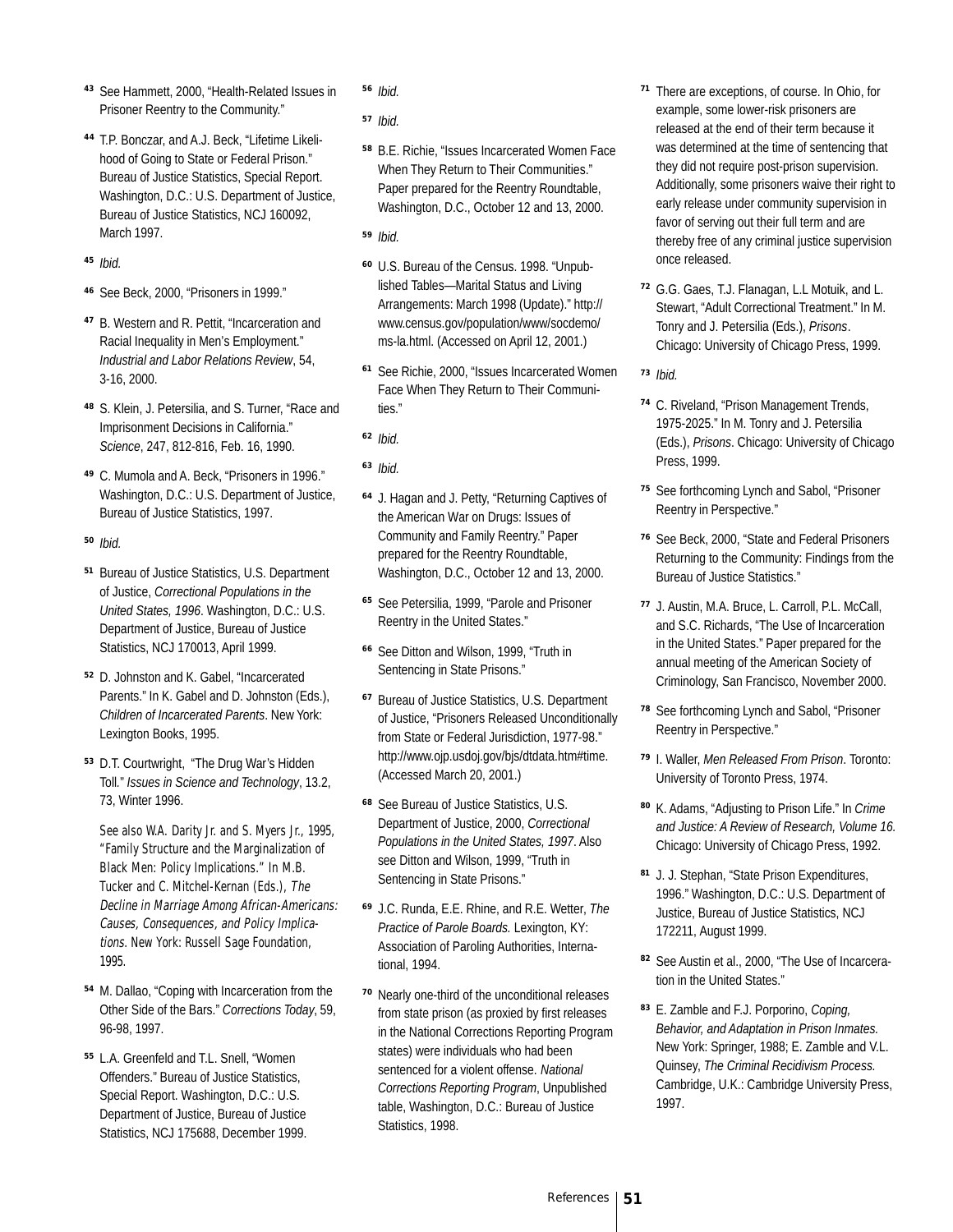[43] See Hammett, 2000, "Health-Related Issues in Prisoner Reentry to the Community."

[44] T.P. Bonczar, and A.J. Beck, "Lifetime Likelihood of Going to State or Federal Prison." Bureau of Justice Statistics, Special Report. Washington, D.C.: U.S. Department of Justice, Bureau of Justice Statistics, NCJ 160092, March 1997.

[45] *Ibid.*

[46] See Beck, 2000, "Prisoners in 1999."

[47] B. Western and R. Pettit, "Incarceration and Racial Inequality in Men's Employment." *Industrial and Labor Relations Review*, 54, 3-16, 2000.

[48] S. Klein, J. Petersilia, and S. Turner, "Race and Imprisonment Decisions in California." *Science*, 247, 812-816, Feb. 16, 1990.

[49] C. Mumola and A. Beck, "Prisoners in 1996." Washington, D.C.: U.S. Department of Justice, Bureau of Justice Statistics, 1997.

[50] *Ibid.*

[51] Bureau of Justice Statistics, U.S. Department of Justice, *Correctional Populations in the United States, 1996*. Washington, D.C.: U.S. Department of Justice, Bureau of Justice Statistics, NCJ 170013, April 1999.

[52] D. Johnston and K. Gabel, "Incarcerated Parents." In K. Gabel and D. Johnston (Eds.), *Children of Incarcerated Parents*. New York: Lexington Books, 1995.

[53] D.T. Courtwright, "The Drug War's Hidden Toll." *Issues in Science and Technology*, 13.2, 73, Winter 1996.

See also W.A. Darity Jr. and S. Myers Jr., 1995, "Family Structure and the Marginalization of Black Men: Policy Implications." In M.B. Tucker and C. Mitchel-Kernan (Eds.), *The Decline in Marriage Among African-Americans: Causes, Consequences, and Policy Implications*. New York: Russell Sage Foundation, 1995.

[54] M. Dallao, "Coping with Incarceration from the Other Side of the Bars." *Corrections Today*, 59, 96-98, 1997.

[55] L.A. Greenfeld and T.L. Snell, "Women Offenders." Bureau of Justice Statistics, Special Report. Washington, D.C.: U.S. Department of Justice, Bureau of Justice Statistics, NCJ 175688, December 1999.

[56] *Ibid.*

[57] *Ibid.*

[58] B.E. Richie, "Issues Incarcerated Women Face When They Return to Their Communities." Paper prepared for the Reentry Roundtable, Washington, D.C., October 12 and 13, 2000.

[59] *Ibid.*

[60] U.S. Bureau of the Census. 1998. "Unpublished Tables—Marital Status and Living Arrangements: March 1998 (Update)." http://www.census.gov/population/www/socdemo/ms-la.html. (Accessed on April 12, 2001.)

[61] See Richie, 2000, "Issues Incarcerated Women Face When They Return to Their Communities."

[62] *Ibid.*

[63] *Ibid.*

[64] J. Hagan and J. Petty, "Returning Captives of the American War on Drugs: Issues of Community and Family Reentry." Paper prepared for the Reentry Roundtable, Washington, D.C., October 12 and 13, 2000.

[65] See Petersilia, 1999, "Parole and Prisoner Reentry in the United States."

[66] See Ditton and Wilson, 1999, "Truth in Sentencing in State Prisons."

[67] Bureau of Justice Statistics, U.S. Department of Justice, "Prisoners Released Unconditionally from State or Federal Jurisdiction, 1977-98." http://www.ojp.usdoj.gov/bjs/dtdata.htm#time. (Accessed March 20, 2001.)

[68] See Bureau of Justice Statistics, U.S. Department of Justice, 2000, *Correctional Populations in the United States, 1997*. Also see Ditton and Wilson, 1999, "Truth in Sentencing in State Prisons."

[69] J.C. Runda, E.E. Rhine, and R.E. Wetter, *The Practice of Parole Boards.* Lexington, KY: Association of Paroling Authorities, International, 1994.

[70] Nearly one-third of the unconditional releases from state prison (as proxied by first releases in the National Corrections Reporting Program states) were individuals who had been sentenced for a violent offense. *National Corrections Reporting Program*, Unpublished table, Washington, D.C.: Bureau of Justice Statistics, 1998.

[71] There are exceptions, of course. In Ohio, for example, some lower-risk prisoners are released at the end of their term because it was determined at the time of sentencing that they did not require post-prison supervision. Additionally, some prisoners waive their right to early release under community supervision in favor of serving out their full term and are thereby free of any criminal justice supervision once released.

[72] G.G. Gaes, T.J. Flanagan, L.L Motuik, and L. Stewart, "Adult Correctional Treatment." In M. Tonry and J. Petersilia (Eds.), *Prisons*. Chicago: University of Chicago Press, 1999.

[73] *Ibid.*

[74] C. Riveland, "Prison Management Trends, 1975-2025." In M. Tonry and J. Petersilia (Eds.), *Prisons*. Chicago: University of Chicago Press, 1999.

[75] See forthcoming Lynch and Sabol, "Prisoner Reentry in Perspective."

[76] See Beck, 2000, "State and Federal Prisoners Returning to the Community: Findings from the Bureau of Justice Statistics."

[77] J. Austin, M.A. Bruce, L. Carroll, P.L. McCall, and S.C. Richards, "The Use of Incarceration in the United States." Paper prepared for the annual meeting of the American Society of Criminology, San Francisco, November 2000.

[78] See forthcoming Lynch and Sabol, "Prisoner Reentry in Perspective."

[79] I. Waller, *Men Released From Prison*. Toronto: University of Toronto Press, 1974.

[80] K. Adams, "Adjusting to Prison Life." In *Crime and Justice: A Review of Research, Volume 16.* Chicago: University of Chicago Press, 1992.

[81] J. J. Stephan, "State Prison Expenditures, 1996." Washington, D.C.: U.S. Department of Justice, Bureau of Justice Statistics, NCJ 172211, August 1999.

[82] See Austin et al., 2000, "The Use of Incarceration in the United States."

[83] E. Zamble and F.J. Porporino, *Coping, Behavior, and Adaptation in Prison Inmates.* New York: Springer, 1988; E. Zamble and V.L. Quinsey, *The Criminal Recidivism Process.* Cambridge, U.K.: Cambridge University Press, 1997.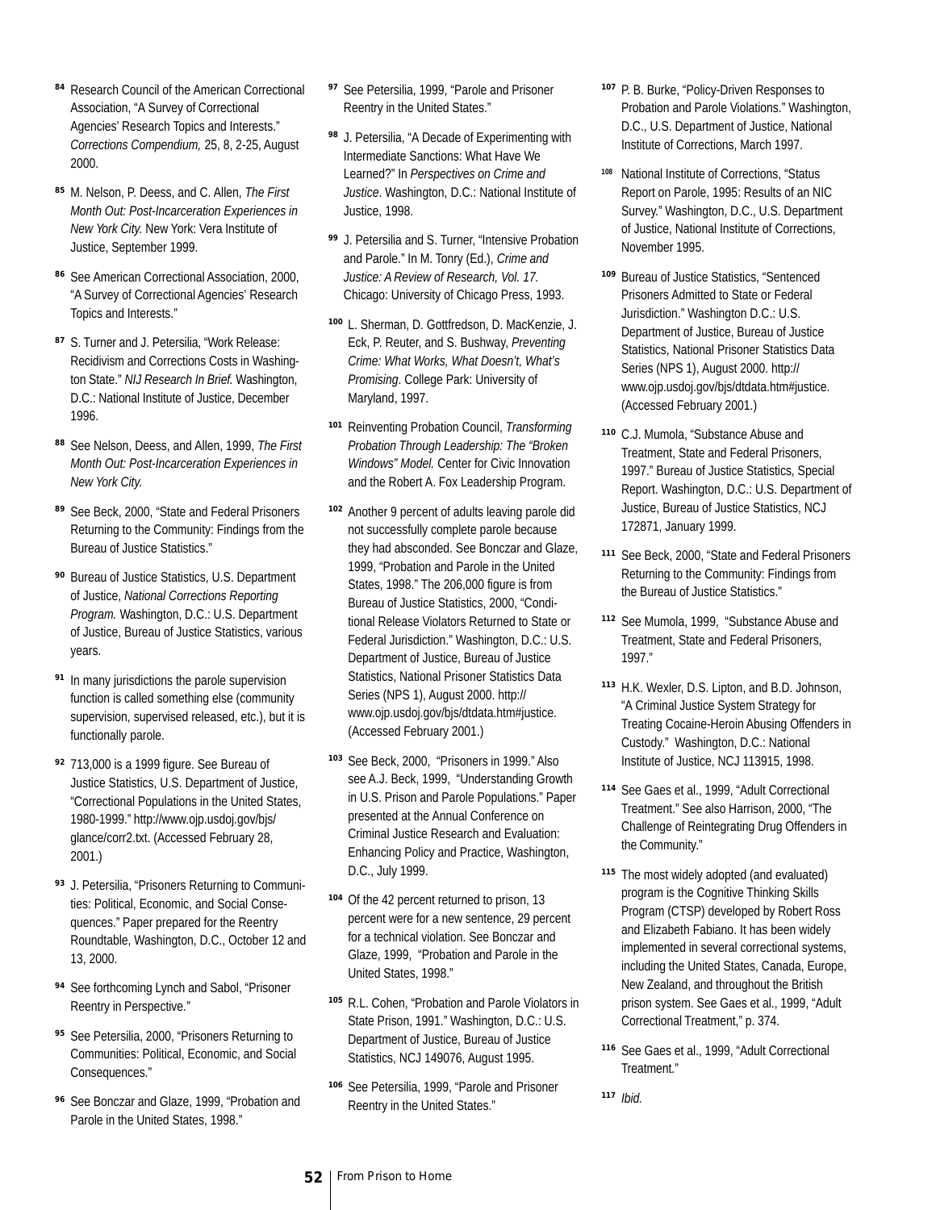[84] Research Council of the American Correctional Association, "A Survey of Correctional Agencies' Research Topics and Interests." *Corrections Compendium,* 25, 8, 2-25, August 2000.

[85] M. Nelson, P. Deess, and C. Allen, *The First Month Out: Post-Incarceration Experiences in New York City.* New York: Vera Institute of Justice, September 1999.

[86] See American Correctional Association, 2000, "A Survey of Correctional Agencies' Research Topics and Interests."

[87] S. Turner and J. Petersilia, "Work Release: Recidivism and Corrections Costs in Washington State." *NIJ Research In Brief.* Washington, D.C.: National Institute of Justice, December 1996.

[88] See Nelson, Deess, and Allen, 1999, *The First Month Out: Post-Incarceration Experiences in New York City.*

[89] See Beck, 2000, "State and Federal Prisoners Returning to the Community: Findings from the Bureau of Justice Statistics."

[90] Bureau of Justice Statistics, U.S. Department of Justice, *National Corrections Reporting Program.* Washington, D.C.: U.S. Department of Justice, Bureau of Justice Statistics, various years.

[91] In many jurisdictions the parole supervision function is called something else (community supervision, supervised released, etc.), but it is functionally parole.

[92] 713,000 is a 1999 figure. See Bureau of Justice Statistics, U.S. Department of Justice, "Correctional Populations in the United States, 1980-1999." http://www.ojp.usdoj.gov/bjs/glance/corr2.txt. (Accessed February 28, 2001.)

[93] J. Petersilia, "Prisoners Returning to Communities: Political, Economic, and Social Consequences." Paper prepared for the Reentry Roundtable, Washington, D.C., October 12 and 13, 2000.

[94] See forthcoming Lynch and Sabol, "Prisoner Reentry in Perspective."

[95] See Petersilia, 2000, "Prisoners Returning to Communities: Political, Economic, and Social Consequences."

[96] See Bonczar and Glaze, 1999, "Probation and Parole in the United States, 1998."

[97] See Petersilia, 1999, "Parole and Prisoner Reentry in the United States."

[98] J. Petersilia, "A Decade of Experimenting with Intermediate Sanctions: What Have We Learned?" In *Perspectives on Crime and Justice*. Washington, D.C.: National Institute of Justice, 1998.

[99] J. Petersilia and S. Turner, "Intensive Probation and Parole." In M. Tonry (Ed.), *Crime and Justice: A Review of Research, Vol. 17.* Chicago: University of Chicago Press, 1993.

[100] L. Sherman, D. Gottfredson, D. MacKenzie, J. Eck, P. Reuter, and S. Bushway, *Preventing Crime: What Works, What Doesn't, What's Promising*. College Park: University of Maryland, 1997.

[101] Reinventing Probation Council, *Transforming Probation Through Leadership: The "Broken Windows" Model.* Center for Civic Innovation and the Robert A. Fox Leadership Program.

[102] Another 9 percent of adults leaving parole did not successfully complete parole because they had absconded. See Bonczar and Glaze, 1999, "Probation and Parole in the United States, 1998." The 206,000 figure is from Bureau of Justice Statistics, 2000, "Conditional Release Violators Returned to State or Federal Jurisdiction." Washington, D.C.: U.S. Department of Justice, Bureau of Justice Statistics, National Prisoner Statistics Data Series (NPS 1), August 2000. http://www.ojp.usdoj.gov/bjs/dtdata.htm#justice. (Accessed February 2001.)

[103] See Beck, 2000, "Prisoners in 1999." Also see A.J. Beck, 1999, "Understanding Growth in U.S. Prison and Parole Populations." Paper presented at the Annual Conference on Criminal Justice Research and Evaluation: Enhancing Policy and Practice, Washington, D.C., July 1999.

[104] Of the 42 percent returned to prison, 13 percent were for a new sentence, 29 percent for a technical violation. See Bonczar and Glaze, 1999, "Probation and Parole in the United States, 1998."

[105] R.L. Cohen, "Probation and Parole Violators in State Prison, 1991." Washington, D.C.: U.S. Department of Justice, Bureau of Justice Statistics, NCJ 149076, August 1995.

[106] See Petersilia, 1999, "Parole and Prisoner Reentry in the United States."

[107] P. B. Burke, "Policy-Driven Responses to Probation and Parole Violations." Washington, D.C., U.S. Department of Justice, National Institute of Corrections, March 1997.

[108] National Institute of Corrections, "Status Report on Parole, 1995: Results of an NIC Survey." Washington, D.C., U.S. Department of Justice, National Institute of Corrections, November 1995.

[109] Bureau of Justice Statistics, "Sentenced Prisoners Admitted to State or Federal Jurisdiction." Washington D.C.: U.S. Department of Justice, Bureau of Justice Statistics, National Prisoner Statistics Data Series (NPS 1), August 2000. http://www.ojp.usdoj.gov/bjs/dtdata.htm#justice. (Accessed February 2001.)

[110] C.J. Mumola, "Substance Abuse and Treatment, State and Federal Prisoners, 1997." Bureau of Justice Statistics, Special Report. Washington, D.C.: U.S. Department of Justice, Bureau of Justice Statistics, NCJ 172871, January 1999.

[111] See Beck, 2000, "State and Federal Prisoners Returning to the Community: Findings from the Bureau of Justice Statistics."

[112] See Mumola, 1999, "Substance Abuse and Treatment, State and Federal Prisoners, 1997."

[113] H.K. Wexler, D.S. Lipton, and B.D. Johnson, "A Criminal Justice System Strategy for Treating Cocaine-Heroin Abusing Offenders in Custody." Washington, D.C.: National Institute of Justice, NCJ 113915, 1998.

[114] See Gaes et al., 1999, "Adult Correctional Treatment." See also Harrison, 2000, "The Challenge of Reintegrating Drug Offenders in the Community."

[115] The most widely adopted (and evaluated) program is the Cognitive Thinking Skills Program (CTSP) developed by Robert Ross and Elizabeth Fabiano. It has been widely implemented in several correctional systems, including the United States, Canada, Europe, New Zealand, and throughout the British prison system. See Gaes et al., 1999, "Adult Correctional Treatment," p. 374.

[116] See Gaes et al., 1999, "Adult Correctional Treatment."

[117] *Ibid.*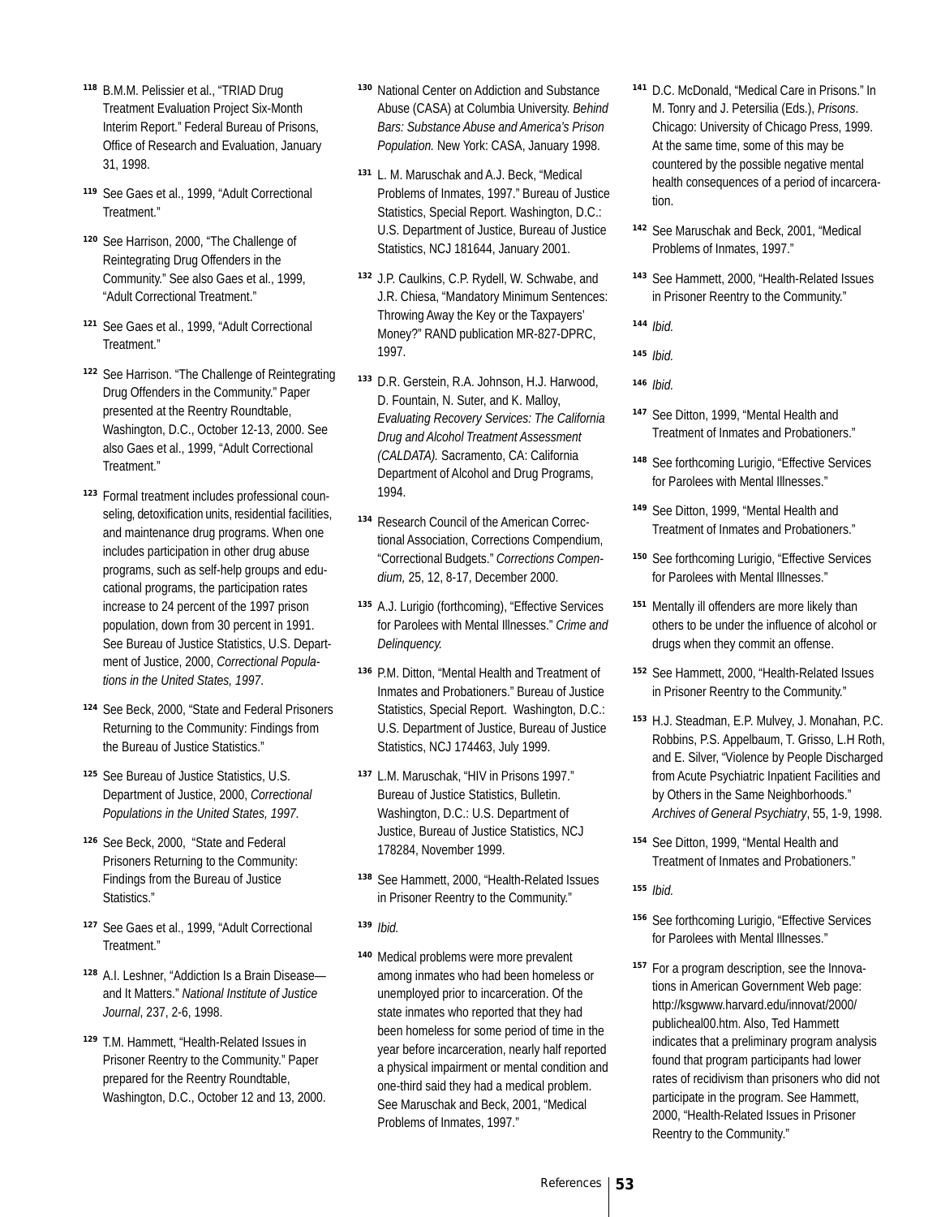[118] B.M.M. Pelissier et al., "TRIAD Drug Treatment Evaluation Project Six-Month Interim Report." Federal Bureau of Prisons, Office of Research and Evaluation, January 31, 1998.

[119] See Gaes et al., 1999, "Adult Correctional Treatment."

[120] See Harrison, 2000, "The Challenge of Reintegrating Drug Offenders in the Community." See also Gaes et al., 1999, "Adult Correctional Treatment."

[121] See Gaes et al., 1999, "Adult Correctional Treatment."

[122] See Harrison. "The Challenge of Reintegrating Drug Offenders in the Community." Paper presented at the Reentry Roundtable, Washington, D.C., October 12-13, 2000. See also Gaes et al., 1999, "Adult Correctional Treatment."

[123] Formal treatment includes professional counseling, detoxification units, residential facilities, and maintenance drug programs. When one includes participation in other drug abuse programs, such as self-help groups and educational programs, the participation rates increase to 24 percent of the 1997 prison population, down from 30 percent in 1991. See Bureau of Justice Statistics, U.S. Department of Justice, 2000, *Correctional Populations in the United States, 1997*.

[124] See Beck, 2000, "State and Federal Prisoners Returning to the Community: Findings from the Bureau of Justice Statistics."

[125] See Bureau of Justice Statistics, U.S. Department of Justice, 2000, *Correctional Populations in the United States, 1997*.

[126] See Beck, 2000, "State and Federal Prisoners Returning to the Community: Findings from the Bureau of Justice Statistics."

[127] See Gaes et al., 1999, "Adult Correctional Treatment."

[128] A.I. Leshner, "Addiction Is a Brain Disease—and It Matters." *National Institute of Justice Journal*, 237, 2-6, 1998.

[129] T.M. Hammett, "Health-Related Issues in Prisoner Reentry to the Community." Paper prepared for the Reentry Roundtable, Washington, D.C., October 12 and 13, 2000.

[130] National Center on Addiction and Substance Abuse (CASA) at Columbia University. *Behind Bars: Substance Abuse and America's Prison Population.* New York: CASA, January 1998.

[131] L. M. Maruschak and A.J. Beck, "Medical Problems of Inmates, 1997." Bureau of Justice Statistics, Special Report. Washington, D.C.: U.S. Department of Justice, Bureau of Justice Statistics, NCJ 181644, January 2001.

[132] J.P. Caulkins, C.P. Rydell, W. Schwabe, and J.R. Chiesa, "Mandatory Minimum Sentences: Throwing Away the Key or the Taxpayers' Money?" RAND publication MR-827-DPRC, 1997.

[133] D.R. Gerstein, R.A. Johnson, H.J. Harwood, D. Fountain, N. Suter, and K. Malloy, *Evaluating Recovery Services: The California Drug and Alcohol Treatment Assessment (CALDATA).* Sacramento, CA: California Department of Alcohol and Drug Programs, 1994.

[134] Research Council of the American Correctional Association, Corrections Compendium, "Correctional Budgets." *Corrections Compendium,* 25, 12, 8-17, December 2000.

[135] A.J. Lurigio (forthcoming), "Effective Services for Parolees with Mental Illnesses." *Crime and Delinquency.*

[136] P.M. Ditton, "Mental Health and Treatment of Inmates and Probationers." Bureau of Justice Statistics, Special Report. Washington, D.C.: U.S. Department of Justice, Bureau of Justice Statistics, NCJ 174463, July 1999.

[137] L.M. Maruschak, "HIV in Prisons 1997." Bureau of Justice Statistics, Bulletin. Washington, D.C.: U.S. Department of Justice, Bureau of Justice Statistics, NCJ 178284, November 1999.

[138] See Hammett, 2000, "Health-Related Issues in Prisoner Reentry to the Community."

[139] *Ibid.*

[140] Medical problems were more prevalent among inmates who had been homeless or unemployed prior to incarceration. Of the state inmates who reported that they had been homeless for some period of time in the year before incarceration, nearly half reported a physical impairment or mental condition and one-third said they had a medical problem. See Maruschak and Beck, 2001, "Medical Problems of Inmates, 1997."

[141] D.C. McDonald, "Medical Care in Prisons." In M. Tonry and J. Petersilia (Eds.), *Prisons*. Chicago: University of Chicago Press, 1999. At the same time, some of this may be countered by the possible negative mental health consequences of a period of incarceration.

[142] See Maruschak and Beck, 2001, "Medical Problems of Inmates, 1997."

[143] See Hammett, 2000, "Health-Related Issues in Prisoner Reentry to the Community."

[144] *Ibid.*

[145] *Ibid.*

[146] *Ibid.*

[147] See Ditton, 1999, "Mental Health and Treatment of Inmates and Probationers."

[148] See forthcoming Lurigio, "Effective Services for Parolees with Mental Illnesses."

[149] See Ditton, 1999, "Mental Health and Treatment of Inmates and Probationers."

[150] See forthcoming Lurigio, "Effective Services for Parolees with Mental Illnesses."

[151] Mentally ill offenders are more likely than others to be under the influence of alcohol or drugs when they commit an offense.

[152] See Hammett, 2000, "Health-Related Issues in Prisoner Reentry to the Community."

[153] H.J. Steadman, E.P. Mulvey, J. Monahan, P.C. Robbins, P.S. Appelbaum, T. Grisso, L.H Roth, and E. Silver, "Violence by People Discharged from Acute Psychiatric Inpatient Facilities and by Others in the Same Neighborhoods." *Archives of General Psychiatry*, 55, 1-9, 1998.

[154] See Ditton, 1999, "Mental Health and Treatment of Inmates and Probationers."

[155] *Ibid.*

[156] See forthcoming Lurigio, "Effective Services for Parolees with Mental Illnesses."

[157] For a program description, see the Innovations in American Government Web page: http://ksgwww.harvard.edu/innovat/2000/publicheal00.htm. Also, Ted Hammett indicates that a preliminary program analysis found that program participants had lower rates of recidivism than prisoners who did not participate in the program. See Hammett, 2000, "Health-Related Issues in Prisoner Reentry to the Community."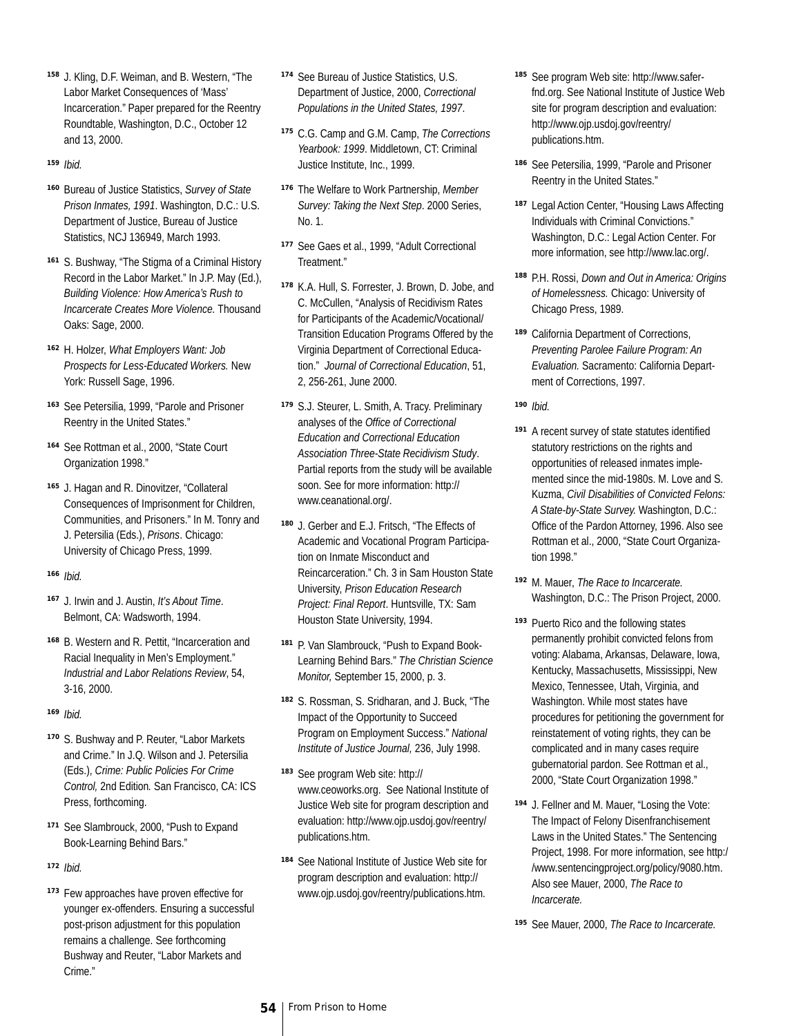[158] J. Kling, D.F. Weiman, and B. Western, "The Labor Market Consequences of 'Mass' Incarceration." Paper prepared for the Reentry Roundtable, Washington, D.C., October 12 and 13, 2000.

[159] *Ibid.*

[160] Bureau of Justice Statistics, *Survey of State Prison Inmates, 1991*. Washington, D.C.: U.S. Department of Justice, Bureau of Justice Statistics, NCJ 136949, March 1993.

[161] S. Bushway, "The Stigma of a Criminal History Record in the Labor Market." In J.P. May (Ed.), *Building Violence: How America's Rush to Incarcerate Creates More Violence.* Thousand Oaks: Sage, 2000.

[162] H. Holzer, *What Employers Want: Job Prospects for Less-Educated Workers.* New York: Russell Sage, 1996.

[163] See Petersilia, 1999, "Parole and Prisoner Reentry in the United States."

[164] See Rottman et al., 2000, "State Court Organization 1998."

[165] J. Hagan and R. Dinovitzer, "Collateral Consequences of Imprisonment for Children, Communities, and Prisoners." In M. Tonry and J. Petersilia (Eds.), *Prisons*. Chicago: University of Chicago Press, 1999.

[166] *Ibid.*

[167] J. Irwin and J. Austin, *It's About Time*. Belmont, CA: Wadsworth, 1994.

[168] B. Western and R. Pettit, "Incarceration and Racial Inequality in Men's Employment." *Industrial and Labor Relations Review*, 54, 3-16, 2000.

[169] *Ibid.*

[170] S. Bushway and P. Reuter, "Labor Markets and Crime." In J.Q. Wilson and J. Petersilia (Eds.), *Crime: Public Policies For Crime Control,* 2nd Edition*.* San Francisco, CA: ICS Press, forthcoming.

[171] See Slambrouck, 2000, "Push to Expand Book-Learning Behind Bars."

[172] *Ibid.*

[173] Few approaches have proven effective for younger ex-offenders. Ensuring a successful post-prison adjustment for this population remains a challenge. See forthcoming Bushway and Reuter, "Labor Markets and Crime."

[174] See Bureau of Justice Statistics, U.S. Department of Justice, 2000, *Correctional Populations in the United States, 1997*.

[175] C.G. Camp and G.M. Camp, *The Corrections Yearbook: 1999*. Middletown, CT: Criminal Justice Institute, Inc., 1999.

[176] The Welfare to Work Partnership, *Member Survey: Taking the Next Step*. 2000 Series, No. 1.

[177] See Gaes et al., 1999, "Adult Correctional Treatment."

[178] K.A. Hull, S. Forrester, J. Brown, D. Jobe, and C. McCullen, "Analysis of Recidivism Rates for Participants of the Academic/Vocational/Transition Education Programs Offered by the Virginia Department of Correctional Education." *Journal of Correctional Education*, 51, 2, 256-261, June 2000.

[179] S.J. Steurer, L. Smith, A. Tracy. Preliminary analyses of the *Office of Correctional Education and Correctional Education Association Three-State Recidivism Study*. Partial reports from the study will be available soon. See for more information: http://www.ceanational.org/.

[180] J. Gerber and E.J. Fritsch, "The Effects of Academic and Vocational Program Participation on Inmate Misconduct and Reincarceration." Ch. 3 in Sam Houston State University, *Prison Education Research Project: Final Report*. Huntsville, TX: Sam Houston State University, 1994.

[181] P. Van Slambrouck, "Push to Expand Book-Learning Behind Bars." *The Christian Science Monitor,* September 15, 2000, p. 3.

[182] S. Rossman, S. Sridharan, and J. Buck, "The Impact of the Opportunity to Succeed Program on Employment Success." *National Institute of Justice Journal,* 236, July 1998.

[183] See program Web site: http://www.ceoworks.org. See National Institute of Justice Web site for program description and evaluation: http://www.ojp.usdoj.gov/reentry/publications.htm.

[184] See National Institute of Justice Web site for program description and evaluation: http://www.ojp.usdoj.gov/reentry/publications.htm.

[185] See program Web site: http://www.safer-fnd.org. See National Institute of Justice Web site for program description and evaluation: http://www.ojp.usdoj.gov/reentry/publications.htm.

[186] See Petersilia, 1999, "Parole and Prisoner Reentry in the United States."

[187] Legal Action Center, "Housing Laws Affecting Individuals with Criminal Convictions." Washington, D.C.: Legal Action Center. For more information, see http://www.lac.org/.

[188] P.H. Rossi, *Down and Out in America: Origins of Homelessness.* Chicago: University of Chicago Press, 1989.

[189] California Department of Corrections, *Preventing Parolee Failure Program: An Evaluation.* Sacramento: California Department of Corrections, 1997.

[190] *Ibid.*

[191] A recent survey of state statutes identified statutory restrictions on the rights and opportunities of released inmates implemented since the mid-1980s. M. Love and S. Kuzma, *Civil Disabilities of Convicted Felons: A State-by-State Survey.* Washington, D.C.: Office of the Pardon Attorney, 1996. Also see Rottman et al., 2000, "State Court Organization 1998."

[192] M. Mauer, *The Race to Incarcerate.* Washington, D.C.: The Prison Project, 2000.

[193] Puerto Rico and the following states permanently prohibit convicted felons from voting: Alabama, Arkansas, Delaware, Iowa, Kentucky, Massachusetts, Mississippi, New Mexico, Tennessee, Utah, Virginia, and Washington. While most states have procedures for petitioning the government for reinstatement of voting rights, they can be complicated and in many cases require gubernatorial pardon. See Rottman et al., 2000, "State Court Organization 1998."

[194] J. Fellner and M. Mauer, "Losing the Vote: The Impact of Felony Disenfranchisement Laws in the United States." The Sentencing Project, 1998. For more information, see http://www.sentencingproject.org/policy/9080.htm. Also see Mauer, 2000, *The Race to Incarcerate.*

[195] See Mauer, 2000, *The Race to Incarcerate.*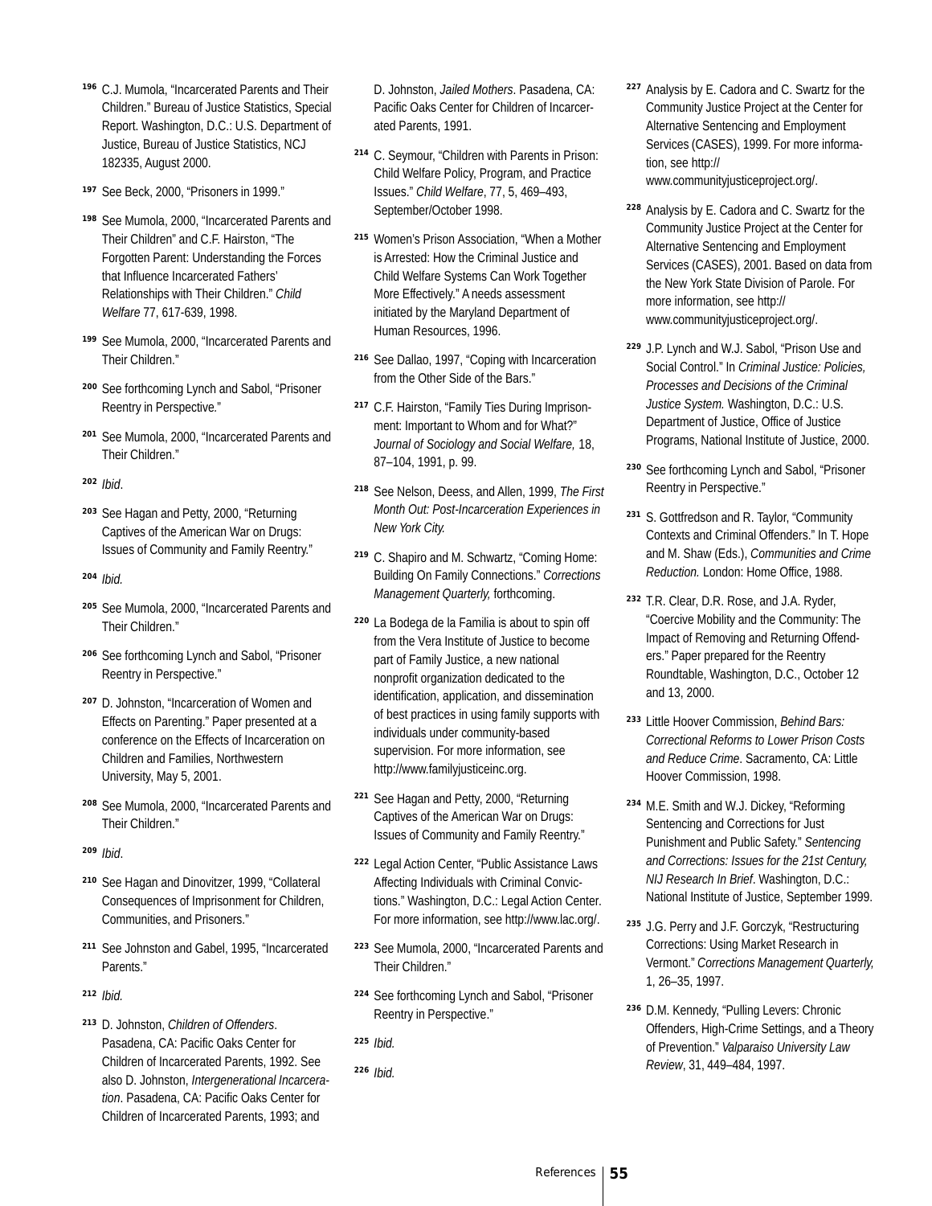[196] C.J. Mumola, "Incarcerated Parents and Their Children." Bureau of Justice Statistics, Special Report. Washington, D.C.: U.S. Department of Justice, Bureau of Justice Statistics, NCJ 182335, August 2000.

[197] See Beck, 2000, "Prisoners in 1999."

[198] See Mumola, 2000, "Incarcerated Parents and Their Children" and C.F. Hairston, "The Forgotten Parent: Understanding the Forces that Influence Incarcerated Fathers' Relationships with Their Children." *Child Welfare* 77, 617-639, 1998.

[199] See Mumola, 2000, "Incarcerated Parents and Their Children."

[200] See forthcoming Lynch and Sabol, "Prisoner Reentry in Perspective."

[201] See Mumola, 2000, "Incarcerated Parents and Their Children."

[202] *Ibid*.

[203] See Hagan and Petty, 2000, "Returning Captives of the American War on Drugs: Issues of Community and Family Reentry."

[204] *Ibid.*

[205] See Mumola, 2000, "Incarcerated Parents and Their Children."

[206] See forthcoming Lynch and Sabol, "Prisoner Reentry in Perspective."

[207] D. Johnston, "Incarceration of Women and Effects on Parenting." Paper presented at a conference on the Effects of Incarceration on Children and Families, Northwestern University, May 5, 2001.

[208] See Mumola, 2000, "Incarcerated Parents and Their Children."

[209] *Ibid*.

[210] See Hagan and Dinovitzer, 1999, "Collateral Consequences of Imprisonment for Children, Communities, and Prisoners."

[211] See Johnston and Gabel, 1995, "Incarcerated Parents."

[212] *Ibid.*

[213] D. Johnston, *Children of Offenders*. Pasadena, CA: Pacific Oaks Center for Children of Incarcerated Parents, 1992. See also D. Johnston, *Intergenerational Incarceration*. Pasadena, CA: Pacific Oaks Center for Children of Incarcerated Parents, 1993; and D. Johnston, *Jailed Mothers*. Pasadena, CA: Pacific Oaks Center for Children of Incarcerated Parents, 1991.

[214] C. Seymour, "Children with Parents in Prison: Child Welfare Policy, Program, and Practice Issues." *Child Welfare*, 77, 5, 469–493, September/October 1998.

[215] Women's Prison Association, "When a Mother is Arrested: How the Criminal Justice and Child Welfare Systems Can Work Together More Effectively." A needs assessment initiated by the Maryland Department of Human Resources, 1996.

[216] See Dallao, 1997, "Coping with Incarceration from the Other Side of the Bars."

[217] C.F. Hairston, "Family Ties During Imprisonment: Important to Whom and for What?" *Journal of Sociology and Social Welfare,* 18, 87–104, 1991, p. 99.

[218] See Nelson, Deess, and Allen, 1999, *The First Month Out: Post-Incarceration Experiences in New York City.*

[219] C. Shapiro and M. Schwartz, "Coming Home: Building On Family Connections." *Corrections Management Quarterly,* forthcoming.

[220] La Bodega de la Familia is about to spin off from the Vera Institute of Justice to become part of Family Justice, a new national nonprofit organization dedicated to the identification, application, and dissemination of best practices in using family supports with individuals under community-based supervision. For more information, see http://www.familyjusticeinc.org.

[221] See Hagan and Petty, 2000, "Returning Captives of the American War on Drugs: Issues of Community and Family Reentry."

[222] Legal Action Center, "Public Assistance Laws Affecting Individuals with Criminal Convictions." Washington, D.C.: Legal Action Center. For more information, see http://www.lac.org/.

[223] See Mumola, 2000, "Incarcerated Parents and Their Children."

[224] See forthcoming Lynch and Sabol, "Prisoner Reentry in Perspective."

[225] *Ibid.*

[226] *Ibid.*

[227] Analysis by E. Cadora and C. Swartz for the Community Justice Project at the Center for Alternative Sentencing and Employment Services (CASES), 1999. For more information, see http://www.communityjusticeproject.org/.

[228] Analysis by E. Cadora and C. Swartz for the Community Justice Project at the Center for Alternative Sentencing and Employment Services (CASES), 2001. Based on data from the New York State Division of Parole. For more information, see http://www.communityjusticeproject.org/.

[229] J.P. Lynch and W.J. Sabol, "Prison Use and Social Control." In *Criminal Justice: Policies, Processes and Decisions of the Criminal Justice System.* Washington, D.C.: U.S. Department of Justice, Office of Justice Programs, National Institute of Justice, 2000.

[230] See forthcoming Lynch and Sabol, "Prisoner Reentry in Perspective."

[231] S. Gottfredson and R. Taylor, "Community Contexts and Criminal Offenders." In T. Hope and M. Shaw (Eds.), *Communities and Crime Reduction.* London: Home Office, 1988.

[232] T.R. Clear, D.R. Rose, and J.A. Ryder, "Coercive Mobility and the Community: The Impact of Removing and Returning Offenders." Paper prepared for the Reentry Roundtable, Washington, D.C., October 12 and 13, 2000.

[233] Little Hoover Commission, *Behind Bars: Correctional Reforms to Lower Prison Costs and Reduce Crime*. Sacramento, CA: Little Hoover Commission, 1998.

[234] M.E. Smith and W.J. Dickey, "Reforming Sentencing and Corrections for Just Punishment and Public Safety." *Sentencing and Corrections: Issues for the 21st Century, NIJ Research In Brief*. Washington, D.C.: National Institute of Justice, September 1999.

[235] J.G. Perry and J.F. Gorczyk, "Restructuring Corrections: Using Market Research in Vermont." *Corrections Management Quarterly,* 1, 26–35, 1997.

[236] D.M. Kennedy, "Pulling Levers: Chronic Offenders, High-Crime Settings, and a Theory of Prevention." *Valparaiso University Law Review*, 31, 449–484, 1997.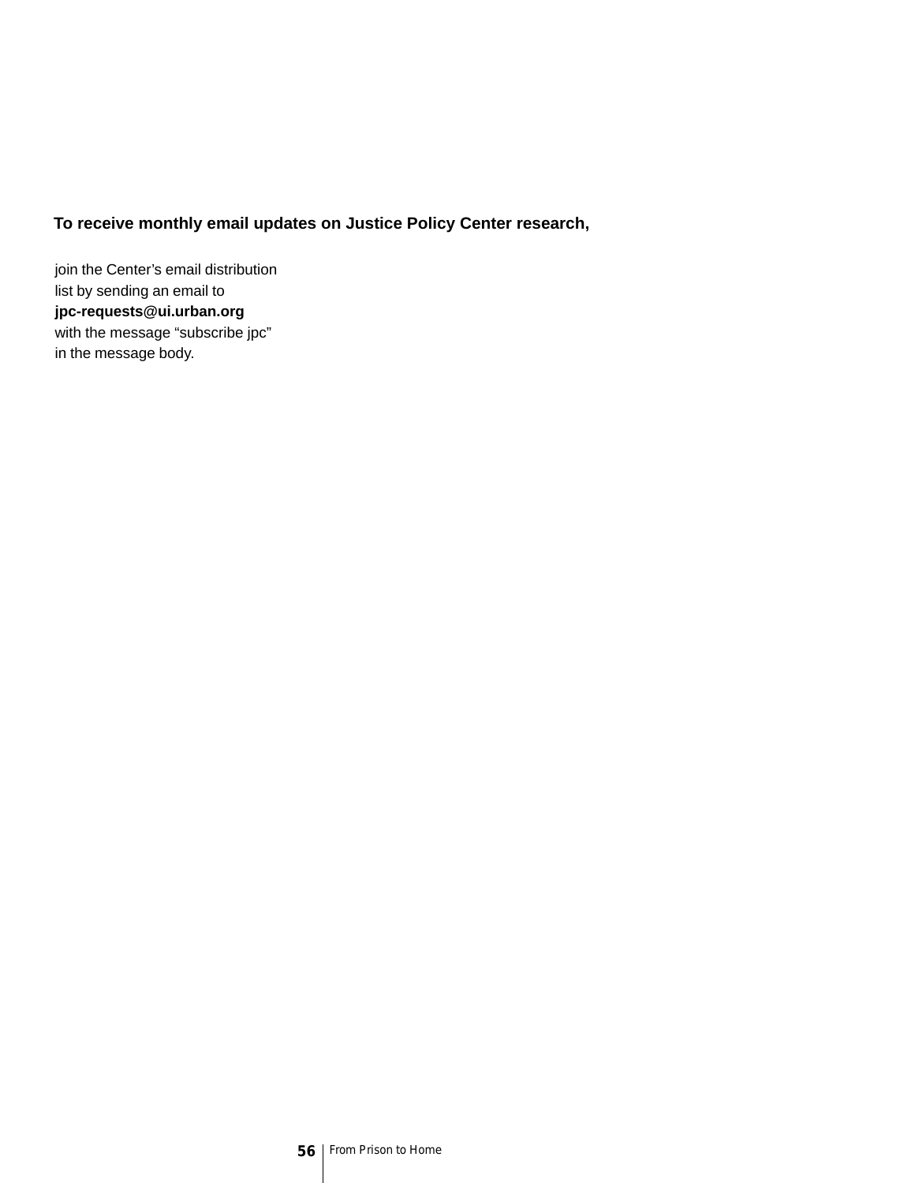**To receive monthly email updates on Justice Policy Center research,**

join the Center's email distribution list by sending an email to **jpc-requests@ui.urban.org** with the message "subscribe jpc" in the message body.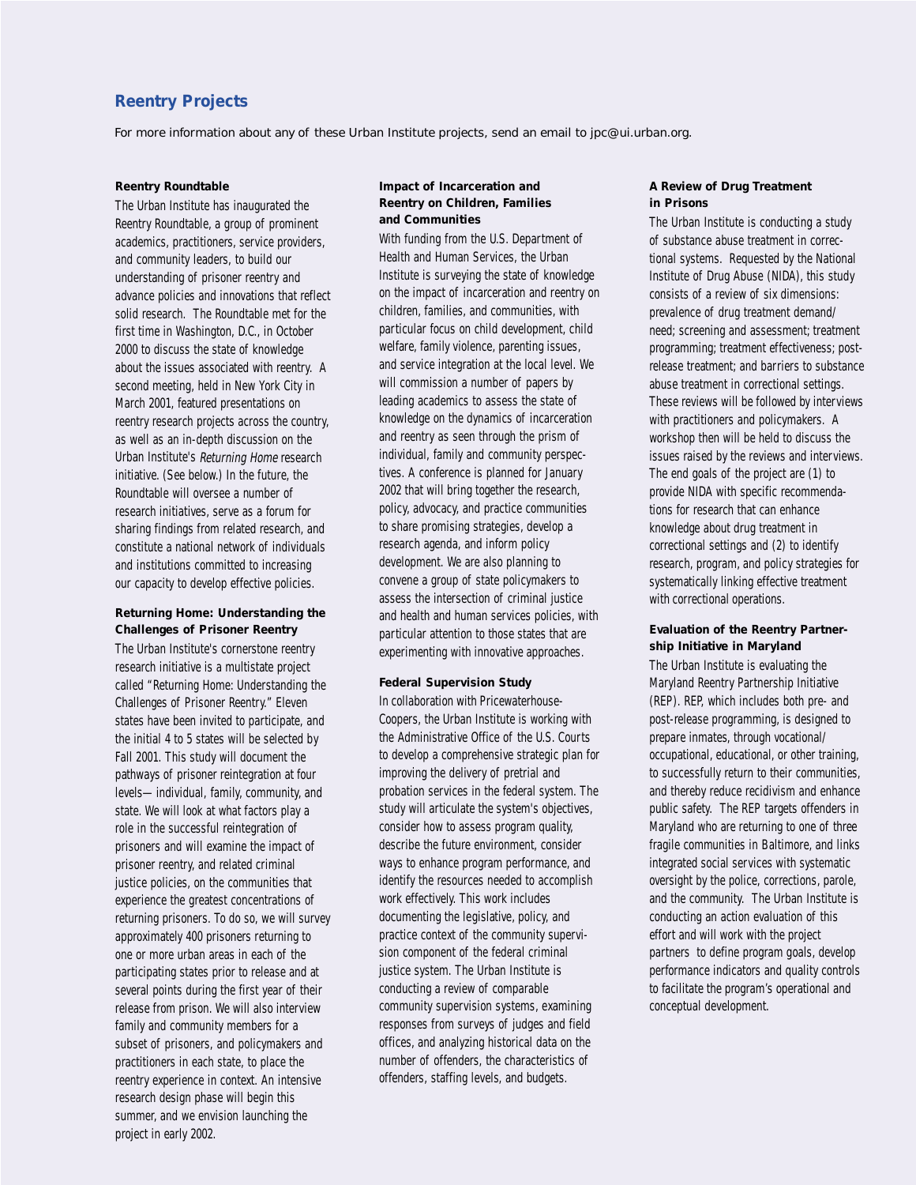## Reentry Projects

For more information about any of these Urban Institute projects, send an email to jpc@ui.urban.org.

### Reentry Roundtable

The Urban Institute has inaugurated the Reentry Roundtable, a group of prominent academics, practitioners, service providers, and community leaders, to build our understanding of prisoner reentry and advance policies and innovations that reflect solid research. The Roundtable met for the first time in Washington, D.C., in October 2000 to discuss the state of knowledge about the issues associated with reentry. A second meeting, held in New York City in March 2001, featured presentations on reentry research projects across the country, as well as an in-depth discussion on the Urban Institute's *Returning Home* research initiative. (See below.) In the future, the Roundtable will oversee a number of research initiatives, serve as a forum for sharing findings from related research, and constitute a national network of individuals and institutions committed to increasing our capacity to develop effective policies.

### Returning Home: Understanding the Challenges of Prisoner Reentry

The Urban Institute's cornerstone reentry research initiative is a multistate project called "Returning Home: Understanding the Challenges of Prisoner Reentry." Eleven states have been invited to participate, and the initial 4 to 5 states will be selected by Fall 2001. This study will document the pathways of prisoner reintegration at four levels— individual, family, community, and state. We will look at what factors play a role in the successful reintegration of prisoners and will examine the impact of prisoner reentry, and related criminal justice policies, on the communities that experience the greatest concentrations of returning prisoners. To do so, we will survey approximately 400 prisoners returning to one or more urban areas in each of the participating states prior to release and at several points during the first year of their release from prison. We will also interview family and community members for a subset of prisoners, and policymakers and practitioners in each state, to place the reentry experience in context. An intensive research design phase will begin this summer, and we envision launching the project in early 2002.

### Impact of Incarceration and Reentry on Children, Families and Communities

With funding from the U.S. Department of Health and Human Services, the Urban Institute is surveying the state of knowledge on the impact of incarceration and reentry on children, families, and communities, with particular focus on child development, child welfare, family violence, parenting issues, and service integration at the local level. We will commission a number of papers by leading academics to assess the state of knowledge on the dynamics of incarceration and reentry as seen through the prism of individual, family and community perspectives. A conference is planned for January 2002 that will bring together the research, policy, advocacy, and practice communities to share promising strategies, develop a research agenda, and inform policy development. We are also planning to convene a group of state policymakers to assess the intersection of criminal justice and health and human services policies, with particular attention to those states that are experimenting with innovative approaches.

### Federal Supervision Study

In collaboration with Pricewaterhouse-Coopers, the Urban Institute is working with the Administrative Office of the U.S. Courts to develop a comprehensive strategic plan for improving the delivery of pretrial and probation services in the federal system. The study will articulate the system's objectives, consider how to assess program quality, describe the future environment, consider ways to enhance program performance, and identify the resources needed to accomplish work effectively. This work includes documenting the legislative, policy, and practice context of the community supervision component of the federal criminal justice system. The Urban Institute is conducting a review of comparable community supervision systems, examining responses from surveys of judges and field offices, and analyzing historical data on the number of offenders, the characteristics of offenders, staffing levels, and budgets.

### A Review of Drug Treatment in Prisons

The Urban Institute is conducting a study of substance abuse treatment in correctional systems. Requested by the National Institute of Drug Abuse (NIDA), this study consists of a review of six dimensions: prevalence of drug treatment demand/need; screening and assessment; treatment programming; treatment effectiveness; post-release treatment; and barriers to substance abuse treatment in correctional settings. These reviews will be followed by interviews with practitioners and policymakers. A workshop then will be held to discuss the issues raised by the reviews and interviews. The end goals of the project are (1) to provide NIDA with specific recommendations for research that can enhance knowledge about drug treatment in correctional settings and (2) to identify research, program, and policy strategies for systematically linking effective treatment with correctional operations.

### Evaluation of the Reentry Partnership Initiative in Maryland

The Urban Institute is evaluating the Maryland Reentry Partnership Initiative (REP). REP, which includes both pre- and post-release programming, is designed to prepare inmates, through vocational/occupational, educational, or other training, to successfully return to their communities, and thereby reduce recidivism and enhance public safety. The REP targets offenders in Maryland who are returning to one of three fragile communities in Baltimore, and links integrated social services with systematic oversight by the police, corrections, parole, and the community. The Urban Institute is conducting an action evaluation of this effort and will work with the project partners to define program goals, develop performance indicators and quality controls to facilitate the program's operational and conceptual development.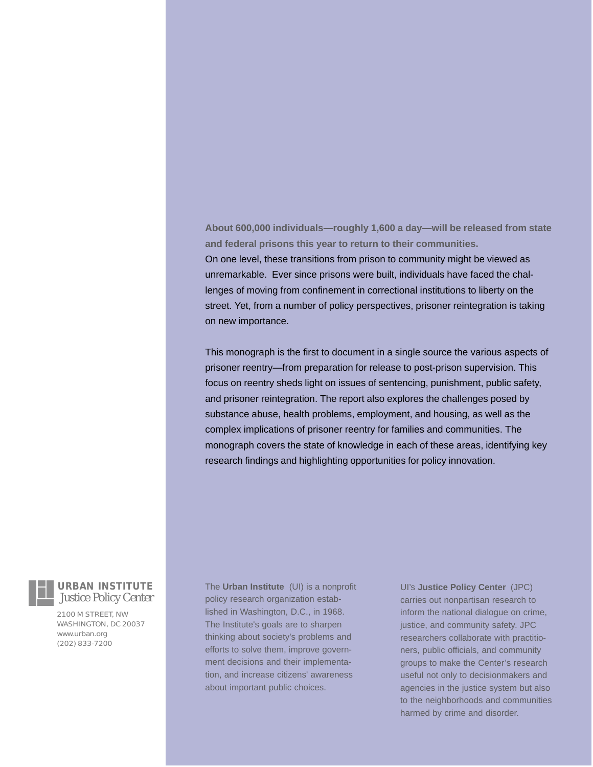**About 600,000 individuals—roughly 1,600 a day—will be released from state and federal prisons this year to return to their communities.**

On one level, these transitions from prison to community might be viewed as unremarkable. Ever since prisons were built, individuals have faced the challenges of moving from confinement in correctional institutions to liberty on the street. Yet, from a number of policy perspectives, prisoner reintegration is taking on new importance.

This monograph is the first to document in a single source the various aspects of prisoner reentry—from preparation for release to post-prison supervision. This focus on reentry sheds light on issues of sentencing, punishment, public safety, and prisoner reintegration. The report also explores the challenges posed by substance abuse, health problems, employment, and housing, as well as the complex implications of prisoner reentry for families and communities. The monograph covers the state of knowledge in each of these areas, identifying key research findings and highlighting opportunities for policy innovation.

**URBAN INSTITUTE**
Justice Policy Center

2100 M STREET, NW
WASHINGTON, DC 20037
www.urban.org
(202) 833-7200

The **Urban Institute** (UI) is a nonprofit policy research organization established in Washington, D.C., in 1968. The Institute's goals are to sharpen thinking about society's problems and efforts to solve them, improve government decisions and their implementation, and increase citizens' awareness about important public choices.

UI's **Justice Policy Center** (JPC) carries out nonpartisan research to inform the national dialogue on crime, justice, and community safety. JPC researchers collaborate with practitioners, public officials, and community groups to make the Center's research useful not only to decisionmakers and agencies in the justice system but also to the neighborhoods and communities harmed by crime and disorder.